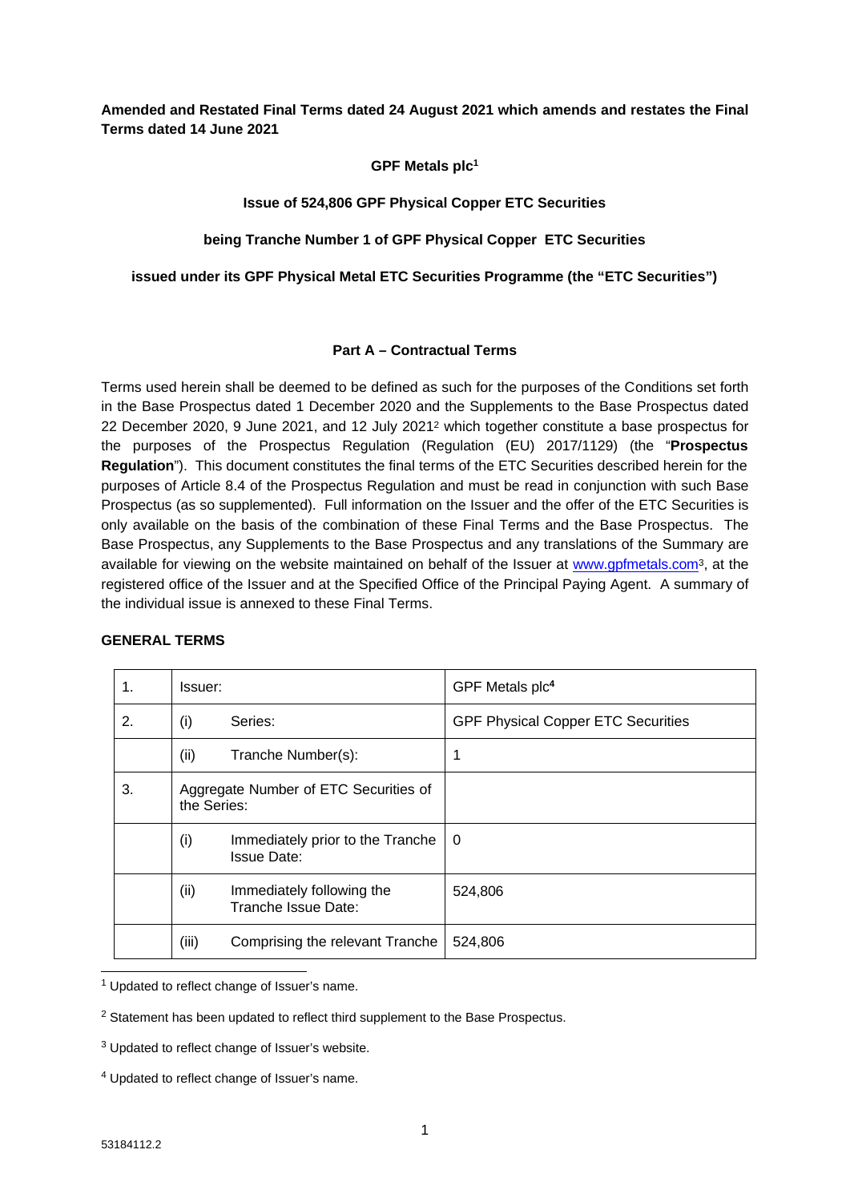**Amended and Restated Final Terms dated 24 August 2021 which amends and restates the Final Terms dated 14 June 2021**

**GPF Metals plc[1]**

**Issue of 524,806 GPF Physical Copper ETC Securities**

**being Tranche Number 1 of GPF Physical Copper ETC Securities**

**issued under its GPF Physical Metal ETC Securities Programme (the "ETC Securities")**

**Part A – Contractual Terms**

Terms used herein shall be deemed to be defined as such for the purposes of the Conditions set forth in the Base Prospectus dated 1 December 2020 and the Supplements to the Base Prospectus dated 22 December 2020, 9 June 2021, and 12 July 2021[2] which together constitute a base prospectus for the purposes of the Prospectus Regulation (Regulation (EU) 2017/1129) (the "**Prospectus Regulation**"). This document constitutes the final terms of the ETC Securities described herein for the purposes of Article 8.4 of the Prospectus Regulation and must be read in conjunction with such Base Prospectus (as so supplemented). Full information on the Issuer and the offer of the ETC Securities is only available on the basis of the combination of these Final Terms and the Base Prospectus. The Base Prospectus, any Supplements to the Base Prospectus and any translations of the Summary are available for viewing on the website maintained on behalf of the Issuer at www.gpfmetals.com[3], at the registered office of the Issuer and at the Specified Office of the Principal Paying Agent. A summary of the individual issue is annexed to these Final Terms.

**GENERAL TERMS**

| | | |
|---|---|---|
| 1. | Issuer: | GPF Metals plc[4] |
| 2. | (i) Series: | GPF Physical Copper ETC Securities |
| | (ii) Tranche Number(s): | 1 |
| 3. | Aggregate Number of ETC Securities of the Series: | |
| | (i) Immediately prior to the Tranche Issue Date: | 0 |
| | (ii) Immediately following the Tranche Issue Date: | 524,806 |
| | (iii) Comprising the relevant Tranche | 524,806 |

[1] Updated to reflect change of Issuer's name.

[2] Statement has been updated to reflect third supplement to the Base Prospectus.

[3] Updated to reflect change of Issuer's website.

[4] Updated to reflect change of Issuer's name.

53184112.2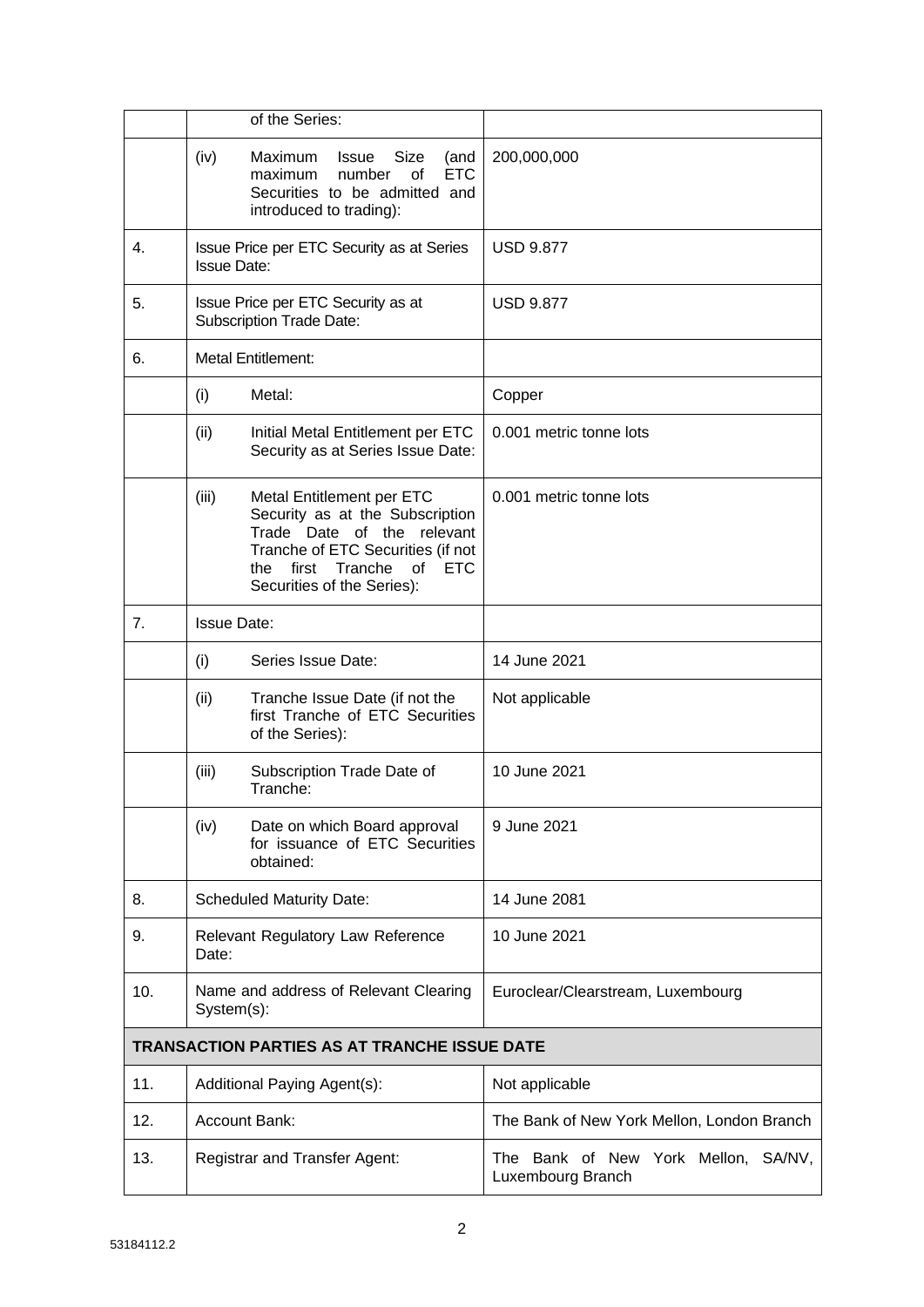| | | |
|---|---|---|
| | of the Series: | |
| | (iv) Maximum Issue Size (and maximum number of ETC Securities to be admitted and introduced to trading): | 200,000,000 |
| 4. | Issue Price per ETC Security as at Series Issue Date: | USD 9.877 |
| 5. | Issue Price per ETC Security as at Subscription Trade Date: | USD 9.877 |
| 6. | Metal Entitlement: | |
| | (i) Metal: | Copper |
| | (ii) Initial Metal Entitlement per ETC Security as at Series Issue Date: | 0.001 metric tonne lots |
| | (iii) Metal Entitlement per ETC Security as at the Subscription Trade Date of the relevant Tranche of ETC Securities (if not the first Tranche of ETC Securities of the Series): | 0.001 metric tonne lots |
| 7. | Issue Date: | |
| | (i) Series Issue Date: | 14 June 2021 |
| | (ii) Tranche Issue Date (if not the first Tranche of ETC Securities of the Series): | Not applicable |
| | (iii) Subscription Trade Date of Tranche: | 10 June 2021 |
| | (iv) Date on which Board approval for issuance of ETC Securities obtained: | 9 June 2021 |
| 8. | Scheduled Maturity Date: | 14 June 2081 |
| 9. | Relevant Regulatory Law Reference Date: | 10 June 2021 |
| 10. | Name and address of Relevant Clearing System(s): | Euroclear/Clearstream, Luxembourg |
| **TRANSACTION PARTIES AS AT TRANCHE ISSUE DATE** | | |
| 11. | Additional Paying Agent(s): | Not applicable |
| 12. | Account Bank: | The Bank of New York Mellon, London Branch |
| 13. | Registrar and Transfer Agent: | The Bank of New York Mellon, SA/NV, Luxembourg Branch |

53184112.2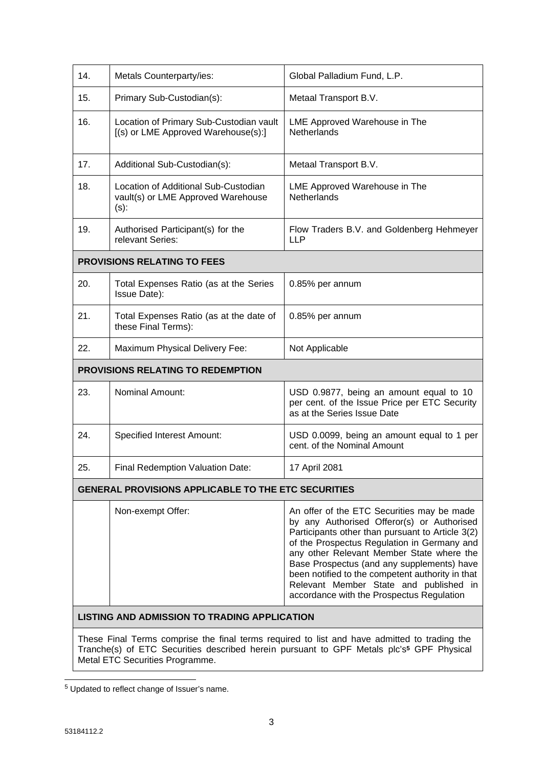| | | |
|---|---|---|
| 14. | Metals Counterparty/ies: | Global Palladium Fund, L.P. |
| 15. | Primary Sub-Custodian(s): | Metaal Transport B.V. |
| 16. | Location of Primary Sub-Custodian vault [(s) or LME Approved Warehouse(s):] | LME Approved Warehouse in The Netherlands |
| 17. | Additional Sub-Custodian(s): | Metaal Transport B.V. |
| 18. | Location of Additional Sub-Custodian vault(s) or LME Approved Warehouse (s): | LME Approved Warehouse in The Netherlands |
| 19. | Authorised Participant(s) for the relevant Series: | Flow Traders B.V. and Goldenberg Hehmeyer LLP |
| **PROVISIONS RELATING TO FEES** | | |
| 20. | Total Expenses Ratio (as at the Series Issue Date): | 0.85% per annum |
| 21. | Total Expenses Ratio (as at the date of these Final Terms): | 0.85% per annum |
| 22. | Maximum Physical Delivery Fee: | Not Applicable |
| **PROVISIONS RELATING TO REDEMPTION** | | |
| 23. | Nominal Amount: | USD 0.9877, being an amount equal to 10 per cent. of the Issue Price per ETC Security as at the Series Issue Date |
| 24. | Specified Interest Amount: | USD 0.0099, being an amount equal to 1 per cent. of the Nominal Amount |
| 25. | Final Redemption Valuation Date: | 17 April 2081 |
| **GENERAL PROVISIONS APPLICABLE TO THE ETC SECURITIES** | | |
| | Non-exempt Offer: | An offer of the ETC Securities may be made by any Authorised Offeror(s) or Authorised Participants other than pursuant to Article 3(2) of the Prospectus Regulation in Germany and any other Relevant Member State where the Base Prospectus (and any supplements) have been notified to the competent authority in that Relevant Member State and published in accordance with the Prospectus Regulation |
| **LISTING AND ADMISSION TO TRADING APPLICATION** | | |
| These Final Terms comprise the final terms required to list and have admitted to trading the Tranche(s) of ETC Securities described herein pursuant to GPF Metals plc's[5] GPF Physical Metal ETC Securities Programme. | | |

[5] Updated to reflect change of Issuer's name.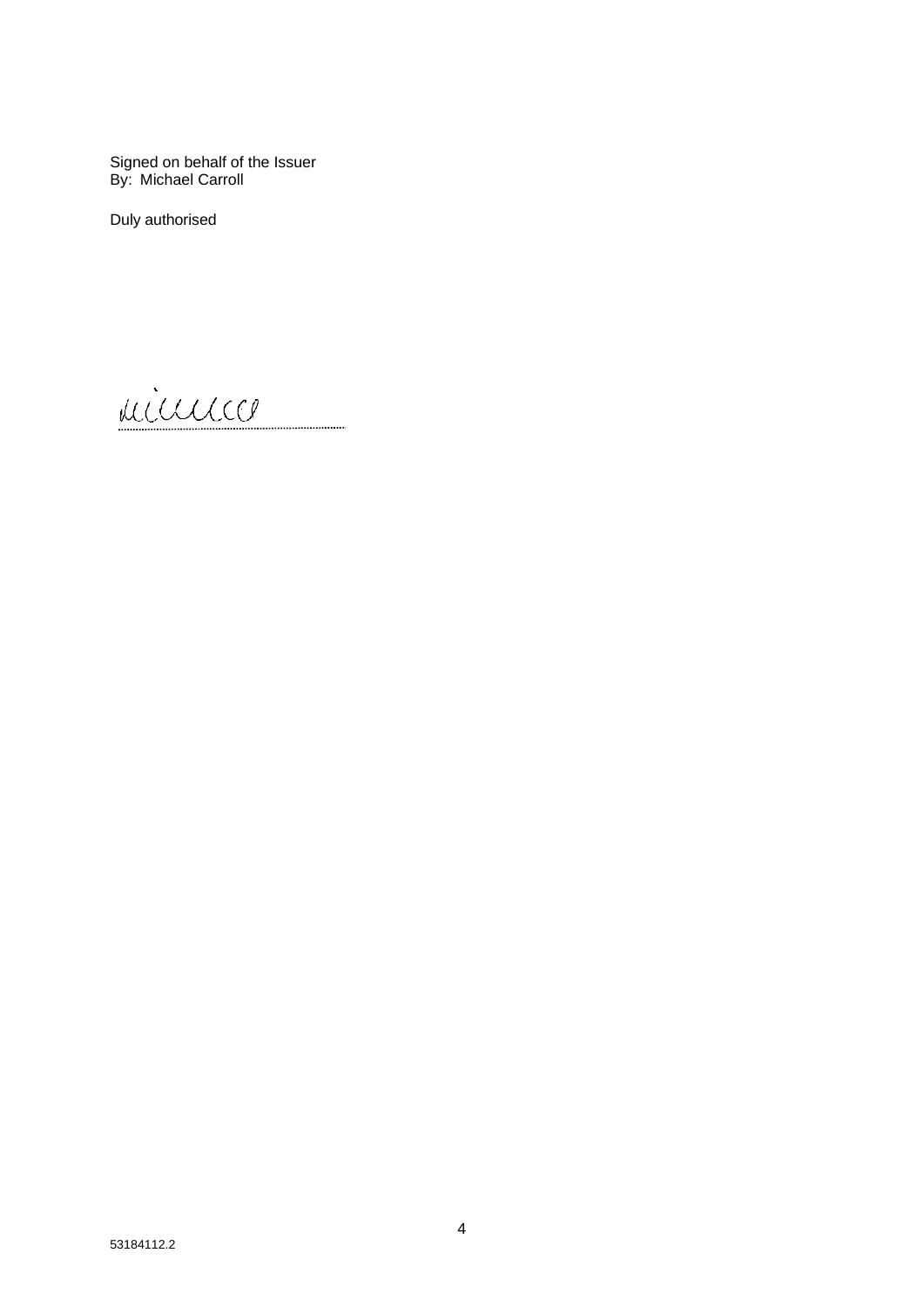Signed on behalf of the Issuer
By: Michael Carroll

Duly authorised

..................................................................

53184112.2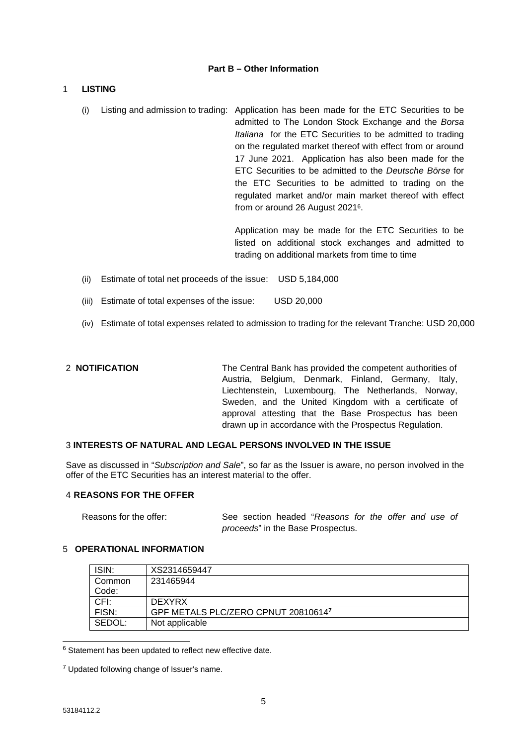**Part B – Other Information**

1 **LISTING**

(i) Listing and admission to trading: Application has been made for the ETC Securities to be admitted to The London Stock Exchange and the *Borsa Italiana* for the ETC Securities to be admitted to trading on the regulated market thereof with effect from or around 17 June 2021. Application has also been made for the ETC Securities to be admitted to the *Deutsche Börse* for the ETC Securities to be admitted to trading on the regulated market and/or main market thereof with effect from or around 26 August 2021[6].

Application may be made for the ETC Securities to be listed on additional stock exchanges and admitted to trading on additional markets from time to time

(ii) Estimate of total net proceeds of the issue: USD 5,184,000

(iii) Estimate of total expenses of the issue: USD 20,000

(iv) Estimate of total expenses related to admission to trading for the relevant Tranche: USD 20,000

2 **NOTIFICATION**

The Central Bank has provided the competent authorities of Austria, Belgium, Denmark, Finland, Germany, Italy, Liechtenstein, Luxembourg, The Netherlands, Norway, Sweden, and the United Kingdom with a certificate of approval attesting that the Base Prospectus has been drawn up in accordance with the Prospectus Regulation.

3 **INTERESTS OF NATURAL AND LEGAL PERSONS INVOLVED IN THE ISSUE**

Save as discussed in "*Subscription and Sale*", so far as the Issuer is aware, no person involved in the offer of the ETC Securities has an interest material to the offer.

4 **REASONS FOR THE OFFER**

Reasons for the offer: See section headed "*Reasons for the offer and use of proceeds*" in the Base Prospectus.

5 **OPERATIONAL INFORMATION**

| ISIN: | XS2314659447 |
|---|---|
| Common Code: | 231465944 |
| CFI: | DEXYRX |
| FISN: | GPF METALS PLC/ZERO CPNUT 20810614[7] |
| SEDOL: | Not applicable |

[6] Statement has been updated to reflect new effective date.

[7] Updated following change of Issuer's name.

53184112.2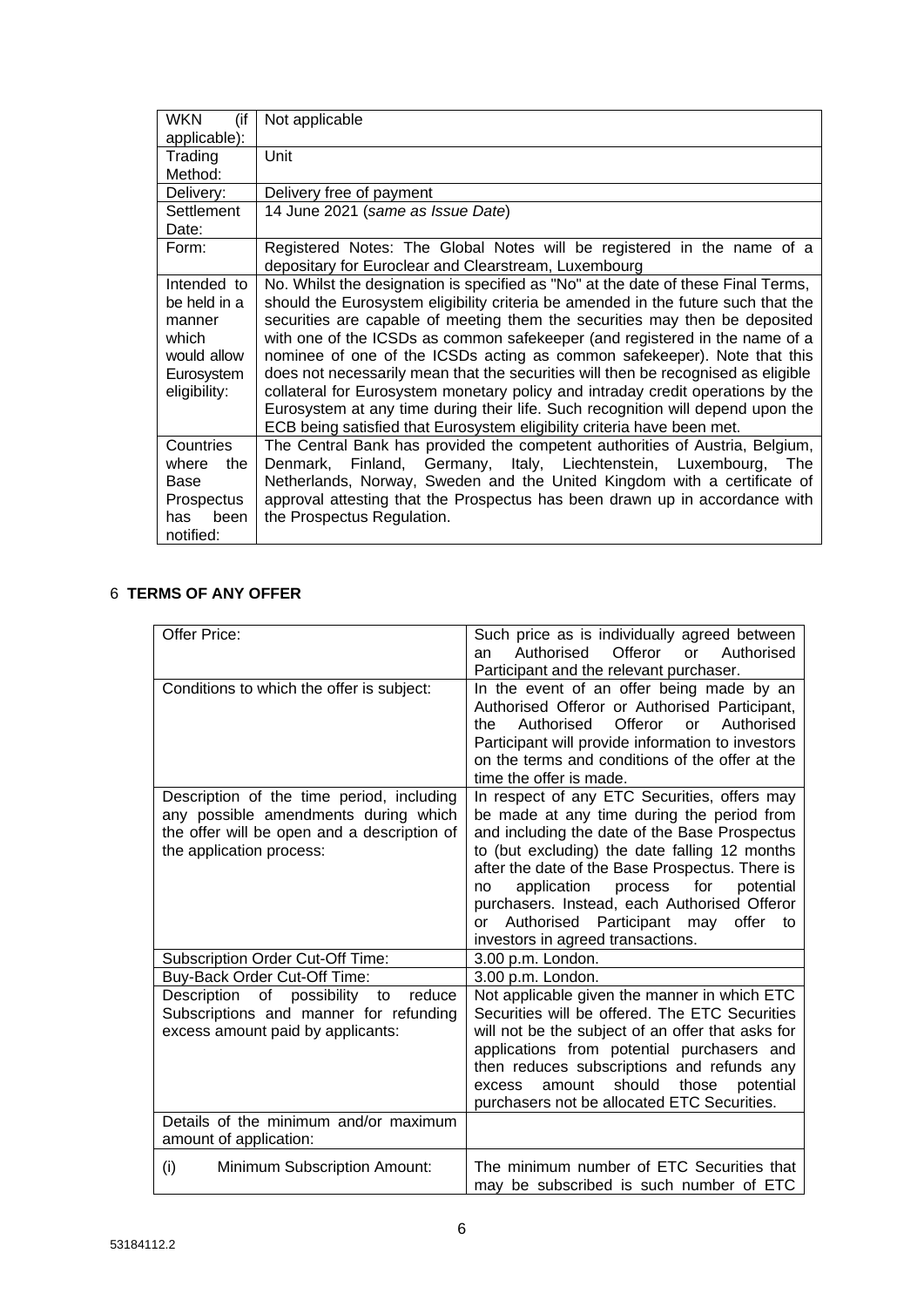| WKN (if applicable): | Not applicable |
|---|---|
| Trading Method: | Unit |
| Delivery: | Delivery free of payment |
| Settlement Date: | 14 June 2021 (*same as Issue Date*) |
| Form: | Registered Notes: The Global Notes will be registered in the name of a depositary for Euroclear and Clearstream, Luxembourg |
| Intended to be held in a manner which would allow Eurosystem eligibility: | No. Whilst the designation is specified as "No" at the date of these Final Terms, should the Eurosystem eligibility criteria be amended in the future such that the securities are capable of meeting them the securities may then be deposited with one of the ICSDs as common safekeeper (and registered in the name of a nominee of one of the ICSDs acting as common safekeeper). Note that this does not necessarily mean that the securities will then be recognised as eligible collateral for Eurosystem monetary policy and intraday credit operations by the Eurosystem at any time during their life. Such recognition will depend upon the ECB being satisfied that Eurosystem eligibility criteria have been met. |
| Countries where the Base Prospectus has been notified: | The Central Bank has provided the competent authorities of Austria, Belgium, Denmark, Finland, Germany, Italy, Liechtenstein, Luxembourg, The Netherlands, Norway, Sweden and the United Kingdom with a certificate of approval attesting that the Prospectus has been drawn up in accordance with the Prospectus Regulation. |

## 6 TERMS OF ANY OFFER

| Offer Price: | Such price as is individually agreed between an Authorised Offeror or Authorised Participant and the relevant purchaser. |
|---|---|
| Conditions to which the offer is subject: | In the event of an offer being made by an Authorised Offeror or Authorised Participant, the Authorised Offeror or Authorised Participant will provide information to investors on the terms and conditions of the offer at the time the offer is made. |
| Description of the time period, including any possible amendments during which the offer will be open and a description of the application process: | In respect of any ETC Securities, offers may be made at any time during the period from and including the date of the Base Prospectus to (but excluding) the date falling 12 months after the date of the Base Prospectus. There is no application process for potential purchasers. Instead, each Authorised Offeror or Authorised Participant may offer to investors in agreed transactions. |
| Subscription Order Cut-Off Time: | 3.00 p.m. London. |
| Buy-Back Order Cut-Off Time: | 3.00 p.m. London. |
| Description of possibility to reduce Subscriptions and manner for refunding excess amount paid by applicants: | Not applicable given the manner in which ETC Securities will be offered. The ETC Securities will not be the subject of an offer that asks for applications from potential purchasers and then reduces subscriptions and refunds any excess amount should those potential purchasers not be allocated ETC Securities. |
| Details of the minimum and/or maximum amount of application: | |
| (i) Minimum Subscription Amount: | The minimum number of ETC Securities that may be subscribed is such number of ETC |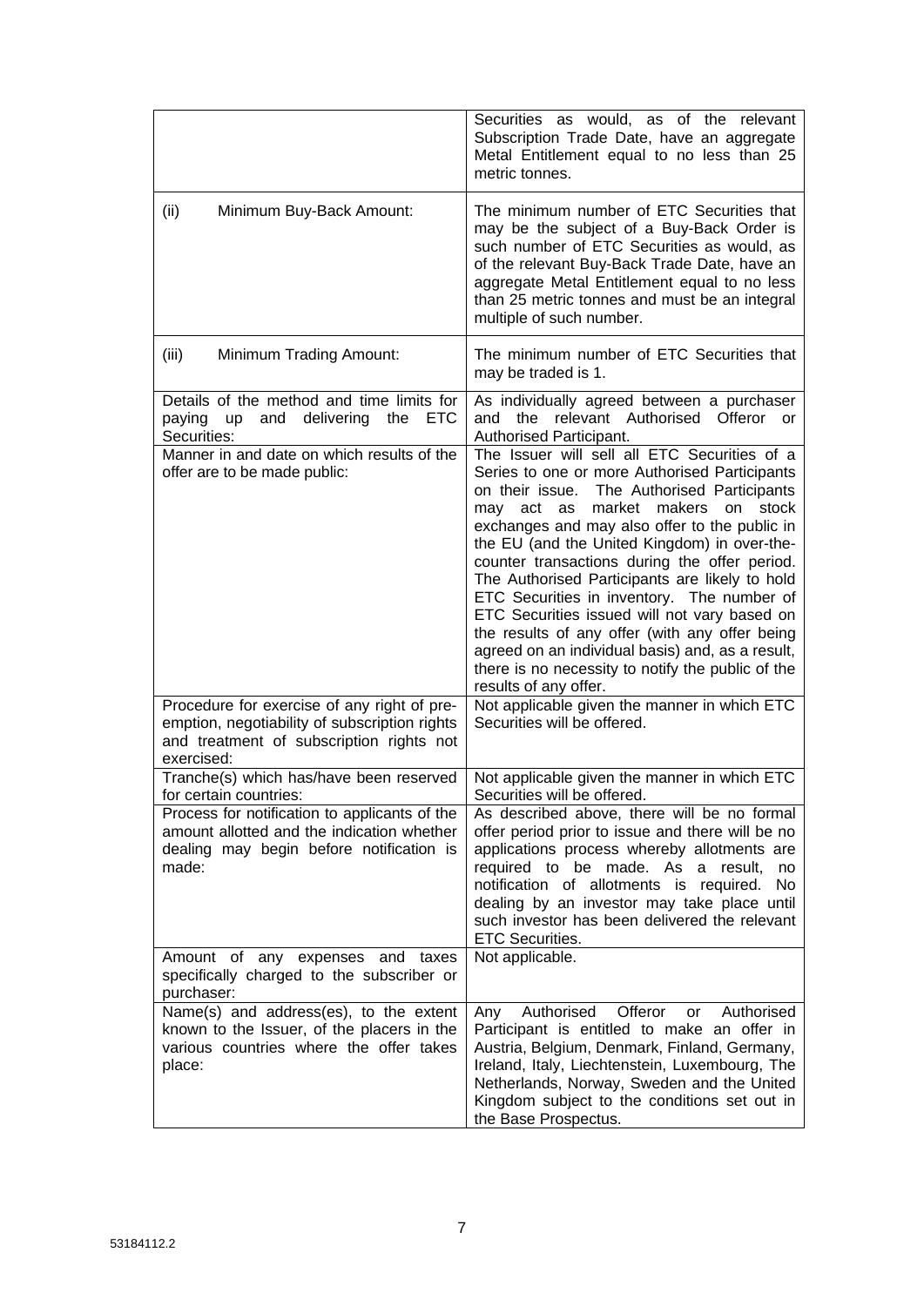| | |
|---|---|
| | Securities as would, as of the relevant Subscription Trade Date, have an aggregate Metal Entitlement equal to no less than 25 metric tonnes. |
| (ii) Minimum Buy-Back Amount: | The minimum number of ETC Securities that may be the subject of a Buy-Back Order is such number of ETC Securities as would, as of the relevant Buy-Back Trade Date, have an aggregate Metal Entitlement equal to no less than 25 metric tonnes and must be an integral multiple of such number. |
| (iii) Minimum Trading Amount: | The minimum number of ETC Securities that may be traded is 1. |
| Details of the method and time limits for paying up and delivering the ETC Securities: | As individually agreed between a purchaser and the relevant Authorised Offeror or Authorised Participant. |
| Manner in and date on which results of the offer are to be made public: | The Issuer will sell all ETC Securities of a Series to one or more Authorised Participants on their issue. The Authorised Participants may act as market makers on stock exchanges and may also offer to the public in the EU (and the United Kingdom) in over-the-counter transactions during the offer period. The Authorised Participants are likely to hold ETC Securities in inventory. The number of ETC Securities issued will not vary based on the results of any offer (with any offer being agreed on an individual basis) and, as a result, there is no necessity to notify the public of the results of any offer. |
| Procedure for exercise of any right of pre-emption, negotiability of subscription rights and treatment of subscription rights not exercised: | Not applicable given the manner in which ETC Securities will be offered. |
| Tranche(s) which has/have been reserved for certain countries: | Not applicable given the manner in which ETC Securities will be offered. |
| Process for notification to applicants of the amount allotted and the indication whether dealing may begin before notification is made: | As described above, there will be no formal offer period prior to issue and there will be no applications process whereby allotments are required to be made. As a result, no notification of allotments is required. No dealing by an investor may take place until such investor has been delivered the relevant ETC Securities. |
| Amount of any expenses and taxes specifically charged to the subscriber or purchaser: | Not applicable. |
| Name(s) and address(es), to the extent known to the Issuer, of the placers in the various countries where the offer takes place: | Any Authorised Offeror or Authorised Participant is entitled to make an offer in Austria, Belgium, Denmark, Finland, Germany, Ireland, Italy, Liechtenstein, Luxembourg, The Netherlands, Norway, Sweden and the United Kingdom subject to the conditions set out in the Base Prospectus. |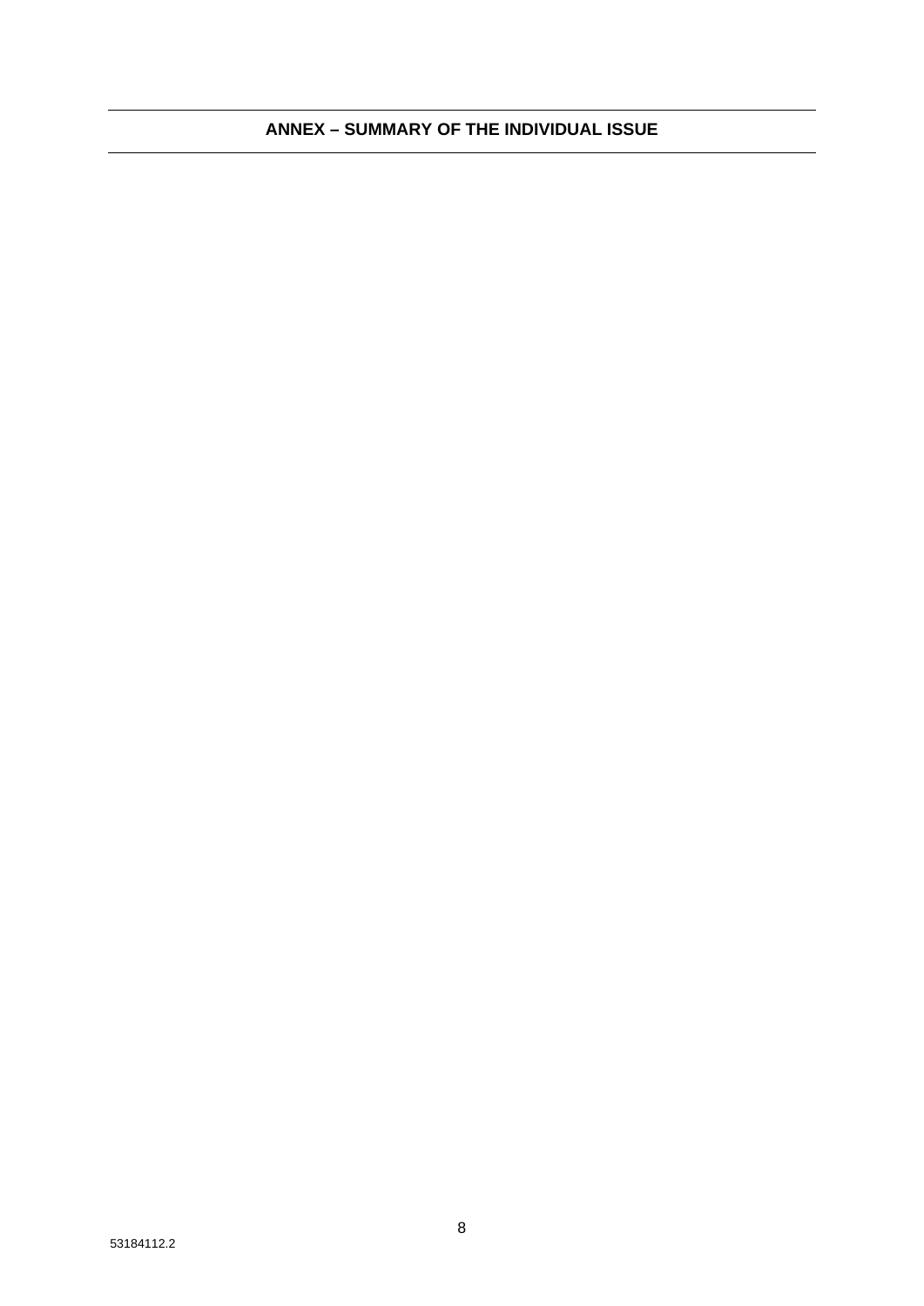# ANNEX – SUMMARY OF THE INDIVIDUAL ISSUE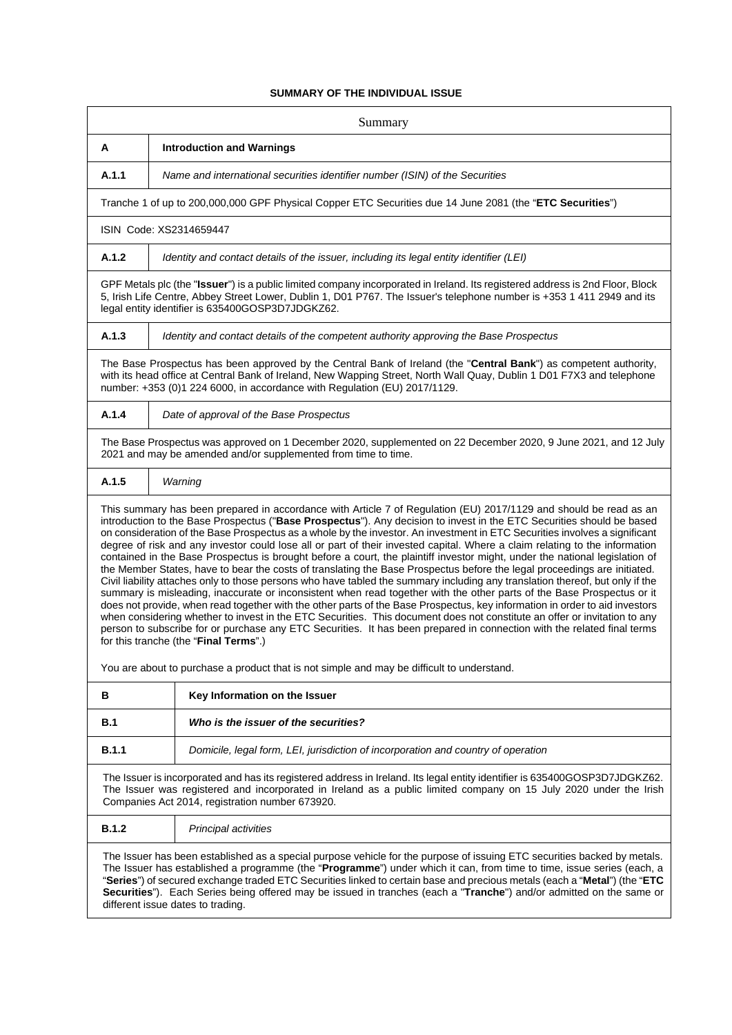**SUMMARY OF THE INDIVIDUAL ISSUE**

| Summary | |
|---|---|
| **A** | **Introduction and Warnings** |
| **A.1.1** | *Name and international securities identifier number (ISIN) of the Securities* |
| Tranche 1 of up to 200,000,000 GPF Physical Copper ETC Securities due 14 June 2081 (the "**ETC Securities**") | |
| ISIN Code: XS2314659447 | |
| **A.1.2** | *Identity and contact details of the issuer, including its legal entity identifier (LEI)* |
| GPF Metals plc (the "**Issuer**") is a public limited company incorporated in Ireland. Its registered address is 2nd Floor, Block 5, Irish Life Centre, Abbey Street Lower, Dublin 1, D01 P767. The Issuer's telephone number is +353 1 411 2949 and its legal entity identifier is 635400GOSP3D7JDGKZ62. | |
| **A.1.3** | *Identity and contact details of the competent authority approving the Base Prospectus* |
| The Base Prospectus has been approved by the Central Bank of Ireland (the "**Central Bank**") as competent authority, with its head office at Central Bank of Ireland, New Wapping Street, North Wall Quay, Dublin 1 D01 F7X3 and telephone number: +353 (0)1 224 6000, in accordance with Regulation (EU) 2017/1129. | |
| **A.1.4** | *Date of approval of the Base Prospectus* |
| The Base Prospectus was approved on 1 December 2020, supplemented on 22 December 2020, 9 June 2021, and 12 July 2021 and may be amended and/or supplemented from time to time. | |
| **A.1.5** | *Warning* |
| This summary has been prepared in accordance with Article 7 of Regulation (EU) 2017/1129 and should be read as an introduction to the Base Prospectus ("**Base Prospectus**"). Any decision to invest in the ETC Securities should be based on consideration of the Base Prospectus as a whole by the investor. An investment in ETC Securities involves a significant degree of risk and any investor could lose all or part of their invested capital. Where a claim relating to the information contained in the Base Prospectus is brought before a court, the plaintiff investor might, under the national legislation of the Member States, have to bear the costs of translating the Base Prospectus before the legal proceedings are initiated. Civil liability attaches only to those persons who have tabled the summary including any translation thereof, but only if the summary is misleading, inaccurate or inconsistent when read together with the other parts of the Base Prospectus or it does not provide, when read together with the other parts of the Base Prospectus, key information in order to aid investors when considering whether to invest in the ETC Securities. This document does not constitute an offer or invitation to any person to subscribe for or purchase any ETC Securities. It has been prepared in connection with the related final terms for this tranche (the "**Final Terms**".)<br><br>You are about to purchase a product that is not simple and may be difficult to understand. | |
| **B** | **Key Information on the Issuer** |
| **B.1** | ***Who is the issuer of the securities?*** |
| **B.1.1** | *Domicile, legal form, LEI, jurisdiction of incorporation and country of operation* |
| The Issuer is incorporated and has its registered address in Ireland. Its legal entity identifier is 635400GOSP3D7JDGKZ62. The Issuer was registered and incorporated in Ireland as a public limited company on 15 July 2020 under the Irish Companies Act 2014, registration number 673920. | |
| **B.1.2** | *Principal activities* |
| The Issuer has been established as a special purpose vehicle for the purpose of issuing ETC securities backed by metals. The Issuer has established a programme (the "**Programme**") under which it can, from time to time, issue series (each, a "**Series**") of secured exchange traded ETC Securities linked to certain base and precious metals (each a "**Metal**") (the "**ETC Securities**"). Each Series being offered may be issued in tranches (each a "**Tranche**") and/or admitted on the same or different issue dates to trading. | |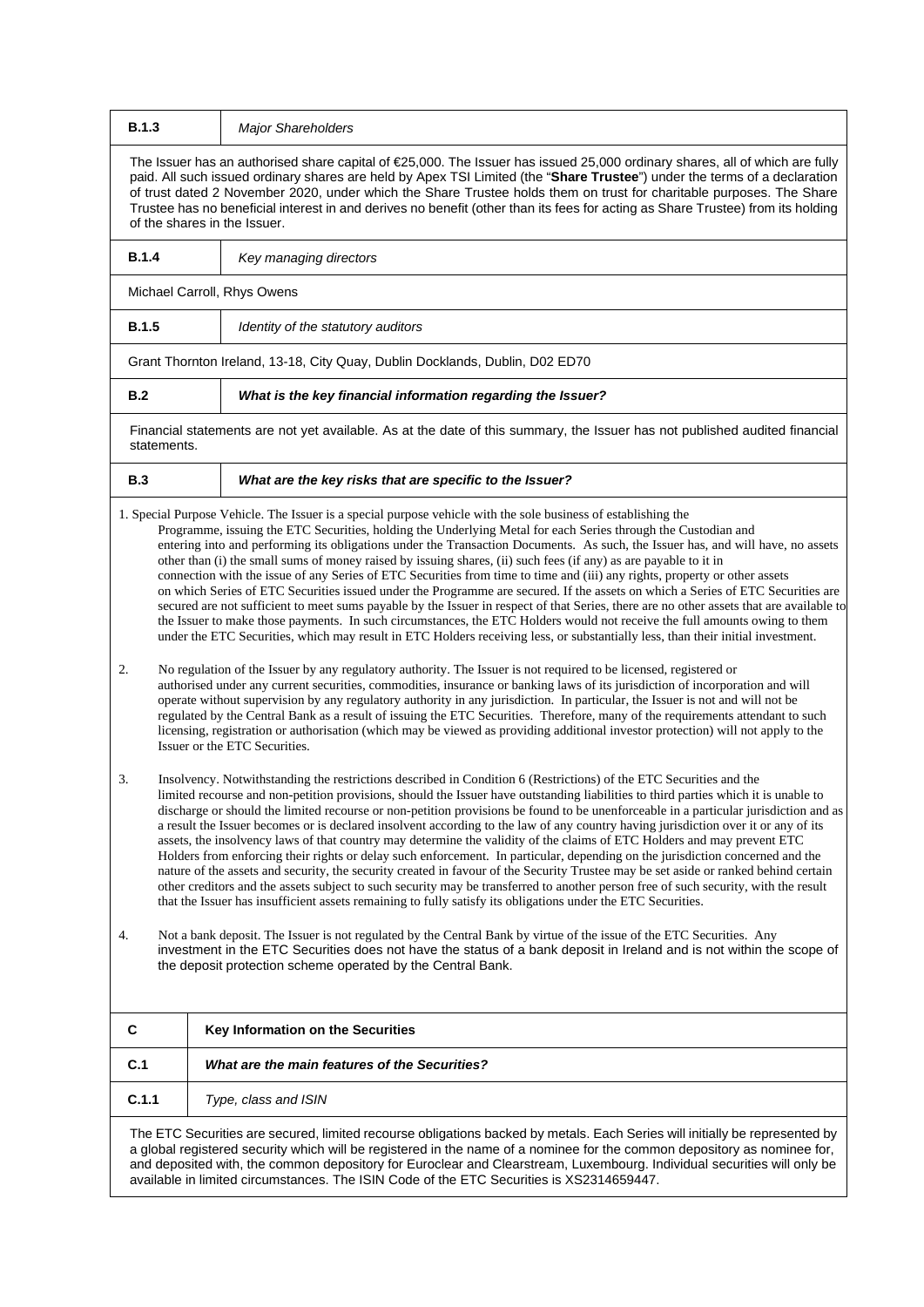| B.1.3 | *Major Shareholders* |
|---|---|

The Issuer has an authorised share capital of €25,000. The Issuer has issued 25,000 ordinary shares, all of which are fully paid. All such issued ordinary shares are held by Apex TSI Limited (the "**Share Trustee**") under the terms of a declaration of trust dated 2 November 2020, under which the Share Trustee holds them on trust for charitable purposes. The Share Trustee has no beneficial interest in and derives no benefit (other than its fees for acting as Share Trustee) from its holding of the shares in the Issuer.

| B.1.4 | *Key managing directors* |
|---|---|

Michael Carroll, Rhys Owens

| B.1.5 | *Identity of the statutory auditors* |
|---|---|

Grant Thornton Ireland, 13-18, City Quay, Dublin Docklands, Dublin, D02 ED70

| B.2 | ***What is the key financial information regarding the Issuer?*** |
|---|---|

Financial statements are not yet available. As at the date of this summary, the Issuer has not published audited financial statements.

| B.3 | ***What are the key risks that are specific to the Issuer?*** |
|---|---|

1. Special Purpose Vehicle. The Issuer is a special purpose vehicle with the sole business of establishing the Programme, issuing the ETC Securities, holding the Underlying Metal for each Series through the Custodian and entering into and performing its obligations under the Transaction Documents. As such, the Issuer has, and will have, no assets other than (i) the small sums of money raised by issuing shares, (ii) such fees (if any) as are payable to it in connection with the issue of any Series of ETC Securities from time to time and (iii) any rights, property or other assets on which Series of ETC Securities issued under the Programme are secured. If the assets on which a Series of ETC Securities are secured are not sufficient to meet sums payable by the Issuer in respect of that Series, there are no other assets that are available to the Issuer to make those payments. In such circumstances, the ETC Holders would not receive the full amounts owing to them under the ETC Securities, which may result in ETC Holders receiving less, or substantially less, than their initial investment.

2. No regulation of the Issuer by any regulatory authority. The Issuer is not required to be licensed, registered or authorised under any current securities, commodities, insurance or banking laws of its jurisdiction of incorporation and will operate without supervision by any regulatory authority in any jurisdiction. In particular, the Issuer is not and will not be regulated by the Central Bank as a result of issuing the ETC Securities. Therefore, many of the requirements attendant to such licensing, registration or authorisation (which may be viewed as providing additional investor protection) will not apply to the Issuer or the ETC Securities.

3. Insolvency. Notwithstanding the restrictions described in Condition 6 (Restrictions) of the ETC Securities and the limited recourse and non-petition provisions, should the Issuer have outstanding liabilities to third parties which it is unable to discharge or should the limited recourse or non-petition provisions be found to be unenforceable in a particular jurisdiction and as a result the Issuer becomes or is declared insolvent according to the law of any country having jurisdiction over it or any of its assets, the insolvency laws of that country may determine the validity of the claims of ETC Holders and may prevent ETC Holders from enforcing their rights or delay such enforcement. In particular, depending on the jurisdiction concerned and the nature of the assets and security, the security created in favour of the Security Trustee may be set aside or ranked behind certain other creditors and the assets subject to such security may be transferred to another person free of such security, with the result that the Issuer has insufficient assets remaining to fully satisfy its obligations under the ETC Securities.

4. Not a bank deposit. The Issuer is not regulated by the Central Bank by virtue of the issue of the ETC Securities. Any investment in the ETC Securities does not have the status of a bank deposit in Ireland and is not within the scope of the deposit protection scheme operated by the Central Bank.

| C | **Key Information on the Securities** |
|---|---|
| **C.1** | ***What are the main features of the Securities?*** |
| **C.1.1** | *Type, class and ISIN* |

The ETC Securities are secured, limited recourse obligations backed by metals. Each Series will initially be represented by a global registered security which will be registered in the name of a nominee for the common depositary as nominee for, and deposited with, the common depository for Euroclear and Clearstream, Luxembourg. Individual securities will only be available in limited circumstances. The ISIN Code of the ETC Securities is XS2314659447.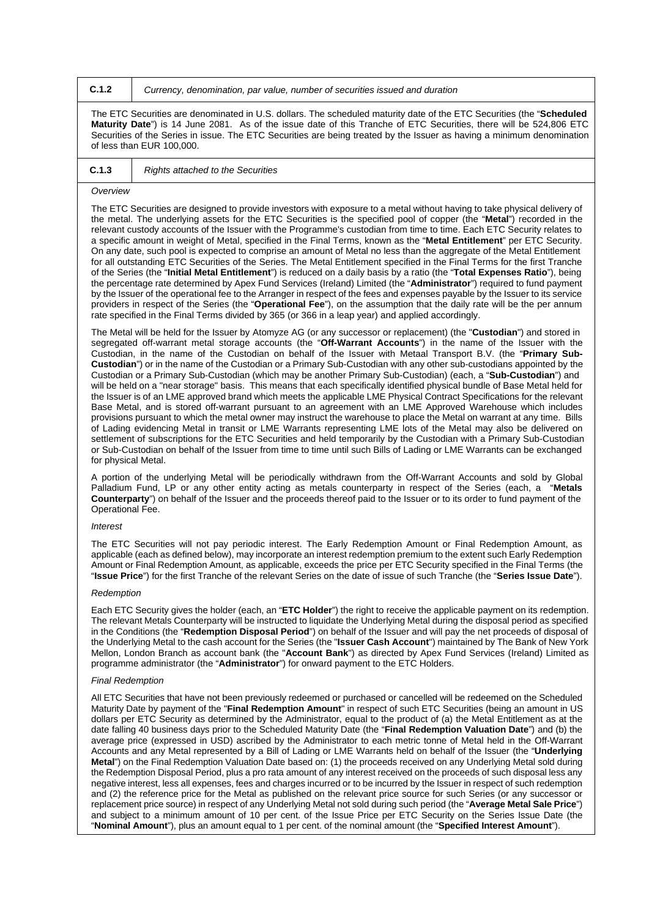| C.1.2 | *Currency, denomination, par value, number of securities issued and duration* |
|---|---|

The ETC Securities are denominated in U.S. dollars. The scheduled maturity date of the ETC Securities (the "**Scheduled Maturity Date**") is 14 June 2081. As of the issue date of this Tranche of ETC Securities, there will be 524,806 ETC Securities of the Series in issue. The ETC Securities are being treated by the Issuer as having a minimum denomination of less than EUR 100,000.

| C.1.3 | *Rights attached to the Securities* |
|---|---|

*Overview*

The ETC Securities are designed to provide investors with exposure to a metal without having to take physical delivery of the metal. The underlying assets for the ETC Securities is the specified pool of copper (the "**Metal**") recorded in the relevant custody accounts of the Issuer with the Programme's custodian from time to time. Each ETC Security relates to a specific amount in weight of Metal, specified in the Final Terms, known as the "**Metal Entitlement**" per ETC Security. On any date, such pool is expected to comprise an amount of Metal no less than the aggregate of the Metal Entitlement for all outstanding ETC Securities of the Series. The Metal Entitlement specified in the Final Terms for the first Tranche of the Series (the "**Initial Metal Entitlement**") is reduced on a daily basis by a ratio (the "**Total Expenses Ratio**"), being the percentage rate determined by Apex Fund Services (Ireland) Limited (the "**Administrator**") required to fund payment by the Issuer of the operational fee to the Arranger in respect of the fees and expenses payable by the Issuer to its service providers in respect of the Series (the "**Operational Fee**"), on the assumption that the daily rate will be the per annum rate specified in the Final Terms divided by 365 (or 366 in a leap year) and applied accordingly.

The Metal will be held for the Issuer by Atomyze AG (or any successor or replacement) (the "**Custodian**") and stored in segregated off-warrant metal storage accounts (the "**Off-Warrant Accounts**") in the name of the Issuer with the Custodian, in the name of the Custodian on behalf of the Issuer with Metaal Transport B.V. (the "**Primary Sub-Custodian**") or in the name of the Custodian or a Primary Sub-Custodian with any other sub-custodians appointed by the Custodian or a Primary Sub-Custodian (which may be another Primary Sub-Custodian) (each, a "**Sub-Custodian**") and will be held on a "near storage" basis. This means that each specifically identified physical bundle of Base Metal held for the Issuer is of an LME approved brand which meets the applicable LME Physical Contract Specifications for the relevant Base Metal, and is stored off-warrant pursuant to an agreement with an LME Approved Warehouse which includes provisions pursuant to which the metal owner may instruct the warehouse to place the Metal on warrant at any time. Bills of Lading evidencing Metal in transit or LME Warrants representing LME lots of the Metal may also be delivered on settlement of subscriptions for the ETC Securities and held temporarily by the Custodian with a Primary Sub-Custodian or Sub-Custodian on behalf of the Issuer from time to time until such Bills of Lading or LME Warrants can be exchanged for physical Metal.

A portion of the underlying Metal will be periodically withdrawn from the Off-Warrant Accounts and sold by Global Palladium Fund, LP or any other entity acting as metals counterparty in respect of the Series (each, a "**Metals Counterparty**") on behalf of the Issuer and the proceeds thereof paid to the Issuer or to its order to fund payment of the Operational Fee.

*Interest*

The ETC Securities will not pay periodic interest. The Early Redemption Amount or Final Redemption Amount, as applicable (each as defined below), may incorporate an interest redemption premium to the extent such Early Redemption Amount or Final Redemption Amount, as applicable, exceeds the price per ETC Security specified in the Final Terms (the "**Issue Price**") for the first Tranche of the relevant Series on the date of issue of such Tranche (the "**Series Issue Date**").

*Redemption*

Each ETC Security gives the holder (each, an "**ETC Holder**") the right to receive the applicable payment on its redemption. The relevant Metals Counterparty will be instructed to liquidate the Underlying Metal during the disposal period as specified in the Conditions (the "**Redemption Disposal Period**") on behalf of the Issuer and will pay the net proceeds of disposal of the Underlying Metal to the cash account for the Series (the "**Issuer Cash Account**") maintained by The Bank of New York Mellon, London Branch as account bank (the "**Account Bank**") as directed by Apex Fund Services (Ireland) Limited as programme administrator (the "**Administrator**") for onward payment to the ETC Holders.

*Final Redemption*

All ETC Securities that have not been previously redeemed or purchased or cancelled will be redeemed on the Scheduled Maturity Date by payment of the "**Final Redemption Amount**" in respect of such ETC Securities (being an amount in US dollars per ETC Security as determined by the Administrator, equal to the product of (a) the Metal Entitlement as at the date falling 40 business days prior to the Scheduled Maturity Date (the "**Final Redemption Valuation Date**") and (b) the average price (expressed in USD) ascribed by the Administrator to each metric tonne of Metal held in the Off-Warrant Accounts and any Metal represented by a Bill of Lading or LME Warrants held on behalf of the Issuer (the "**Underlying Metal**") on the Final Redemption Valuation Date based on: (1) the proceeds received on any Underlying Metal sold during the Redemption Disposal Period, plus a pro rata amount of any interest received on the proceeds of such disposal less any negative interest, less all expenses, fees and charges incurred or to be incurred by the Issuer in respect of such redemption and (2) the reference price for the Metal as published on the relevant price source for such Series (or any successor or replacement price source) in respect of any Underlying Metal not sold during such period (the "**Average Metal Sale Price**") and subject to a minimum amount of 10 per cent. of the Issue Price per ETC Security on the Series Issue Date (the "**Nominal Amount**"), plus an amount equal to 1 per cent. of the nominal amount (the "**Specified Interest Amount**").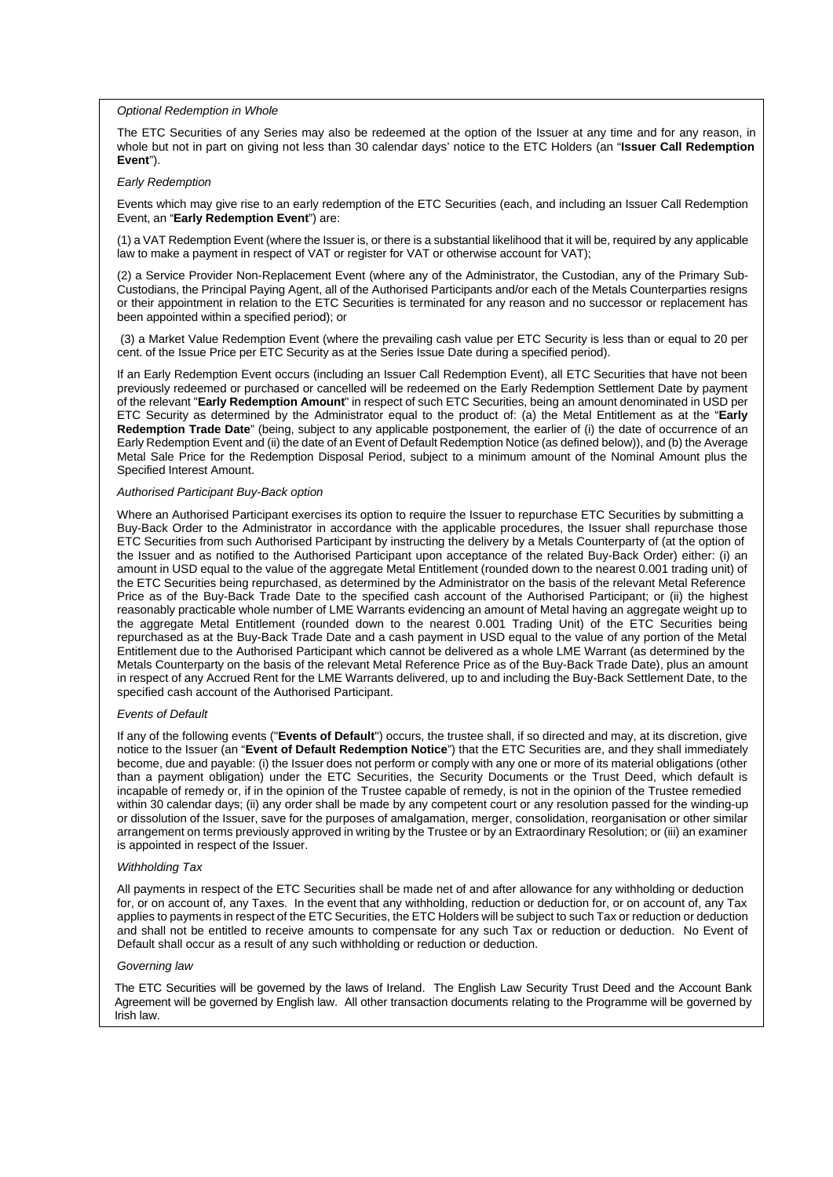*Optional Redemption in Whole*

The ETC Securities of any Series may also be redeemed at the option of the Issuer at any time and for any reason, in whole but not in part on giving not less than 30 calendar days' notice to the ETC Holders (an "**Issuer Call Redemption Event**").

*Early Redemption*

Events which may give rise to an early redemption of the ETC Securities (each, and including an Issuer Call Redemption Event, an "**Early Redemption Event**") are:

(1) a VAT Redemption Event (where the Issuer is, or there is a substantial likelihood that it will be, required by any applicable law to make a payment in respect of VAT or register for VAT or otherwise account for VAT);

(2) a Service Provider Non-Replacement Event (where any of the Administrator, the Custodian, any of the Primary Sub-Custodians, the Principal Paying Agent, all of the Authorised Participants and/or each of the Metals Counterparties resigns or their appointment in relation to the ETC Securities is terminated for any reason and no successor or replacement has been appointed within a specified period); or

(3) a Market Value Redemption Event (where the prevailing cash value per ETC Security is less than or equal to 20 per cent. of the Issue Price per ETC Security as at the Series Issue Date during a specified period).

If an Early Redemption Event occurs (including an Issuer Call Redemption Event), all ETC Securities that have not been previously redeemed or purchased or cancelled will be redeemed on the Early Redemption Settlement Date by payment of the relevant "**Early Redemption Amount**" in respect of such ETC Securities, being an amount denominated in USD per ETC Security as determined by the Administrator equal to the product of: (a) the Metal Entitlement as at the "**Early Redemption Trade Date**" (being, subject to any applicable postponement, the earlier of (i) the date of occurrence of an Early Redemption Event and (ii) the date of an Event of Default Redemption Notice (as defined below)), and (b) the Average Metal Sale Price for the Redemption Disposal Period, subject to a minimum amount of the Nominal Amount plus the Specified Interest Amount.

*Authorised Participant Buy-Back option*

Where an Authorised Participant exercises its option to require the Issuer to repurchase ETC Securities by submitting a Buy-Back Order to the Administrator in accordance with the applicable procedures, the Issuer shall repurchase those ETC Securities from such Authorised Participant by instructing the delivery by a Metals Counterparty of (at the option of the Issuer and as notified to the Authorised Participant upon acceptance of the related Buy-Back Order) either: (i) an amount in USD equal to the value of the aggregate Metal Entitlement (rounded down to the nearest 0.001 trading unit) of the ETC Securities being repurchased, as determined by the Administrator on the basis of the relevant Metal Reference Price as of the Buy-Back Trade Date to the specified cash account of the Authorised Participant; or (ii) the highest reasonably practicable whole number of LME Warrants evidencing an amount of Metal having an aggregate weight up to the aggregate Metal Entitlement (rounded down to the nearest 0.001 Trading Unit) of the ETC Securities being repurchased as at the Buy-Back Trade Date and a cash payment in USD equal to the value of any portion of the Metal Entitlement due to the Authorised Participant which cannot be delivered as a whole LME Warrant (as determined by the Metals Counterparty on the basis of the relevant Metal Reference Price as of the Buy-Back Trade Date), plus an amount in respect of any Accrued Rent for the LME Warrants delivered, up to and including the Buy-Back Settlement Date, to the specified cash account of the Authorised Participant.

*Events of Default*

If any of the following events ("**Events of Default**") occurs, the trustee shall, if so directed and may, at its discretion, give notice to the Issuer (an "**Event of Default Redemption Notice**") that the ETC Securities are, and they shall immediately become, due and payable: (i) the Issuer does not perform or comply with any one or more of its material obligations (other than a payment obligation) under the ETC Securities, the Security Documents or the Trust Deed, which default is incapable of remedy or, if in the opinion of the Trustee capable of remedy, is not in the opinion of the Trustee remedied within 30 calendar days; (ii) any order shall be made by any competent court or any resolution passed for the winding-up or dissolution of the Issuer, save for the purposes of amalgamation, merger, consolidation, reorganisation or other similar arrangement on terms previously approved in writing by the Trustee or by an Extraordinary Resolution; or (iii) an examiner is appointed in respect of the Issuer.

*Withholding Tax*

All payments in respect of the ETC Securities shall be made net of and after allowance for any withholding or deduction for, or on account of, any Taxes. In the event that any withholding, reduction or deduction for, or on account of, any Tax applies to payments in respect of the ETC Securities, the ETC Holders will be subject to such Tax or reduction or deduction and shall not be entitled to receive amounts to compensate for any such Tax or reduction or deduction. No Event of Default shall occur as a result of any such withholding or reduction or deduction.

*Governing law*

The ETC Securities will be governed by the laws of Ireland. The English Law Security Trust Deed and the Account Bank Agreement will be governed by English law. All other transaction documents relating to the Programme will be governed by Irish law.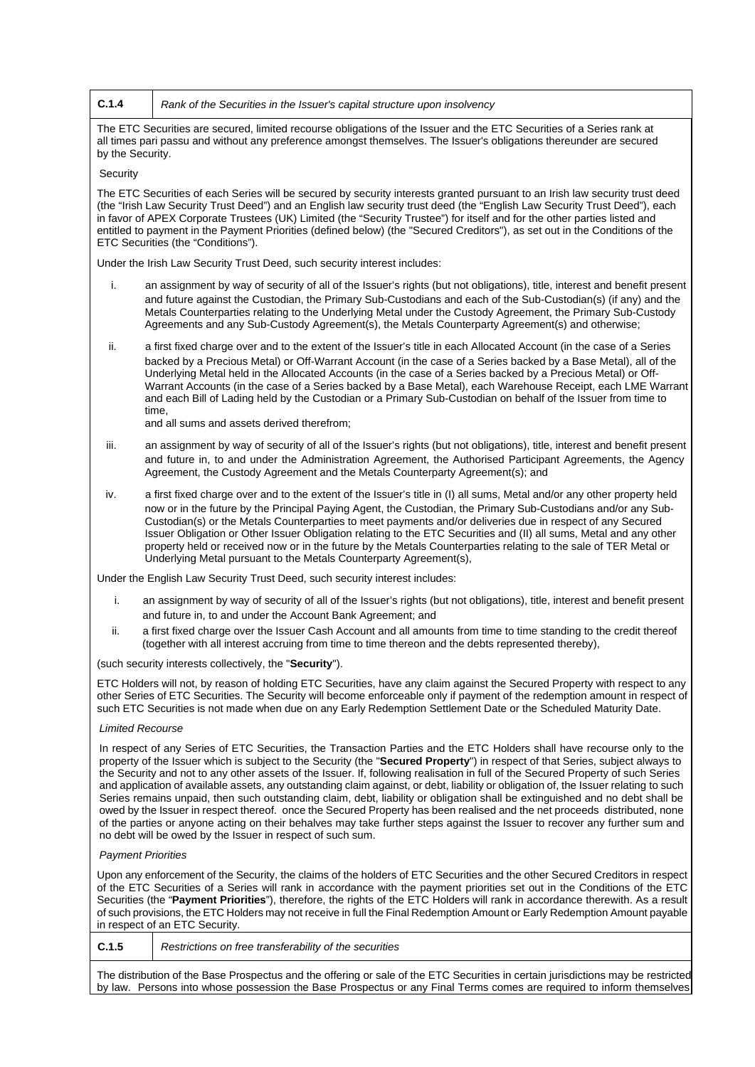| C.1.4 | *Rank of the Securities in the Issuer's capital structure upon insolvency* |
|---|---|

The ETC Securities are secured, limited recourse obligations of the Issuer and the ETC Securities of a Series rank at all times pari passu and without any preference amongst themselves. The Issuer's obligations thereunder are secured by the Security.

Security

The ETC Securities of each Series will be secured by security interests granted pursuant to an Irish law security trust deed (the "Irish Law Security Trust Deed") and an English law security trust deed (the "English Law Security Trust Deed"), each in favor of APEX Corporate Trustees (UK) Limited (the "Security Trustee") for itself and for the other parties listed and entitled to payment in the Payment Priorities (defined below) (the "Secured Creditors"), as set out in the Conditions of the ETC Securities (the "Conditions").

Under the Irish Law Security Trust Deed, such security interest includes:

i. an assignment by way of security of all of the Issuer's rights (but not obligations), title, interest and benefit present and future against the Custodian, the Primary Sub-Custodians and each of the Sub-Custodian(s) (if any) and the Metals Counterparties relating to the Underlying Metal under the Custody Agreement, the Primary Sub-Custody Agreements and any Sub-Custody Agreement(s), the Metals Counterparty Agreement(s) and otherwise;

ii. a first fixed charge over and to the extent of the Issuer's title in each Allocated Account (in the case of a Series backed by a Precious Metal) or Off-Warrant Account (in the case of a Series backed by a Base Metal), all of the Underlying Metal held in the Allocated Accounts (in the case of a Series backed by a Precious Metal) or Off-Warrant Accounts (in the case of a Series backed by a Base Metal), each Warehouse Receipt, each LME Warrant and each Bill of Lading held by the Custodian or a Primary Sub-Custodian on behalf of the Issuer from time to time,
and all sums and assets derived therefrom;

iii. an assignment by way of security of all of the Issuer's rights (but not obligations), title, interest and benefit present and future in, to and under the Administration Agreement, the Authorised Participant Agreements, the Agency Agreement, the Custody Agreement and the Metals Counterparty Agreement(s); and

iv. a first fixed charge over and to the extent of the Issuer's title in (I) all sums, Metal and/or any other property held now or in the future by the Principal Paying Agent, the Custodian, the Primary Sub-Custodians and/or any Sub-Custodian(s) or the Metals Counterparties to meet payments and/or deliveries due in respect of any Secured Issuer Obligation or Other Issuer Obligation relating to the ETC Securities and (II) all sums, Metal and any other property held or received now or in the future by the Metals Counterparties relating to the sale of TER Metal or Underlying Metal pursuant to the Metals Counterparty Agreement(s),

Under the English Law Security Trust Deed, such security interest includes:

i. an assignment by way of security of all of the Issuer's rights (but not obligations), title, interest and benefit present and future in, to and under the Account Bank Agreement; and

ii. a first fixed charge over the Issuer Cash Account and all amounts from time to time standing to the credit thereof (together with all interest accruing from time to time thereon and the debts represented thereby),

(such security interests collectively, the "**Security**").

ETC Holders will not, by reason of holding ETC Securities, have any claim against the Secured Property with respect to any other Series of ETC Securities. The Security will become enforceable only if payment of the redemption amount in respect of such ETC Securities is not made when due on any Early Redemption Settlement Date or the Scheduled Maturity Date.

*Limited Recourse*

In respect of any Series of ETC Securities, the Transaction Parties and the ETC Holders shall have recourse only to the property of the Issuer which is subject to the Security (the "**Secured Property**") in respect of that Series, subject always to the Security and not to any other assets of the Issuer. If, following realisation in full of the Secured Property of such Series and application of available assets, any outstanding claim against, or debt, liability or obligation of, the Issuer relating to such Series remains unpaid, then such outstanding claim, debt, liability or obligation shall be extinguished and no debt shall be owed by the Issuer in respect thereof. once the Secured Property has been realised and the net proceeds distributed, none of the parties or anyone acting on their behalves may take further steps against the Issuer to recover any further sum and no debt will be owed by the Issuer in respect of such sum.

*Payment Priorities*

Upon any enforcement of the Security, the claims of the holders of ETC Securities and the other Secured Creditors in respect of the ETC Securities of a Series will rank in accordance with the payment priorities set out in the Conditions of the ETC Securities (the "**Payment Priorities**"), therefore, the rights of the ETC Holders will rank in accordance therewith. As a result of such provisions, the ETC Holders may not receive in full the Final Redemption Amount or Early Redemption Amount payable in respect of an ETC Security.

| C.1.5 | *Restrictions on free transferability of the securities* |
|---|---|

The distribution of the Base Prospectus and the offering or sale of the ETC Securities in certain jurisdictions may be restricted by law. Persons into whose possession the Base Prospectus or any Final Terms comes are required to inform themselves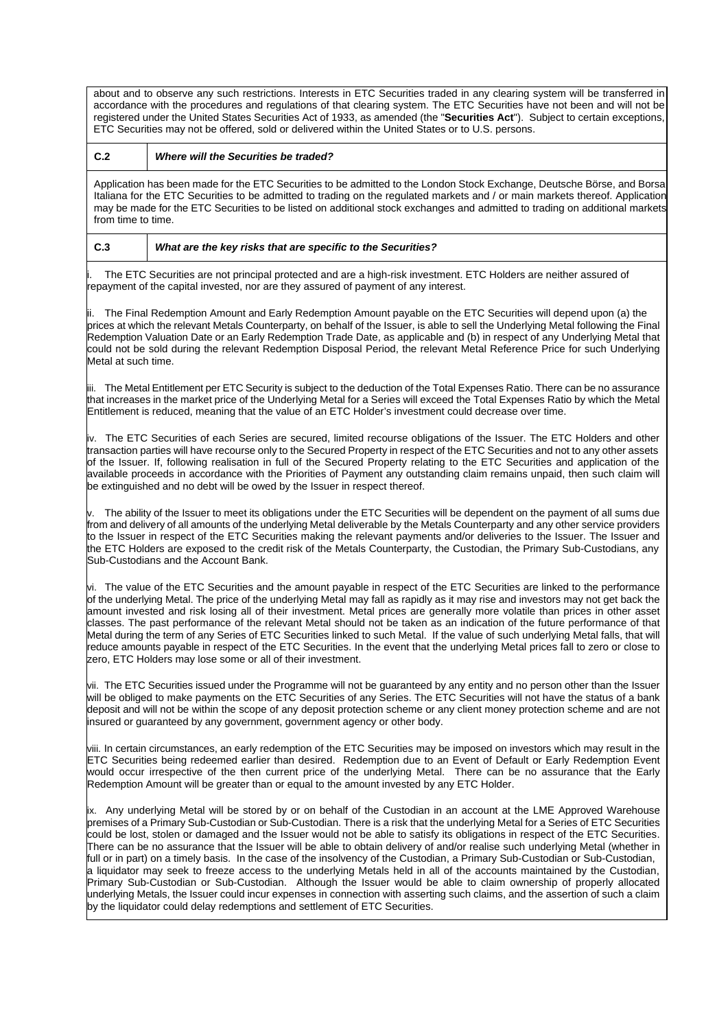about and to observe any such restrictions. Interests in ETC Securities traded in any clearing system will be transferred in accordance with the procedures and regulations of that clearing system. The ETC Securities have not been and will not be registered under the United States Securities Act of 1933, as amended (the "**Securities Act**"). Subject to certain exceptions, ETC Securities may not be offered, sold or delivered within the United States or to U.S. persons.

| **C.2** | ***Where will the Securities be traded?*** |
|---|---|

Application has been made for the ETC Securities to be admitted to the London Stock Exchange, Deutsche Börse, and Borsa Italiana for the ETC Securities to be admitted to trading on the regulated markets and / or main markets thereof. Application may be made for the ETC Securities to be listed on additional stock exchanges and admitted to trading on additional markets from time to time.

| **C.3** | ***What are the key risks that are specific to the Securities?*** |
|---|---|

i. The ETC Securities are not principal protected and are a high-risk investment. ETC Holders are neither assured of repayment of the capital invested, nor are they assured of payment of any interest.

ii. The Final Redemption Amount and Early Redemption Amount payable on the ETC Securities will depend upon (a) the prices at which the relevant Metals Counterparty, on behalf of the Issuer, is able to sell the Underlying Metal following the Final Redemption Valuation Date or an Early Redemption Trade Date, as applicable and (b) in respect of any Underlying Metal that could not be sold during the relevant Redemption Disposal Period, the relevant Metal Reference Price for such Underlying Metal at such time.

iii. The Metal Entitlement per ETC Security is subject to the deduction of the Total Expenses Ratio. There can be no assurance that increases in the market price of the Underlying Metal for a Series will exceed the Total Expenses Ratio by which the Metal Entitlement is reduced, meaning that the value of an ETC Holder's investment could decrease over time.

iv. The ETC Securities of each Series are secured, limited recourse obligations of the Issuer. The ETC Holders and other transaction parties will have recourse only to the Secured Property in respect of the ETC Securities and not to any other assets of the Issuer. If, following realisation in full of the Secured Property relating to the ETC Securities and application of the available proceeds in accordance with the Priorities of Payment any outstanding claim remains unpaid, then such claim will be extinguished and no debt will be owed by the Issuer in respect thereof.

v. The ability of the Issuer to meet its obligations under the ETC Securities will be dependent on the payment of all sums due from and delivery of all amounts of the underlying Metal deliverable by the Metals Counterparty and any other service providers to the Issuer in respect of the ETC Securities making the relevant payments and/or deliveries to the Issuer. The Issuer and the ETC Holders are exposed to the credit risk of the Metals Counterparty, the Custodian, the Primary Sub-Custodians, any Sub-Custodians and the Account Bank.

vi. The value of the ETC Securities and the amount payable in respect of the ETC Securities are linked to the performance of the underlying Metal. The price of the underlying Metal may fall as rapidly as it may rise and investors may not get back the amount invested and risk losing all of their investment. Metal prices are generally more volatile than prices in other asset classes. The past performance of the relevant Metal should not be taken as an indication of the future performance of that Metal during the term of any Series of ETC Securities linked to such Metal. If the value of such underlying Metal falls, that will reduce amounts payable in respect of the ETC Securities. In the event that the underlying Metal prices fall to zero or close to zero, ETC Holders may lose some or all of their investment.

vii. The ETC Securities issued under the Programme will not be guaranteed by any entity and no person other than the Issuer will be obliged to make payments on the ETC Securities of any Series. The ETC Securities will not have the status of a bank deposit and will not be within the scope of any deposit protection scheme or any client money protection scheme and are not insured or guaranteed by any government, government agency or other body.

viii. In certain circumstances, an early redemption of the ETC Securities may be imposed on investors which may result in the ETC Securities being redeemed earlier than desired. Redemption due to an Event of Default or Early Redemption Event would occur irrespective of the then current price of the underlying Metal. There can be no assurance that the Early Redemption Amount will be greater than or equal to the amount invested by any ETC Holder.

ix. Any underlying Metal will be stored by or on behalf of the Custodian in an account at the LME Approved Warehouse premises of a Primary Sub-Custodian or Sub-Custodian. There is a risk that the underlying Metal for a Series of ETC Securities could be lost, stolen or damaged and the Issuer would not be able to satisfy its obligations in respect of the ETC Securities. There can be no assurance that the Issuer will be able to obtain delivery of and/or realise such underlying Metal (whether in full or in part) on a timely basis. In the case of the insolvency of the Custodian, a Primary Sub-Custodian or Sub-Custodian, a liquidator may seek to freeze access to the underlying Metals held in all of the accounts maintained by the Custodian, Primary Sub-Custodian or Sub-Custodian. Although the Issuer would be able to claim ownership of properly allocated underlying Metals, the Issuer could incur expenses in connection with asserting such claims, and the assertion of such a claim by the liquidator could delay redemptions and settlement of ETC Securities.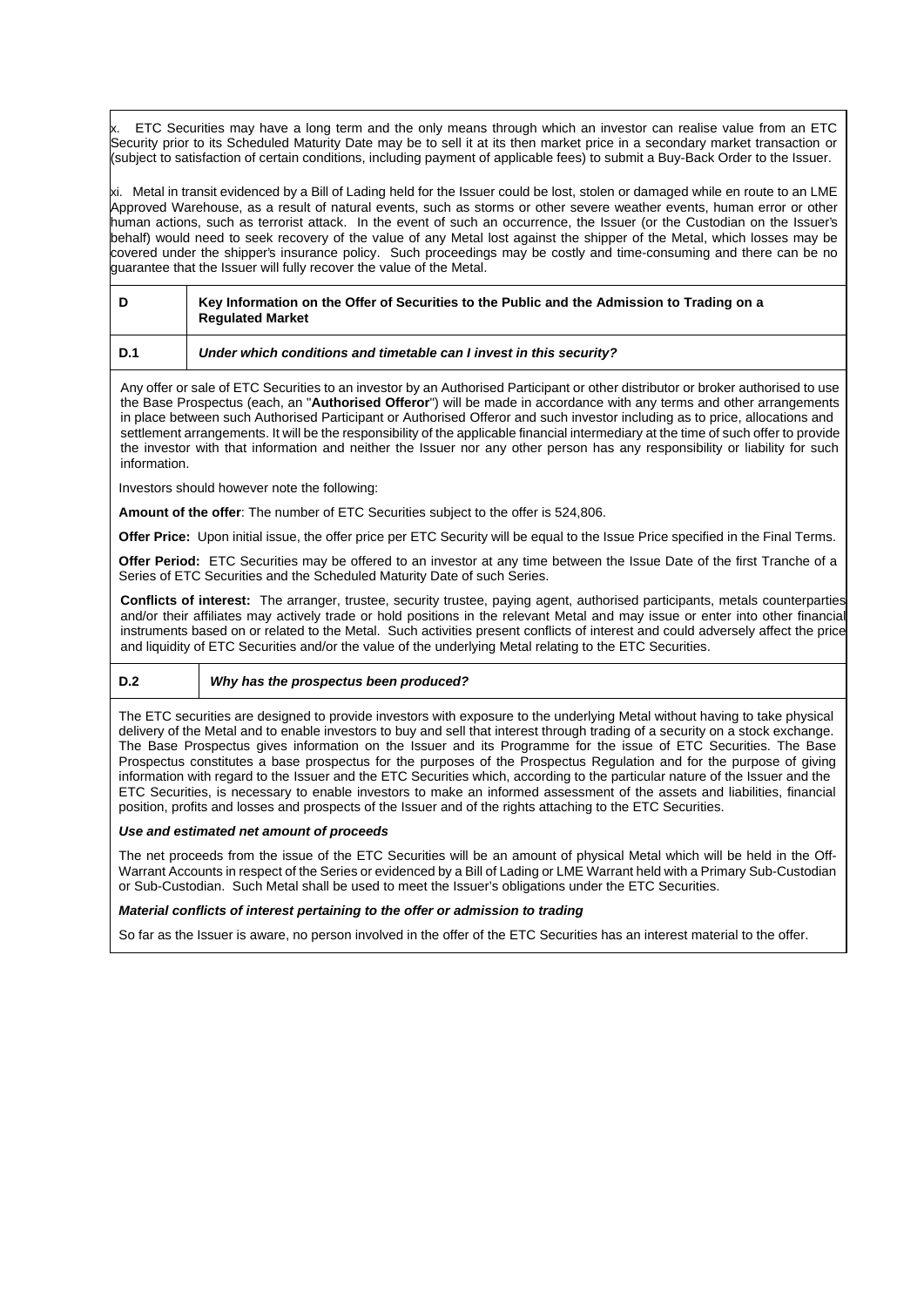x. ETC Securities may have a long term and the only means through which an investor can realise value from an ETC Security prior to its Scheduled Maturity Date may be to sell it at its then market price in a secondary market transaction or (subject to satisfaction of certain conditions, including payment of applicable fees) to submit a Buy-Back Order to the Issuer.

xi. Metal in transit evidenced by a Bill of Lading held for the Issuer could be lost, stolen or damaged while en route to an LME Approved Warehouse, as a result of natural events, such as storms or other severe weather events, human error or other human actions, such as terrorist attack. In the event of such an occurrence, the Issuer (or the Custodian on the Issuer's behalf) would need to seek recovery of the value of any Metal lost against the shipper of the Metal, which losses may be covered under the shipper's insurance policy. Such proceedings may be costly and time-consuming and there can be no guarantee that the Issuer will fully recover the value of the Metal.

| **D** | **Key Information on the Offer of Securities to the Public and the Admission to Trading on a Regulated Market** |
|---|---|
| **D.1** | ***Under which conditions and timetable can I invest in this security?*** |

Any offer or sale of ETC Securities to an investor by an Authorised Participant or other distributor or broker authorised to use the Base Prospectus (each, an "**Authorised Offeror**") will be made in accordance with any terms and other arrangements in place between such Authorised Participant or Authorised Offeror and such investor including as to price, allocations and settlement arrangements. It will be the responsibility of the applicable financial intermediary at the time of such offer to provide the investor with that information and neither the Issuer nor any other person has any responsibility or liability for such information.

Investors should however note the following:

**Amount of the offer**: The number of ETC Securities subject to the offer is 524,806.

**Offer Price:** Upon initial issue, the offer price per ETC Security will be equal to the Issue Price specified in the Final Terms.

**Offer Period:** ETC Securities may be offered to an investor at any time between the Issue Date of the first Tranche of a Series of ETC Securities and the Scheduled Maturity Date of such Series.

**Conflicts of interest:** The arranger, trustee, security trustee, paying agent, authorised participants, metals counterparties and/or their affiliates may actively trade or hold positions in the relevant Metal and may issue or enter into other financial instruments based on or related to the Metal. Such activities present conflicts of interest and could adversely affect the price and liquidity of ETC Securities and/or the value of the underlying Metal relating to the ETC Securities.

| **D.2** | ***Why has the prospectus been produced?*** |
|---|---|

The ETC securities are designed to provide investors with exposure to the underlying Metal without having to take physical delivery of the Metal and to enable investors to buy and sell that interest through trading of a security on a stock exchange. The Base Prospectus gives information on the Issuer and its Programme for the issue of ETC Securities. The Base Prospectus constitutes a base prospectus for the purposes of the Prospectus Regulation and for the purpose of giving information with regard to the Issuer and the ETC Securities which, according to the particular nature of the Issuer and the ETC Securities, is necessary to enable investors to make an informed assessment of the assets and liabilities, financial position, profits and losses and prospects of the Issuer and of the rights attaching to the ETC Securities.

***Use and estimated net amount of proceeds***

The net proceeds from the issue of the ETC Securities will be an amount of physical Metal which will be held in the Off-Warrant Accounts in respect of the Series or evidenced by a Bill of Lading or LME Warrant held with a Primary Sub-Custodian or Sub-Custodian. Such Metal shall be used to meet the Issuer's obligations under the ETC Securities.

***Material conflicts of interest pertaining to the offer or admission to trading***

So far as the Issuer is aware, no person involved in the offer of the ETC Securities has an interest material to the offer.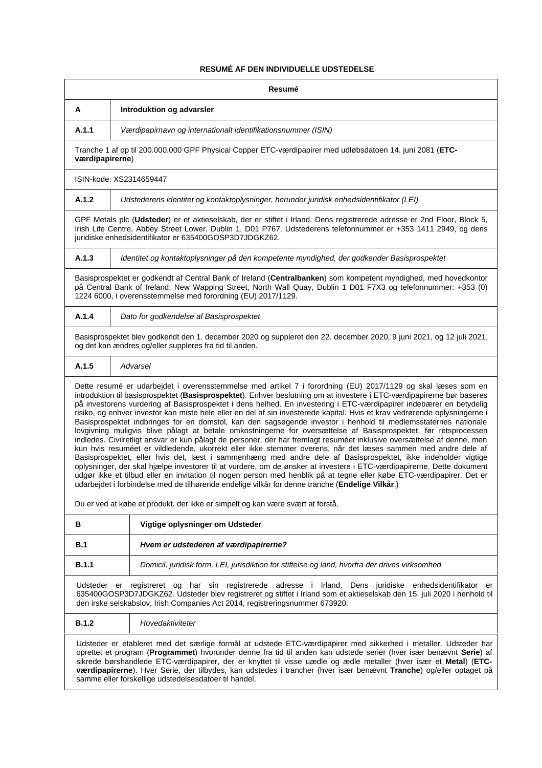### RESUMÉ AF DEN INDIVIDUELLE UDSTEDELSE

| Resumé | |
|---|---|
| **A** | **Introduktion og advarsler** |
| **A.1.1** | *Værdipapirnavn og internationalt identifikationsnummer (ISIN)* |
| Tranche 1 af op til 200.000.000 GPF Physical Copper ETC-værdipapirer med udløbsdatoen 14. juni 2081 (**ETC-værdipapirerne**) | |
| ISIN-kode: XS2314659447 | |
| **A.1.2** | *Udstederens identitet og kontaktoplysninger, herunder juridisk enhedsidentifikator (LEI)* |
| GPF Metals plc (**Udsteder**) er et aktieselskab, der er stiftet i Irland. Dens registrerede adresse er 2nd Floor, Block 5, Irish Life Centre, Abbey Street Lower, Dublin 1, D01 P767. Udstederens telefonnummer er +353 1411 2949, og dens juridiske enhedsidentifikator er 635400GOSP3D7JDGKZ62. | |
| **A.1.3** | *Identitet og kontaktoplysninger på den kompetente myndighed, der godkender Basisprospektet* |
| Basisprospektet er godkendt af Central Bank of Ireland (**Centralbanken**) som kompetent myndighed, med hovedkontor på Central Bank of Ireland, New Wapping Street, North Wall Quay, Dublin 1 D01 F7X3 og telefonnummer: +353 (0) 1224 6000, i overensstemmelse med forordning (EU) 2017/1129. | |
| **A.1.4** | *Dato for godkendelse af Basisprospektet* |
| Basisprospektet blev godkendt den 1. december 2020 og suppleret den 22. december 2020, 9 juni 2021, og 12 juli 2021, og det kan ændres og/eller suppleres fra tid til anden. | |
| **A.1.5** | *Advarsel* |
| Dette resumé er udarbejdet i overensstemmelse med artikel 7 i forordning (EU) 2017/1129 og skal læses som en introduktion til basisprospektet (**Basisprospektet**). Enhver beslutning om at investere i ETC-værdipapirerne bør baseres på investorens vurdering af Basisprospektet i dens helhed. En investering i ETC-værdipapirer indebærer en betydelig risiko, og enhver investor kan miste hele eller en del af sin investerede kapital. Hvis et krav vedrørende oplysningerne i Basisprospektet indbringes for en domstol, kan den sagsøgende investor i henhold til medlemsstaternes nationale lovgivning muligvis blive pålagt at betale omkostningerne for oversættelse af Basisprospektet, før retsprocessen indledes. Civilretligt ansvar er kun pålagt de personer, der har fremlagt resuméet inklusive oversættelse af denne, men kun hvis resuméet er vildledende, ukorrekt eller ikke stemmer overens, når det læses sammen med andre dele af Basisprospektet, eller hvis det, læst i sammenhæng med andre dele af Basisprospektet, ikke indeholder vigtige oplysninger, der skal hjælpe investorer til at vurdere, om de ønsker at investere i ETC-værdipapirerne. Dette dokument udgør ikke et tilbud eller en invitation til nogen person med henblik på at tegne eller købe ETC-værdipapirer. Det er udarbejdet i forbindelse med de tilhørende endelige vilkår for denne tranche (**Endelige Vilkår**.)<br><br>Du er ved at købe et produkt, der ikke er simpelt og kan være svært at forstå. | |
| **B** | **Vigtige oplysninger om Udsteder** |
| **B.1** | ***Hvem er udstederen af værdipapirerne?*** |
| **B.1.1** | *Domicil, juridisk form, LEI, jurisdiktion for stiftelse og land, hvorfra der drives virksomhed* |
| Udsteder er registreret og har sin registrerede adresse i Irland. Dens juridiske enhedsidentifikator er 635400GOSP3D7JDGKZ62. Udsteder blev registreret og stiftet i Irland som et aktieselskab den 15. juli 2020 i henhold til den irske selskabslov, Irish Companies Act 2014, registreringsnummer 673920. | |
| **B.1.2** | *Hovedaktiviteter* |
| Udsteder er etableret med det særlige formål at udstede ETC-værdipapirer med sikkerhed i metaller. Udsteder har oprettet et program (**Programmet**) hvorunder denne fra tid til anden kan udstede serier (hver især benævnt **Serie**) af sikrede børshandlede ETC-værdipapirer, der er knyttet til visse uædle og ædle metaller (hver især et **Metal**) (**ETC-værdipapirerne**). Hver Serie, der tilbydes, kan udstedes i trancher (hver især benævnt **Tranche**) og/eller optaget på samme eller forskellige udstedelsesdatoer til handel. | |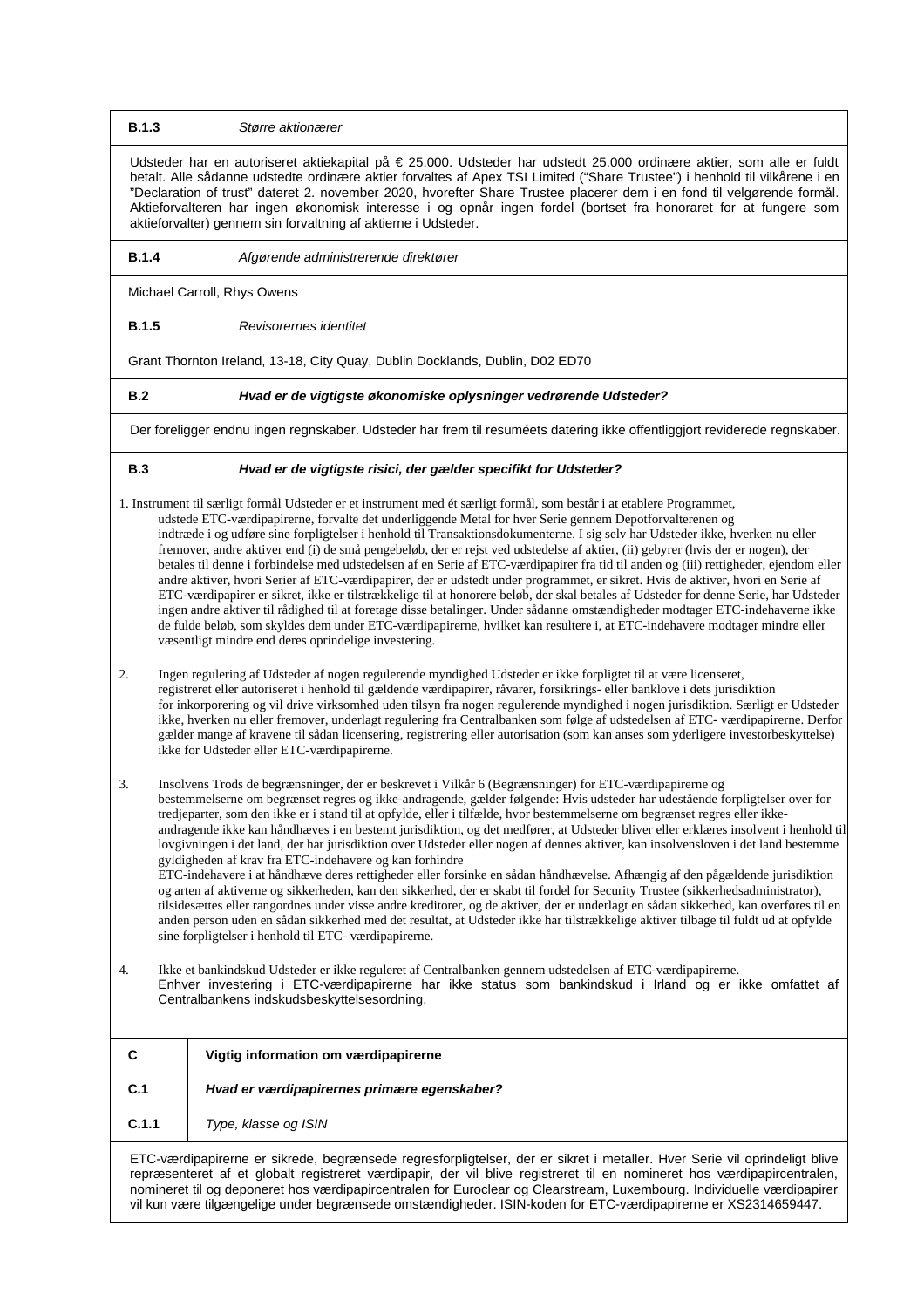| **B.1.3** | *Større aktionærer* |
|---|---|

Udsteder har en autoriseret aktiekapital på € 25.000. Udsteder har udstedt 25.000 ordinære aktier, som alle er fuldt betalt. Alle sådanne udstedte ordinære aktier forvaltes af Apex TSI Limited ("Share Trustee") i henhold til vilkårene i en "Declaration of trust" dateret 2. november 2020, hvorefter Share Trustee placerer dem i en fond til velgørende formål. Aktieforvalteren har ingen økonomisk interesse i og opnår ingen fordel (bortset fra honoraret for at fungere som aktieforvalter) gennem sin forvaltning af aktierne i Udsteder.

| **B.1.4** | *Afgørende administrerende direktører* |
|---|---|

Michael Carroll, Rhys Owens

| **B.1.5** | *Revisorernes identitet* |
|---|---|

Grant Thornton Ireland, 13-18, City Quay, Dublin Docklands, Dublin, D02 ED70

| **B.2** | ***Hvad er de vigtigste økonomiske oplysninger vedrørende Udsteder?*** |
|---|---|

Der foreligger endnu ingen regnskaber. Udsteder har frem til resuméets datering ikke offentliggjort reviderede regnskaber.

| **B.3** | ***Hvad er de vigtigste risici, der gælder specifikt for Udsteder?*** |
|---|---|

1. Instrument til særligt formål Udsteder er et instrument med ét særligt formål, som består i at etablere Programmet, udstede ETC-værdipapirer, forvalte det underliggende Metal for hver Serie gennem Depotforvalteren og indtræde i og udføre sine forpligtelser i henhold til Transaktionsdokumenterne. I sig selv har Udsteder ikke, hverken nu eller fremover, andre aktiver end (i) de små pengebeløb, der er rejst ved udstedelse af aktier, (ii) gebyrer (hvis der er nogen), der betales til denne i forbindelse med udstedelsen af en Serie af ETC-værdipapirer fra tid til anden og (iii) rettigheder, ejendom eller andre aktiver, hvori Serier af ETC-værdipapirer, der er udstedt under programmet, er sikret. Hvis de aktiver, hvori en Serie af ETC-værdipapirer er sikret, ikke er tilstrækkelige til at honorere beløb, der skal betales af Udsteder for denne Serie, har Udsteder ingen andre aktiver til rådighed til at foretage disse betalinger. Under sådanne omstændigheder modtager ETC-indehaverne ikke de fulde beløb, som skyldes dem under ETC-værdipapirerne, hvilket kan resultere i, at ETC-indehavere modtager mindre eller væsentligt mindre end deres oprindelige investering.

2. Ingen regulering af Udsteder af nogen regulerende myndighed Udsteder er ikke forpligtet til at være licenseret, registreret eller autoriseret i henhold til gældende værdipapirer, råvarer, forsikrings- eller banklove i dets jurisdiktion for inkorporering og vil drive virksomhed uden tilsyn fra nogen regulerende myndighed i nogen jurisdiktion. Særligt er Udsteder ikke, hverken nu eller fremover, underlagt regulering fra Centralbanken som følge af udstedelsen af ETC- værdipapirerne. Derfor gælder mange af kravene til sådan licensering, registrering eller autorisation (som kan anses som yderligere investorbeskyttelse) ikke for Udsteder eller ETC-værdipapirerne.

3. Insolvens Trods de begrænsninger, der er beskrevet i Vilkår 6 (Begrænsninger) for ETC-værdipapirerne og bestemmelserne om begrænset regres og ikke-andragende, gælder følgende: Hvis udsteder har udestående forpligtelser over for tredjeparter, som den ikke er i stand til at opfylde, eller i tilfælde, hvor bestemmelserne om begrænset regres eller ikke-andragende ikke kan håndhæves i en bestemt jurisdiktion, og det medfører, at Udsteder bliver eller erklæres insolvent i henhold til lovgivningen i det land, der har jurisdiktion over Udsteder eller nogen af dennes aktiver, kan insolvensloven i det land bestemme gyldigheden af krav fra ETC-indehavere og kan forhindre ETC-indehavere i at håndhæve deres rettigheder eller forsinke en sådan håndhævelse. Afhængig af den pågældende jurisdiktion og arten af aktiverne og sikkerheden, kan den sikkerhed, der er skabt til fordel for Security Trustee (sikkerhedsadministrator), tilsidesættes eller rangordnes under visse andre kreditorer, og de aktiver, der er underlagt en sådan sikkerhed, kan overføres til en anden person uden en sådan sikkerhed med det resultat, at Udsteder ikke har tilstrækkelige aktiver tilbage til fuldt ud at opfylde sine forpligtelser i henhold til ETC- værdipapirerne.

4. Ikke et bankindskud Udsteder er ikke reguleret af Centralbanken gennem udstedelsen af ETC-værdipapirerne. Enhver investering i ETC-værdipapirerne har ikke status som bankindskud i Irland og er ikke omfattet af Centralbankens indskudsbeskyttelsesordning.

| **C** | **Vigtig information om værdipapirerne** |
|---|---|
| **C.1** | ***Hvad er værdipapirernes primære egenskaber?*** |
| **C.1.1** | *Type, klasse og ISIN* |

ETC-værdipapirerne er sikrede, begrænsede regresforpligtelser, der er sikret i metaller. Hver Serie vil oprindeligt blive repræsenteret af et globalt registreret værdipapir, der vil blive registreret til en nomineret hos værdipapircentralen, nomineret til og deponeret hos værdipapircentralen for Euroclear og Clearstream, Luxembourg. Individuelle værdipapirer vil kun være tilgængelige under begrænsede omstændigheder. ISIN-koden for ETC-værdipapirerne er XS2314659447.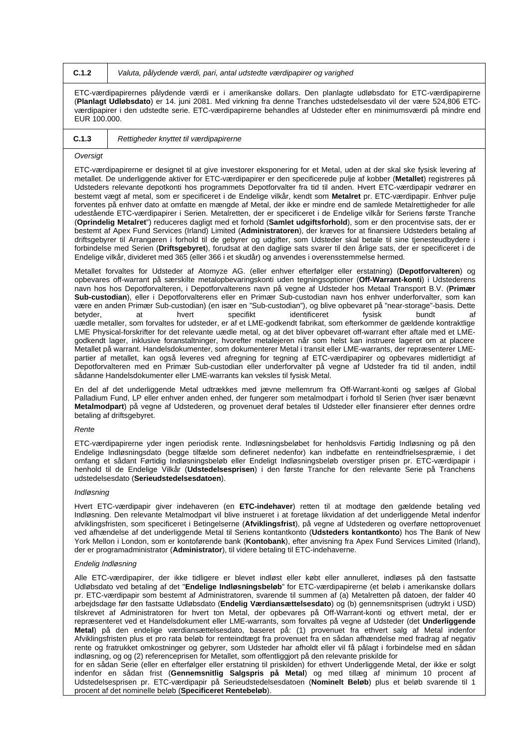| C.1.2 | *Valuta, pålydende værdi, pari, antal udstedte værdipapirer og varighed* |
|---|---|

ETC-værdipapirernes pålydende værdi er i amerikanske dollars. Den planlagte udløbsdato for ETC-værdipapirerne (**Planlagt Udløbsdato**) er 14. juni 2081. Med virkning fra denne Tranches udstedelsesdato vil der være 524,806 ETC-værdipapirer i den udstedte serie. ETC-værdipapirerne behandles af Udsteder efter en minimumsværdi på mindre end EUR 100.000.

| C.1.3 | *Rettigheder knyttet til værdipapirerne* |
|---|---|

*Oversigt*

ETC-værdipapirerne er designet til at give investorer eksponering for et Metal, uden at der skal ske fysisk levering af metallet. De underliggende aktiver for ETC-værdipapirer er den specificerede pulje af kobber (**Metallet**) registreres på Udsteders relevante depotkonti hos programmets Depotforvalter fra tid til anden. Hvert ETC-værdipapir vedrører en bestemt vægt af metal, som er specificeret i de Endelige vilkår, kendt som **Metalret** pr. ETC-værdipapir. Enhver pulje forventes på enhver dato at omfatte en mængde af Metal, der ikke er mindre end de samlede Metalrettigheder for alle udestående ETC-værdipapirer i Serien. Metalretten, der er specificeret i de Endelige vilkår for Seriens første Tranche (**Oprindelig Metalret**") reduceres dagligt med et forhold (**Samlet udgiftsforhold**), som er den procentvise sats, der er bestemt af Apex Fund Services (Irland) Limited (**Administratoren**), der kræves for at finansiere Udsteders betaling af driftsgebyrer til Arrangøren i forhold til de gebyrer og udgifter, som Udsteder skal betale til sine tjenesteudbydere i forbindelse med Serien (**Driftsgebyret**), forudsat at den daglige sats svarer til den årlige sats, der er specificeret i de Endelige vilkår, divideret med 365 (eller 366 i et skudår) og anvendes i overensstemmelse hermed.

Metallet forvaltes for Udsteder af Atomyze AG. (eller enhver efterfølger eller erstatning) (**Depotforvalteren**) og opbevares off-warrant på særskilte metalopbevaringskonti uden tegningsoptioner (**Off-Warrant-konti**) i Udstederens navn hos hos Depotforvalteren, i Depotforvalterens navn på vegne af Udsteder hos Metaal Transport B.V. (**Primær Sub-custodian**), eller i Depotforvalterens eller en Primær Sub-custodian navn hos enhver underforvalter, som kan være en anden Primær Sub-custodian) (en især en "Sub-custodian"), og blive opbevaret på "near-storage"-basis. Dette betyder, at hvert specifikt identificeret fysisk bundt af uædle metaller, som forvaltes for udsteder, er af et LME-godkendt fabrikat, som efterkommer de gældende kontraktlige LME Physical-forskrifter for det relevante uædle metal, og at det bliver opbevaret off-warrant efter aftale med et LME-godkendt lager, inklusive foranstaltninger, hvorefter metalejeren når som helst kan instruere lageret om at placere Metallet på warrant. Handelsdokumenter, som dokumenterer Metal i transit eller LME-warrants, der repræsenterer LME-partier af metallet, kan også leveres ved afregning for tegning af ETC-værdipapirer og opbevares midlertidigt af Depotforvalteren med en Primær Sub-custodian eller underforvalter på vegne af Udsteder fra tid til anden, indtil sådanne Handelsdokumenter eller LME-warrants kan veksles til fysisk Metal.

En del af det underliggende Metal udtrækkes med jævne mellemrum fra Off-Warrant-konti og sælges af Global Palladium Fund, LP eller enhver anden enhed, der fungerer som metalmodpart i forhold til Serien (hver især benævnt **Metalmodpart**) på vegne af Udstederen, og provenuet deraf betales til Udsteder eller finansierer efter dennes ordre betaling af driftsgebyret.

*Rente*

ETC-værdipapirerne yder ingen periodisk rente. Indløsningsbeløbet for henholdsvis Førtidig Indløsning og på den Endelige Indløsningsdato (begge tilfælde som defineret nedenfor) kan indbefatte en renteindfrielsespræmie, i det omfang et sådant Førtidig Indløsningsbeløb eller Endeligt Indløsningsbeløb overstiger prisen pr. ETC-værdipapir i henhold til de Endelige Vilkår (**Udstedelsesprisen**) i den første Tranche for den relevante Serie på Tranchens udstedelsesdato (**Serieudstedelsesdatoen**).

*Indløsning*

Hvert ETC-værdipapir giver indehaveren (en **ETC-indehaver**) retten til at modtage den gældende betaling ved Indløsning. Den relevante Metalmodpart vil blive instrueret i at foretage likvidation af det underliggende Metal indenfor afviklingsfristen, som specificeret i Betingelserne (**Afviklingsfrist**), på vegne af Udstederen og overføre nettoprovenuet ved afhændelse af det underliggende Metal til Seriens kontantkonto (**Udsteders kontantkonto**) hos The Bank of New York Mellon i London, som er kontoførende bank (**Kontobank**), efter anvisning fra Apex Fund Services Limited (Irland), der er programadministrator (**Administrator**), til videre betaling til ETC-indehaverne.

*Endelig Indløsning*

Alle ETC-værdipapirer, der ikke tidligere er blevet indløst eller købt eller annulleret, indløses på den fastsatte Udløbsdato ved betaling af det "**Endelige Indløsningsbeløb**" for ETC-værdipapirerne (et beløb i amerikanske dollars pr. ETC-værdipapir som bestemt af Administratoren, svarende til summen af (a) Metalretten på datoen, der falder 40 arbejdsdage før den fastsatte Udløbsdato (**Endelig Værdiansættelsesdato**) og (b) gennemsnitsprisen (udtrykt i USD) tilskrevet af Administratoren for hvert ton Metal, der opbevares på Off-Warrant-konti og ethvert metal, der er repræsenteret ved et Handelsdokument eller LME-warrants, som forvaltes på vegne af Udsteder (det **Underliggende Metal**) på den endelige værdiansættelsesdato, baseret på: (1) provenuet fra ethvert salg af Metal indenfor Afviklingsfristen plus et pro rata beløb for renteindtægt fra provenuet fra en sådan afhændelse med fradrag af negativ rente og fratrukket omkostninger og gebyrer, som Udsteder har afholdt eller vil få pålagt i forbindelse med en sådan indløsning, og og (2) referenceprisen for Metallet, som offentliggjort på den relevante priskilde for
for en sådan Serie (eller en efterfølger eller erstatning til priskilden) for ethvert Underliggende Metal, der ikke er solgt indenfor en sådan frist (**Gennemsnitlig Salgspris på Metal**) og med tillæg af minimum 10 procent af Udstedelsesprisen pr. ETC-værdipapir på Serieudstedelsesdatoen (**Nominelt Beløb**) plus et beløb svarende til 1 procent af det nominelle beløb (**Specificeret Rentebeløb**).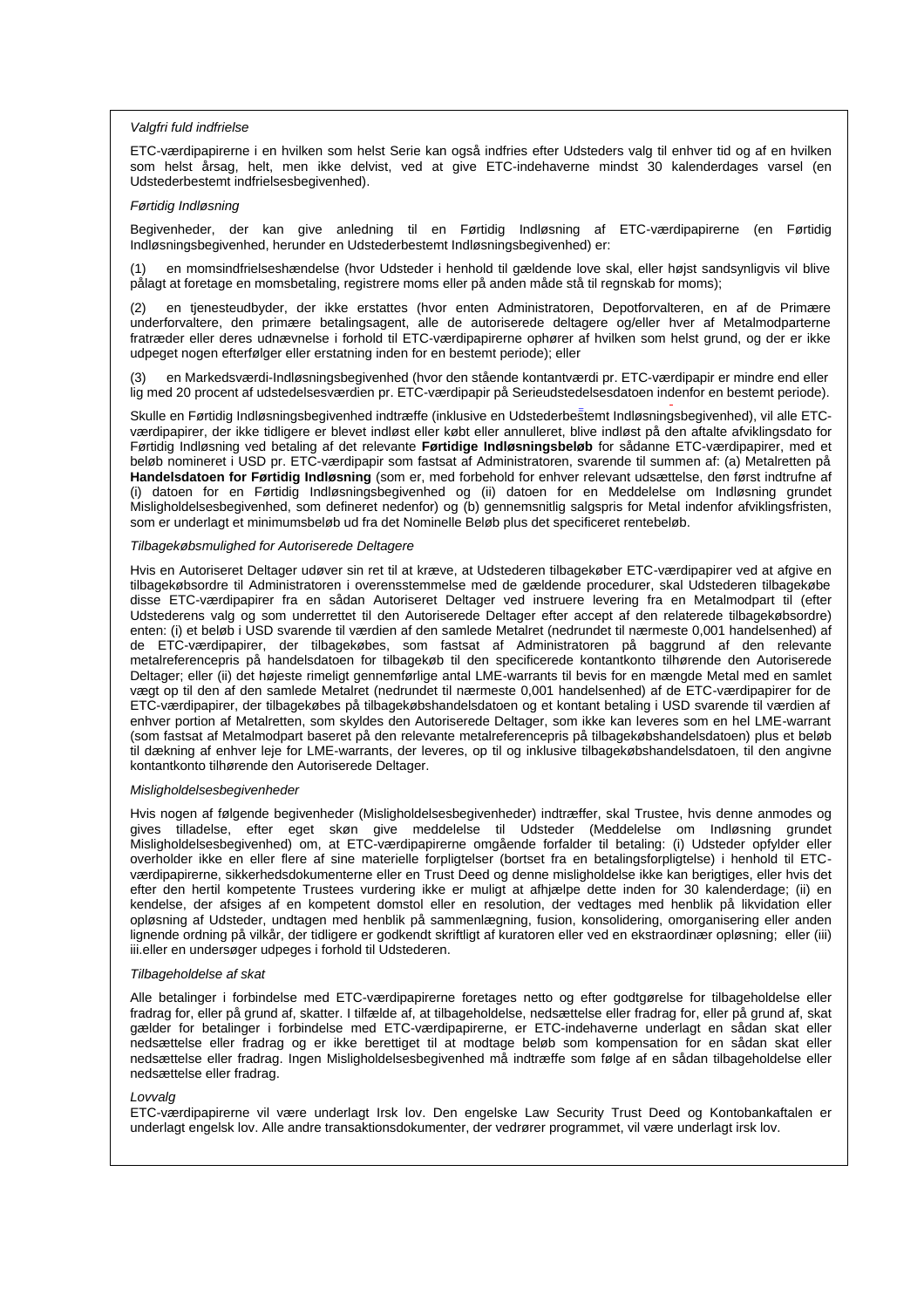*Valgfri fuld indfrielse*

ETC-værdipapirerne i en hvilken som helst Serie kan også indfries efter Udsteders valg til enhver tid og af en hvilken som helst årsag, helt, men ikke delvist, ved at give ETC-indehaverne mindst 30 kalenderdages varsel (en Udstederbestemt indfrielsesbegivenhed).

*Førtidig Indløsning*

Begivenheder, der kan give anledning til en Førtidig Indløsning af ETC-værdipapirerne (en Førtidig Indløsningsbegivenhed, herunder en Udstederbestemt Indløsningsbegivenhed) er:

(1) en momsindfrielseshændelse (hvor Udsteder i henhold til gældende love skal, eller højst sandsynligvis vil blive pålagt at foretage en momsbetaling, registrere moms eller på anden måde stå til regnskab for moms);

(2) en tjenesteudbyder, der ikke erstattes (hvor enten Administratoren, Depotforvalteren, en af de Primære underforvaltere, den primære betalingsagent, alle de autoriserede deltagere og/eller hver af Metalmodparterne fratræder eller deres udnævnelse i forhold til ETC-værdipapirerne ophører af hvilken som helst grund, og der er ikke udpeget nogen efterfølger eller erstatning inden for en bestemt periode); eller

(3) en Markedsværdi-Indløsningsbegivenhed (hvor den stående kontantværdi pr. ETC-værdipapir er mindre end eller lig med 20 procent af udstedelsesværdien pr. ETC-værdipapir på Serieudstedelsesdatoen indenfor en bestemt periode).

Skulle en Førtidig Indløsningsbegivenhed indtræffe (inklusive en Udstederbestemt Indløsningsbegivenhed), vil alle ETC-værdipapirer, der ikke tidligere er blevet indløst eller købt eller annulleret, blive indløst på den aftalte afviklingsdato for Førtidig Indløsning ved betaling af det relevante **Førtidige Indløsningsbeløb** for sådanne ETC-værdipapirer, med et beløb nomineret i USD pr. ETC-værdipapir som fastsat af Administratoren, svarende til summen af: (a) Metalretten på **Handelsdatoen for Førtidig Indløsning** (som er, med forbehold for enhver relevant udsættelse, den først indtrufne af (i) datoen for en Førtidig Indløsningsbegivenhed og (ii) datoen for en Meddelelse om Indløsning grundet Misligholdelsesbegivenhed, som defineret nedenfor) og (b) gennemsnitlig salgspris for Metal indenfor afviklingsfristen, som er underlagt et minimumsbeløb ud fra det Nominelle Beløb plus det specificeret rentebeløb.

*Tilbagekøbsmulighed for Autoriserede Deltagere*

Hvis en Autoriseret Deltager udøver sin ret til at kræve, at Udstederen tilbagekøber ETC-værdipapirer ved at afgive en tilbagekøbsordre til Administratoren i overensstemmelse med de gældende procedurer, skal Udstederen tilbagekøbe disse ETC-værdipapirer fra en sådan Autoriseret Deltager ved instruere levering fra en Metalmodpart til (efter Udstederens valg og som underrettet til den Autoriserede Deltager efter accept af den relaterede tilbagekøbsordre) enten: (i) et beløb i USD svarende til værdien af den samlede Metalret (nedrundet til nærmeste 0,001 handelsenhed) af de ETC-værdipapirer, der tilbagekøbes, som fastsat af Administratoren på baggrund af den relevante metalreferencepris på handelsdatoen for tilbagekøb til den specificerede kontantkonto tilhørende den Autoriserede Deltager; eller (ii) det højeste rimeligt gennemførlige antal LME-warrants til bevis for en mængde Metal med en samlet vægt op til den af den samlede Metalret (nedrundet til nærmeste 0,001 handelsenhed) af de ETC-værdipapirer for de ETC-værdipapirer, der tilbagekøbes på tilbagekøbshandelsdatoen og et kontant betaling i USD svarende til værdien af enhver portion af Metalretten, som skyldes den Autoriserede Deltager, som ikke kan leveres som en hel LME-warrant (som fastsat af Metalmodpart baseret på den relevante metalreferencepris på tilbagekøbshandelsdatoen) plus et beløb til dækning af enhver leje for LME-warrants, der leveres, op til og inklusive tilbagekøbshandelsdatoen, til den angivne kontantkonto tilhørende den Autoriserede Deltager.

*Misligholdelsesbegivenheder*

Hvis nogen af følgende begivenheder (Misligholdelsesbegivenheder) indtræffer, skal Trustee, hvis denne anmodes og gives tilladelse, efter eget skøn give meddelelse til Udsteder (Meddelelse om Indløsning grundet Misligholdelsesbegivenhed) om, at ETC-værdipapirerne omgående forfalder til betaling: (i) Udsteder opfylder eller overholder ikke en eller flere af sine materielle forpligtelser (bortset fra en betalingsforpligtelse) i henhold til ETC-værdipapirerne, sikkerhedsdokumenterne eller en Trust Deed og denne misligholdelse ikke kan berigtiges, eller hvis det efter den hertil kompetente Trustees vurdering ikke er muligt at afhjælpe dette inden for 30 kalenderdage; (ii) en kendelse, der afsiges af en kompetent domstol eller en resolution, der vedtages med henblik på likvidation eller opløsning af Udsteder, undtagen med henblik på sammenlægning, fusion, konsolidering, omorganisering eller anden lignende ordning på vilkår, der tidligere er godkendt skriftligt af kuratoren eller ved en ekstraordinær opløsning; eller (iii) iii.eller en undersøger udpeges i forhold til Udstederen.

*Tilbageholdelse af skat*

Alle betalinger i forbindelse med ETC-værdipapirerne foretages netto og efter godtgørelse for tilbageholdelse eller fradrag for, eller på grund af, skatter. I tilfælde af, at tilbageholdelse, nedsættelse eller fradrag for, eller på grund af, skat gælder for betalinger i forbindelse med ETC-værdipapirerne, er ETC-indehaverne underlagt en sådan skat eller nedsættelse eller fradrag og er ikke berettiget til at modtage beløb som kompensation for en sådan skat eller nedsættelse eller fradrag. Ingen Misligholdelsesbegivenhed må indtræffe som følge af en sådan tilbageholdelse eller nedsættelse eller fradrag.

*Lovvalg*

ETC-værdipapirerne vil være underlagt Irsk lov. Den engelske Law Security Trust Deed og Kontobankaftalen er underlagt engelsk lov. Alle andre transaktionsdokumenter, der vedrører programmet, vil være underlagt irsk lov.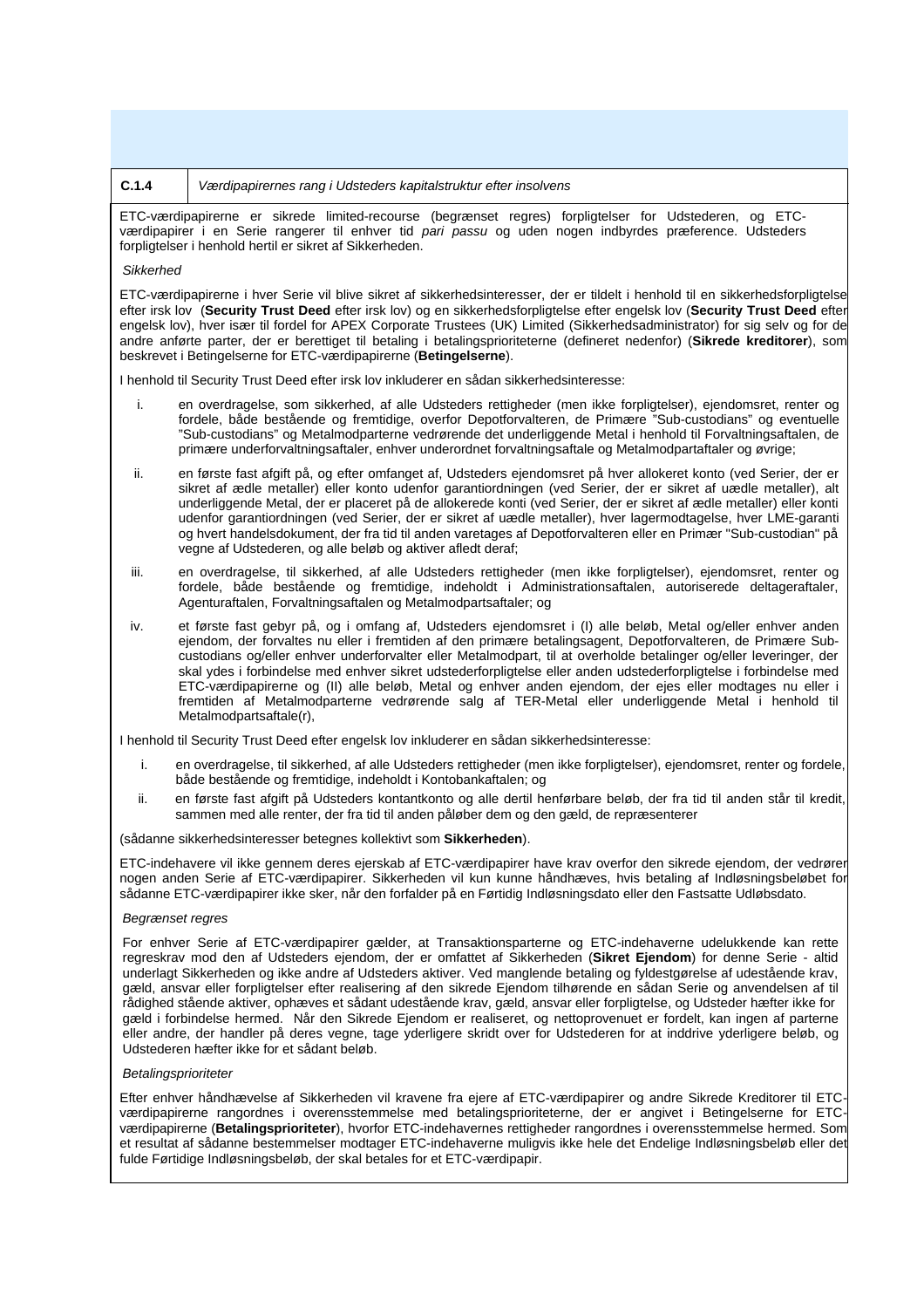| C.1.4 | *Værdipapirernes rang i Udsteders kapitalstruktur efter insolvens* |
|---|---|

ETC-værdipapirerne er sikrede limited-recourse (begrænset regres) forpligtelser for Udstederen, og ETC-værdipapirer i en Serie rangerer til enhver tid *pari passu* og uden nogen indbyrdes præference. Udsteders forpligtelser i henhold hertil er sikret af Sikkerheden.

*Sikkerhed*

ETC-værdipapirerne i hver Serie vil blive sikret af sikkerhedsinteresser, der er tildelt i henhold til en sikkerhedsforpligtelse efter irsk lov (**Security Trust Deed** efter irsk lov) og en sikkerhedsforpligtelse efter engelsk lov (**Security Trust Deed** efter engelsk lov), hver især til fordel for APEX Corporate Trustees (UK) Limited (Sikkerhedsadministrator) for sig selv og for de andre anførte parter, der er berettiget til betaling i betalingsprioriteterne (defineret nedenfor) (**Sikrede kreditorer**), som beskrevet i Betingelserne for ETC-værdipapirerne (**Betingelserne**).

I henhold til Security Trust Deed efter irsk lov inkluderer en sådan sikkerhedsinteresse:

i. en overdragelse, som sikkerhed, af alle Udsteders rettigheder (men ikke forpligtelser), ejendomsret, renter og fordele, både bestående og fremtidige, overfor Depotforvalteren, de Primære "Sub-custodians" og eventuelle "Sub-custodians" og Metalmodparterne vedrørende det underliggende Metal i henhold til Forvaltningsaftalen, de primære underforvaltningsaftaler, enhver underordnet forvaltningsaftale og Metalmodpartaftaler og øvrige;

ii. en første fast afgift på, og efter omfanget af, Udsteders ejendomsret på hver allokeret konto (ved Serier, der er sikret af ædle metaller) eller konto udenfor garantiordningen (ved Serier, der er sikret af uædle metaller), alt underliggende Metal, der er placeret på de allokerede konti (ved Serier, der er sikret af ædle metaller) eller konti udenfor garantiordningen (ved Serier, der er sikret af uædle metaller), hver lagermodtagelse, hver LME-garanti og hvert handelsdokument, der fra tid til anden varetages af Depotforvalteren eller en Primær "Sub-custodian" på vegne af Udstederen, og alle beløb og aktiver afledt deraf;

iii. en overdragelse, til sikkerhed, af alle Udsteders rettigheder (men ikke forpligtelser), ejendomsret, renter og fordele, både bestående og fremtidige, indeholdt i Administrationsaftalen, autoriserede deltageraftaler, Agenturaftalen, Forvaltningsaftalen og Metalmodpartsaftaler; og

iv. et første fast gebyr på, og i omfang af, Udsteders ejendomsret i (I) alle beløb, Metal og/eller enhver anden ejendom, der forvaltes nu eller i fremtiden af den primære betalingsagent, Depotforvalteren, de Primære Sub-custodians og/eller enhver underforvalter eller Metalmodpart, til at overholde betalinger og/eller leveringer, der skal ydes i forbindelse med enhver sikret udstederforpligtelse eller anden udstederforpligtelse i forbindelse med ETC-værdipapirerne og (II) alle beløb, Metal og enhver anden ejendom, der ejes eller modtages nu eller i fremtiden af Metalmodparterne vedrørende salg af TER-Metal eller underliggende Metal i henhold til Metalmodpartsaftale(r),

I henhold til Security Trust Deed efter engelsk lov inkluderer en sådan sikkerhedsinteresse:

i. en overdragelse, til sikkerhed, af alle Udsteders rettigheder (men ikke forpligtelser), ejendomsret, renter og fordele, både bestående og fremtidige, indeholdt i Kontobankaftalen; og

ii. en første fast afgift på Udsteders kontantkonto og alle dertil henførbare beløb, der fra tid til anden står til kredit, sammen med alle renter, der fra tid til anden påløber dem og den gæld, de repræsenterer

(sådanne sikkerhedsinteresser betegnes kollektivt som **Sikkerheden**).

ETC-indehavere vil ikke gennem deres ejerskab af ETC-værdipapirer have krav overfor den sikrede ejendom, der vedrører nogen anden Serie af ETC-værdipapirer. Sikkerheden vil kun kunne håndhæves, hvis betaling af Indløsningsbeløbet for sådanne ETC-værdipapirer ikke sker, når den forfalder på en Førtidig Indløsningsdato eller den Fastsatte Udløbsdato.

*Begrænset regres*

For enhver Serie af ETC-værdipapirer gælder, at Transaktionsparterne og ETC-indehaverne udelukkende kan rette regreskrav mod den af Udsteders ejendom, der er omfattet af Sikkerheden (**Sikret Ejendom**) for denne Serie - altid underlagt Sikkerheden og ikke andre af Udsteders aktiver. Ved manglende betaling og fyldestgørelse af udestående krav, gæld, ansvar eller forpligtelser efter realisering af den sikrede Ejendom tilhørende en sådan Serie og anvendelsen af til rådighed stående aktiver, ophæves et sådant udestående krav, gæld, ansvar eller forpligtelse, og Udsteder hæfter ikke for gæld i forbindelse hermed. Når den Sikrede Ejendom er realiseret, og nettoprovenuet er fordelt, kan ingen af parterne eller andre, der handler på deres vegne, tage yderligere skridt over for Udstederen for at inddrive yderligere beløb, og Udstederen hæfter ikke for et sådant beløb.

*Betalingsprioriteter*

Efter enhver håndhævelse af Sikkerheden vil kravene fra ejere af ETC-værdipapirer og andre Sikrede Kreditorer til ETC-værdipapirerne rangordnes i overensstemmelse med betalingsprioriteterne, der er angivet i Betingelserne for ETC-værdipapirerne (**Betalingsprioriteter**), hvorfor ETC-indehavernes rettigheder rangordnes i overensstemmelse hermed. Som et resultat af sådanne bestemmelser modtager ETC-indehaverne muligvis ikke hele det Endelige Indløsningsbeløb eller det fulde Førtidige Indløsningsbeløb, der skal betales for et ETC-værdipapir.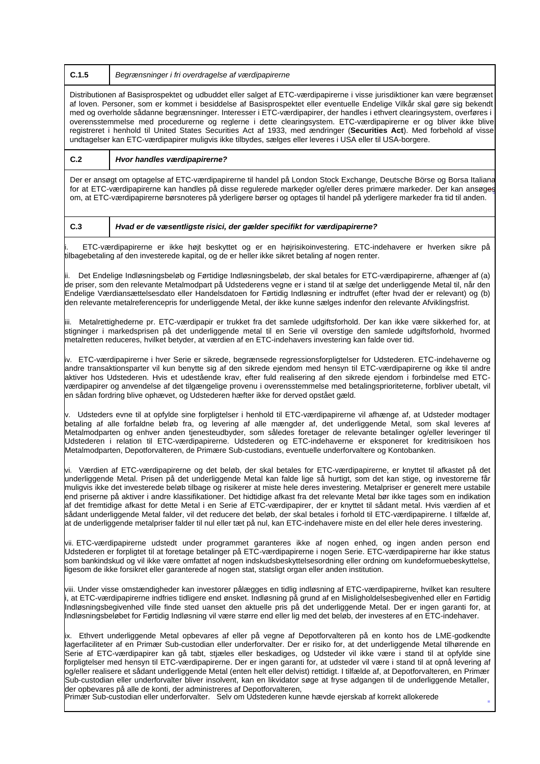| C.1.5 | *Begrænsninger i fri overdragelse af værdipapirerne* |
|---|---|
| Distributionen af Basisprospektet og udbuddet eller salget af ETC-værdipapirerne i visse jurisdiktioner kan være begrænset af loven. Personer, som er kommet i besiddelse af Basisprospektet eller eventuelle Endelige Vilkår skal gøre sig bekendt med og overholde sådanne begrænsninger. Interesser i ETC-værdipapirer, der handles i ethvert clearingsystem, overføres i overensstemmelse med procedurerne og reglerne i dette clearingsystem. ETC-værdipapirerne er og bliver ikke blive registreret i henhold til United States Securities Act af 1933, med ændringer (**Securities Act**). Med forbehold af visse undtagelser kan ETC-værdipapirer muligvis ikke tilbydes, sælges eller leveres i USA eller til USA-borgere. | |
| **C.2** | ***Hvor handles værdipapirerne?*** |
| Der er ansøgt om optagelse af ETC-værdipapirerne til handel på London Stock Exchange, Deutsche Börse og Borsa Italiana for at ETC-værdipapirerne kan handles på disse regulerede markeder og/eller deres primære markeder. Der kan ansøges om, at ETC-værdipapirerne børsnoteres på yderligere børser og optages til handel på yderligere markeder fra tid til anden. | |
| **C.3** | ***Hvad er de væsentligste risici, der gælder specifikt for værdipapirerne?*** |

i. ETC-værdipapirerne er ikke højt beskyttet og er en højrisikoinvestering. ETC-indehavere er hverken sikre på tilbagebetaling af den investerede kapital, og de er heller ikke sikret betaling af nogen renter.

ii. Det Endelige Indløsningsbeløb og Førtidige Indløsningsbeløb, der skal betales for ETC-værdipapirerne, afhænger af (a) de priser, som den relevante Metalmodpart på Udstederens vegne er i stand til at sælge det underliggende Metal til, når den Endelige Værdiansættelsesdato eller Handelsdatoen for Førtidig Indløsning er indtruffet (efter hvad der er relevant) og (b) den relevante metalreferencepris for underliggende Metal, der ikke kunne sælges indenfor den relevante Afviklingsfrist.

iii. Metalrettighederne pr. ETC-værdipapir er trukket fra det samlede udgiftsforhold. Der kan ikke være sikkerhed for, at stigninger i markedsprisen på det underliggende metal til en Serie vil overstige den samlede udgiftsforhold, hvormed metalretten reduceres, hvilket betyder, at værdien af en ETC-indehavers investering kan falde over tid.

iv. ETC-værdipapirerne i hver Serie er sikrede, begrænsede regressionsforpligtelser for Udstederen. ETC-indehaverne og andre transaktionsparter vil kun benytte sig af den sikrede ejendom med hensyn til ETC-værdipapirerne og ikke til andre aktiver hos Udstederen. Hvis et udestående krav, efter fuld realisering af den sikrede ejendom i forbindelse med ETC-værdipapirer og anvendelse af det tilgængelige provenu i overensstemmelse med betalingsprioriteterne, forbliver ubetalt, vil en sådan fordring blive ophævet, og Udstederen hæfter ikke for derved opstået gæld.

v. Udsteders evne til at opfylde sine forpligtelser i henhold til ETC-værdipapirerne vil afhænge af, at Udsteder modtager betaling af alle forfaldne beløb fra, og levering af alle mængder af, det underliggende Metal, som skal leveres af Metalmodparten og enhver anden tjenesteudbyder, som således foretager de relevante betalinger og/eller leveringer til Udstederen i relation til ETC-værdipapirerne. Udstederen og ETC-indehaverne er eksponeret for kreditrisikoen hos Metalmodparten, Depotforvalteren, de Primære Sub-custodians, eventuelle underforvaltere og Kontobanken.

vi. Værdien af ETC-værdipapirerne og det beløb, der skal betales for ETC-værdipapirerne, er knyttet til afkastet på det underliggende Metal. Prisen på det underliggende Metal kan falde lige så hurtigt, som det kan stige, og investorerne får muligvis ikke det investerede beløb tilbage og risikerer at miste hele deres investering. Metalpriser er generelt mere ustabile end priserne på aktiver i andre klassifikationer. Det hidtidige afkast fra det relevante Metal bør ikke tages som en indikation af det fremtidige afkast for dette Metal i en Serie af ETC-værdipapirer, der er knyttet til sådant metal. Hvis værdien af et sådant underliggende Metal falder, vil det reducere det beløb, der skal betales i forhold til ETC-værdipapirerne. I tilfælde af, at de underliggende metalpriser falder til nul eller tæt på nul, kan ETC-indehavere miste en del eller hele deres investering.

vii. ETC-værdipapirerne udstedt under programmet garanteres ikke af nogen enhed, og ingen anden person end Udstederen er forpligtet til at foretage betalinger på ETC-værdipapirerne i nogen Serie. ETC-værdipapirerne har ikke status som bankindskud og vil ikke være omfattet af nogen indskudsbeskyttelsesordning eller ordning om kundeformuebeskyttelse, ligesom de ikke forsikret eller garanteres af nogen stat, statsligt organ eller anden institution.

viii. Under visse omstændigheder kan investorer pålægges en tidlig indløsning af ETC-værdipapirerne, hvilket kan resultere i, at ETC-værdipapirerne indfries tidligere end ønsket. Indløsning på grund af en Misligholdelsesbegivenhed eller en Førtidig Indløsningsbegivenhed ville finde sted uanset den aktuelle pris på det underliggende Metal. Der er ingen garanti for, at Indløsningsbeløbet for Førtidig Indløsning vil være større end eller lig med det beløb, der investeres af en ETC-indehaver.

ix. Ethvert underliggende Metal opbevares af eller på vegne af Depotforvalteren på en konto hos de LME-godkendte lagerfaciliteter af en Primær Sub-custodian eller underforvalter. Der er risiko for, at det underliggende Metal tilhørende en Serie af ETC-værdipapirer kan gå tabt, stjæles eller beskadiges, og Udsteder vil ikke være i stand til at opfylde sine forpligtelser med hensyn til ETC-værdipapirerne. Der er ingen garanti for, at udsteder vil være i stand til at opnå levering af og/eller realisere et sådant underliggende Metal (enten helt eller delvist) rettidigt. I tilfælde af, at Depotforvalteren, en Primær Sub-custodian eller underforvalter bliver insolvent, kan en likvidator søge at fryse adgangen til de underliggende Metaller, der opbevares på alle de konti, der administreres af Depotforvalteren,
Primær Sub-custodian eller underforvalter. Selv om Udstederen kunne hævde ejerskab af korrekt allokerede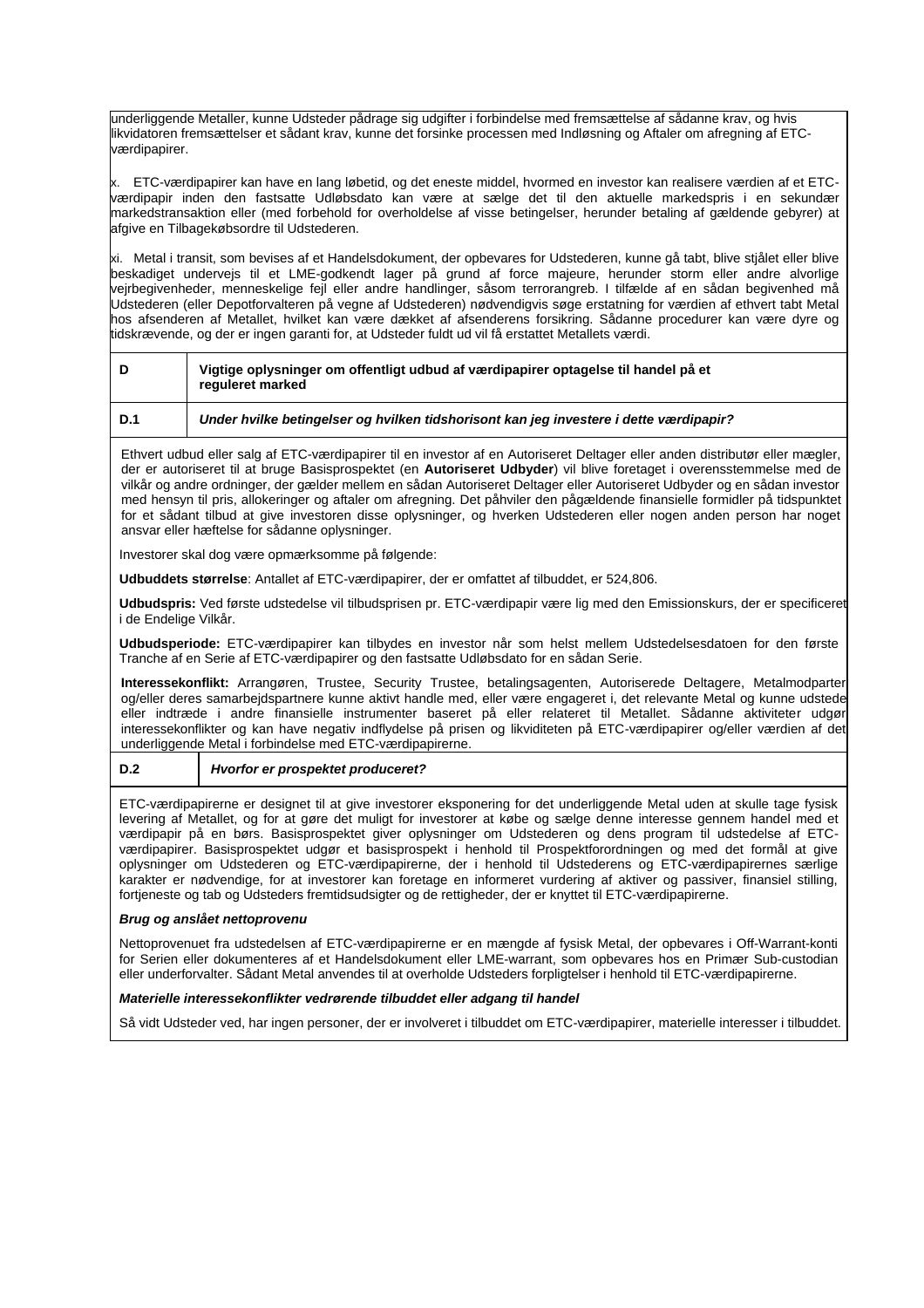underliggende Metaller, kunne Udsteder pådrage sig udgifter i forbindelse med fremsættelse af sådanne krav, og hvis likvidatoren fremsættelser et sådant krav, kunne det forsinke processen med Indløsning og Aftaler om afregning af ETC-værdipapirer.

x. ETC-værdipapirer kan have en lang løbetid, og det eneste middel, hvormed en investor kan realisere værdien af et ETC-værdipapir inden den fastsatte Udløbsdato kan være at sælge det til den aktuelle markedspris i en sekundær markedstransaktion eller (med forbehold for overholdelse af visse betingelser, herunder betaling af gældende gebyrer) at afgive en Tilbagekøbsordre til Udstederen.

xi. Metal i transit, som bevises af et Handelsdokument, der opbevares for Udstederen, kunne gå tabt, blive stjålet eller blive beskadiget undervejs til et LME-godkendt lager på grund af force majeure, herunder storm eller andre alvorlige vejrbegivenheder, menneskelige fejl eller andre handlinger, såsom terrorangreb. I tilfælde af en sådan begivenhed må Udstederen (eller Depotforvalteren på vegne af Udstederen) nødvendigvis søge erstatning for værdien af ethvert tabt Metal hos afsenderen af Metallet, hvilket kan være dækket af afsenderens forsikring. Sådanne procedurer kan være dyre og tidskrævende, og der er ingen garanti for, at Udsteder fuldt ud vil få erstattet Metallets værdi.

| | |
|---|---|
| **D** | **Vigtige oplysninger om offentligt udbud af værdipapirer optagelse til handel på et reguleret marked** |
| **D.1** | ***Under hvilke betingelser og hvilken tidshorisont kan jeg investere i dette værdipapir?*** |

Ethvert udbud eller salg af ETC-værdipapirer til en investor af en Autoriseret Deltager eller anden distributør eller mægler, der er autoriseret til at bruge Basisprospektet (en **Autoriseret Udbyder**) vil blive foretaget i overensstemmelse med de vilkår og andre ordninger, der gælder mellem en sådan Autoriseret Deltager eller Autoriseret Udbyder og en sådan investor med hensyn til pris, allokeringer og aftaler om afregning. Det påhviler den pågældende finansielle formidler på tidspunktet for et sådant tilbud at give investoren disse oplysninger, og hverken Udstederen eller nogen anden person har noget ansvar eller hæftelse for sådanne oplysninger.

Investorer skal dog være opmærksomme på følgende:

**Udbuddets størrelse**: Antallet af ETC-værdipapirer, der er omfattet af tilbuddet, er 524,806.

**Udbudspris:** Ved første udstedelse vil tilbudsprisen pr. ETC-værdipapir være lig med den Emissionskurs, der er specificeret i de Endelige Vilkår.

**Udbudsperiode:** ETC-værdipapirer kan tilbydes en investor når som helst mellem Udstedelsesdatoen for den første Tranche af en Serie af ETC-værdipapirer og den fastsatte Udløbsdato for en sådan Serie.

**Interessekonflikt:** Arrangøren, Trustee, Security Trustee, betalingsagenten, Autoriserede Deltagere, Metalmodparter og/eller deres samarbejdspartnere kunne aktivt handle med, eller være engageret i, det relevante Metal og kunne udstede eller indtræde i andre finansielle instrumenter baseret på eller relateret til Metallet. Sådanne aktiviteter udgør interessekonflikter og kan have negativ indflydelse på prisen og likviditeten på ETC-værdipapirer og/eller værdien af det underliggende Metal i forbindelse med ETC-værdipapirerne.

| | |
|---|---|
| **D.2** | ***Hvorfor er prospektet produceret?*** |

ETC-værdipapirerne er designet til at give investorer eksponering for det underliggende Metal uden at skulle tage fysisk levering af Metallet, og for at gøre det muligt for investorer at købe og sælge denne interesse gennem handel med et værdipapir på en børs. Basisprospektet giver oplysninger om Udstederen og dens program til udstedelse af ETC-værdipapirer. Basisprospektet udgør et basisprospekt i henhold til Prospektforordningen og med det formål at give oplysninger om Udstederen og ETC-værdipapirerne, der i henhold til Udstederens og ETC-værdipapirernes særlige karakter er nødvendige, for at investorer kan foretage en informeret vurdering af aktiver og passiver, finansiel stilling, fortjeneste og tab og Udsteders fremtidsudsigter og de rettigheder, der er knyttet til ETC-værdipapirerne.

***Brug og anslået nettoprovenu***

Nettoprovenuet fra udstedelsen af ETC-værdipapirerne er en mængde af fysisk Metal, der opbevares i Off-Warrant-konti for Serien eller dokumenteres af et Handelsdokument eller LME-warrant, som opbevares hos en Primær Sub-custodian eller underforvalter. Sådant Metal anvendes til at overholde Udsteders forpligtelser i henhold til ETC-værdipapirerne.

***Materielle interessekonflikter vedrørende tilbuddet eller adgang til handel***

Så vidt Udsteder ved, har ingen personer, der er involveret i tilbuddet om ETC-værdipapirer, materielle interesser i tilbuddet.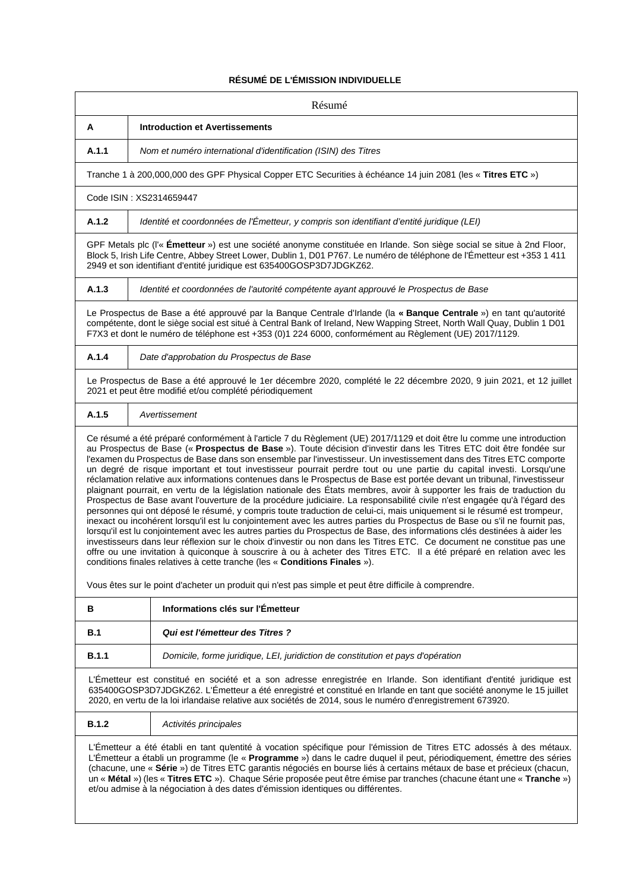**RÉSUMÉ DE L'ÉMISSION INDIVIDUELLE**

| Résumé | |
|---|---|
| **A** | **Introduction et Avertissements** |
| **A.1.1** | *Nom et numéro international d'identification (ISIN) des Titres* |

Tranche 1 à 200,000,000 des GPF Physical Copper ETC Securities à échéance 14 juin 2081 (les « **Titres ETC** »)

Code ISIN : XS2314659447

| | |
|---|---|
| **A.1.2** | *Identité et coordonnées de l'Émetteur, y compris son identifiant d'entité juridique (LEI)* |

GPF Metals plc (l'« **Émetteur** ») est une société anonyme constituée en Irlande. Son siège social se situe à 2nd Floor, Block 5, Irish Life Centre, Abbey Street Lower, Dublin 1, D01 P767. Le numéro de téléphone de l'Émetteur est +353 1 411 2949 et son identifiant d'entité juridique est 635400GOSP3D7JDGKZ62.

| | |
|---|---|
| **A.1.3** | *Identité et coordonnées de l'autorité compétente ayant approuvé le Prospectus de Base* |

Le Prospectus de Base a été approuvé par la Banque Centrale d'Irlande (la **« Banque Centrale** ») en tant qu'autorité compétente, dont le siège social est situé à Central Bank of Ireland, New Wapping Street, North Wall Quay, Dublin 1 D01 F7X3 et dont le numéro de téléphone est +353 (0)1 224 6000, conformément au Règlement (UE) 2017/1129.

| | |
|---|---|
| **A.1.4** | *Date d'approbation du Prospectus de Base* |

Le Prospectus de Base a été approuvé le 1er décembre 2020, complété le 22 décembre 2020, 9 juin 2021, et 12 juillet 2021 et peut être modifié et/ou complété périodiquement

| | |
|---|---|
| **A.1.5** | *Avertissement* |

Ce résumé a été préparé conformément à l'article 7 du Règlement (UE) 2017/1129 et doit être lu comme une introduction au Prospectus de Base (« **Prospectus de Base** »). Toute décision d'investir dans les Titres ETC doit être fondée sur l'examen du Prospectus de Base dans son ensemble par l'investisseur. Un investissement dans des Titres ETC comporte un degré de risque important et tout investisseur pourrait perdre tout ou une partie du capital investi. Lorsqu'une réclamation relative aux informations contenues dans le Prospectus de Base est portée devant un tribunal, l'investisseur plaignant pourrait, en vertu de la législation nationale des États membres, avoir à supporter les frais de traduction du Prospectus de Base avant l'ouverture de la procédure judiciaire. La responsabilité civile n'est engagée qu'à l'égard des personnes qui ont déposé le résumé, y compris toute traduction de celui-ci, mais uniquement si le résumé est trompeur, inexact ou incohérent lorsqu'il est lu conjointement avec les autres parties du Prospectus de Base ou s'il ne fournit pas, lorsqu'il est lu conjointement avec les autres parties du Prospectus de Base, des informations clés destinées à aider les investisseurs dans leur réflexion sur le choix d'investir ou non dans les Titres ETC. Ce document ne constitue pas une offre ou une invitation à quiconque à souscrire à ou à acheter des Titres ETC. Il a été préparé en relation avec les conditions finales relatives à cette tranche (les « **Conditions Finales** »).

Vous êtes sur le point d'acheter un produit qui n'est pas simple et peut être difficile à comprendre.

| | |
|---|---|
| **B** | **Informations clés sur l'Émetteur** |
| **B.1** | ***Qui est l'émetteur des Titres ?*** |
| **B.1.1** | *Domicile, forme juridique, LEI, juridiction de constitution et pays d'opération* |

L'Émetteur est constitué en société et a son adresse enregistrée en Irlande. Son identifiant d'entité juridique est 635400GOSP3D7JDGKZ62. L'Émetteur a été enregistré et constitué en Irlande en tant que société anonyme le 15 juillet 2020, en vertu de la loi irlandaise relative aux sociétés de 2014, sous le numéro d'enregistrement 673920.

| | |
|---|---|
| **B.1.2** | *Activités principales* |

L'Émetteur a été établi en tant qu'entité à vocation spécifique pour l'émission de Titres ETC adossés à des métaux. L'Émetteur a établi un programme (le « **Programme** ») dans le cadre duquel il peut, périodiquement, émettre des séries (chacune, une « **Série** ») de Titres ETC garantis négociés en bourse liés à certains métaux de base et précieux (chacun, un « **Métal** ») (les « **Titres ETC** »). Chaque Série proposée peut être émise par tranches (chacune étant une « **Tranche** ») et/ou admise à la négociation à des dates d'émission identiques ou différentes.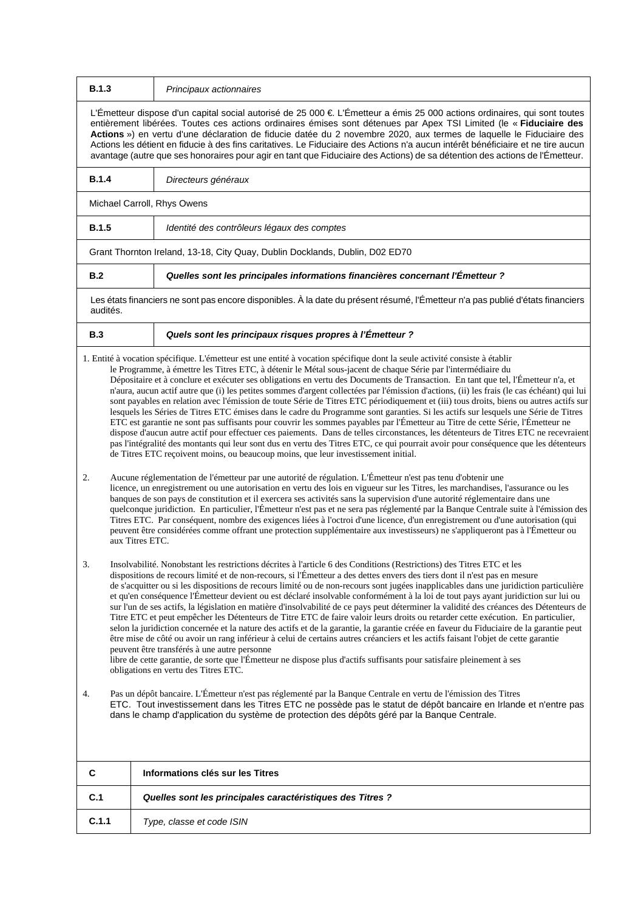| **B.1.3** | *Principaux actionnaires* |
|---|---|
| L'Émetteur dispose d'un capital social autorisé de 25 000 €. L'Émetteur a émis 25 000 actions ordinaires, qui sont toutes entièrement libérées. Toutes ces actions ordinaires émises sont détenues par Apex TSI Limited (le « **Fiduciaire des Actions** ») en vertu d'une déclaration de fiducie datée du 2 novembre 2020, aux termes de laquelle le Fiduciaire des Actions les détient en fiducie à des fins caritatives. Le Fiduciaire des Actions n'a aucun intérêt bénéficiaire et ne tire aucun avantage (autre que ses honoraires pour agir en tant que Fiduciaire des Actions) de sa détention des actions de l'Émetteur. | |
| **B.1.4** | *Directeurs généraux* |
| Michael Carroll, Rhys Owens | |
| **B.1.5** | *Identité des contrôleurs légaux des comptes* |
| Grant Thornton Ireland, 13-18, City Quay, Dublin Docklands, Dublin, D02 ED70 | |
| **B.2** | ***Quelles sont les principales informations financières concernant l'Émetteur ?*** |
| Les états financiers ne sont pas encore disponibles. À la date du présent résumé, l'Émetteur n'a pas publié d'états financiers audités. | |
| **B.3** | ***Quels sont les principaux risques propres à l'Émetteur ?*** |

1. Entité à vocation spécifique. L'émetteur est une entité à vocation spécifique dont la seule activité consiste à établir le Programme, à émettre les Titres ETC, à détenir le Métal sous-jacent de chaque Série par l'intermédiaire du Dépositaire et à conclure et exécuter ses obligations en vertu des Documents de Transaction. En tant que tel, l'Émetteur n'a, et n'aura, aucun actif autre que (i) les petites sommes d'argent collectées par l'émission d'actions, (ii) les frais (le cas échéant) qui lui sont payables en relation avec l'émission de toute Série de Titres ETC périodiquement et (iii) tous droits, biens ou autres actifs sur lesquels les Séries de Titres ETC émises dans le cadre du Programme sont garanties. Si les actifs sur lesquels une Série de Titres ETC est garantie ne sont pas suffisants pour couvrir les sommes payables par l'Émetteur au Titre de cette Série, l'Émetteur ne dispose d'aucun autre actif pour effectuer ces paiements. Dans de telles circonstances, les détenteurs de Titres ETC ne recevraient pas l'intégralité des montants qui leur sont dus en vertu des Titres ETC, ce qui pourrait avoir pour conséquence que les détenteurs de Titres ETC reçoivent moins, ou beaucoup moins, que leur investissement initial.

2. Aucune réglementation de l'émetteur par une autorité de régulation. L'Émetteur n'est pas tenu d'obtenir une licence, un enregistrement ou une autorisation en vertu des lois en vigueur sur les Titres, les marchandises, l'assurance ou les banques de son pays de constitution et il exercera ses activités sans la supervision d'une autorité réglementaire dans une quelconque juridiction. En particulier, l'Émetteur n'est pas et ne sera pas réglementé par la Banque Centrale suite à l'émission des Titres ETC. Par conséquent, nombre des exigences liées à l'octroi d'une licence, d'un enregistrement ou d'une autorisation (qui peuvent être considérées comme offrant une protection supplémentaire aux investisseurs) ne s'appliqueront pas à l'Émetteur ou aux Titres ETC.

3. Insolvabilité. Nonobstant les restrictions décrites à l'article 6 des Conditions (Restrictions) des Titres ETC et les dispositions de recours limité et de non-recours, si l'Émetteur a des dettes envers des tiers dont il n'est pas en mesure de s'acquitter ou si les dispositions de recours limité ou de non-recours sont jugées inapplicables dans une juridiction particulière et qu'en conséquence l'Émetteur devient ou est déclaré insolvable conformément à la loi de tout pays ayant juridiction sur lui ou sur l'un de ses actifs, la législation en matière d'insolvabilité de ce pays peut déterminer la validité des créances des Détenteurs de Titre ETC et peut empêcher les Détenteurs de Titre ETC de faire valoir leurs droits ou retarder cette exécution. En particulier, selon la juridiction concernée et la nature des actifs et de la garantie, la garantie créée en faveur du Fiduciaire de la garantie peut être mise de côté ou avoir un rang inférieur à celui de certains autres créanciers et les actifs faisant l'objet de cette garantie peuvent être transférés à une autre personne libre de cette garantie, de sorte que l'Émetteur ne dispose plus d'actifs suffisants pour satisfaire pleinement à ses obligations en vertu des Titres ETC.

4. Pas un dépôt bancaire. L'Émetteur n'est pas réglementé par la Banque Centrale en vertu de l'émission des Titres ETC. Tout investissement dans les Titres ETC ne possède pas le statut de dépôt bancaire en Irlande et n'entre pas dans le champ d'application du système de protection des dépôts géré par la Banque Centrale.

| **C** | **Informations clés sur les Titres** |
|---|---|
| **C.1** | ***Quelles sont les principales caractéristiques des Titres ?*** |
| **C.1.1** | *Type, classe et code ISIN* |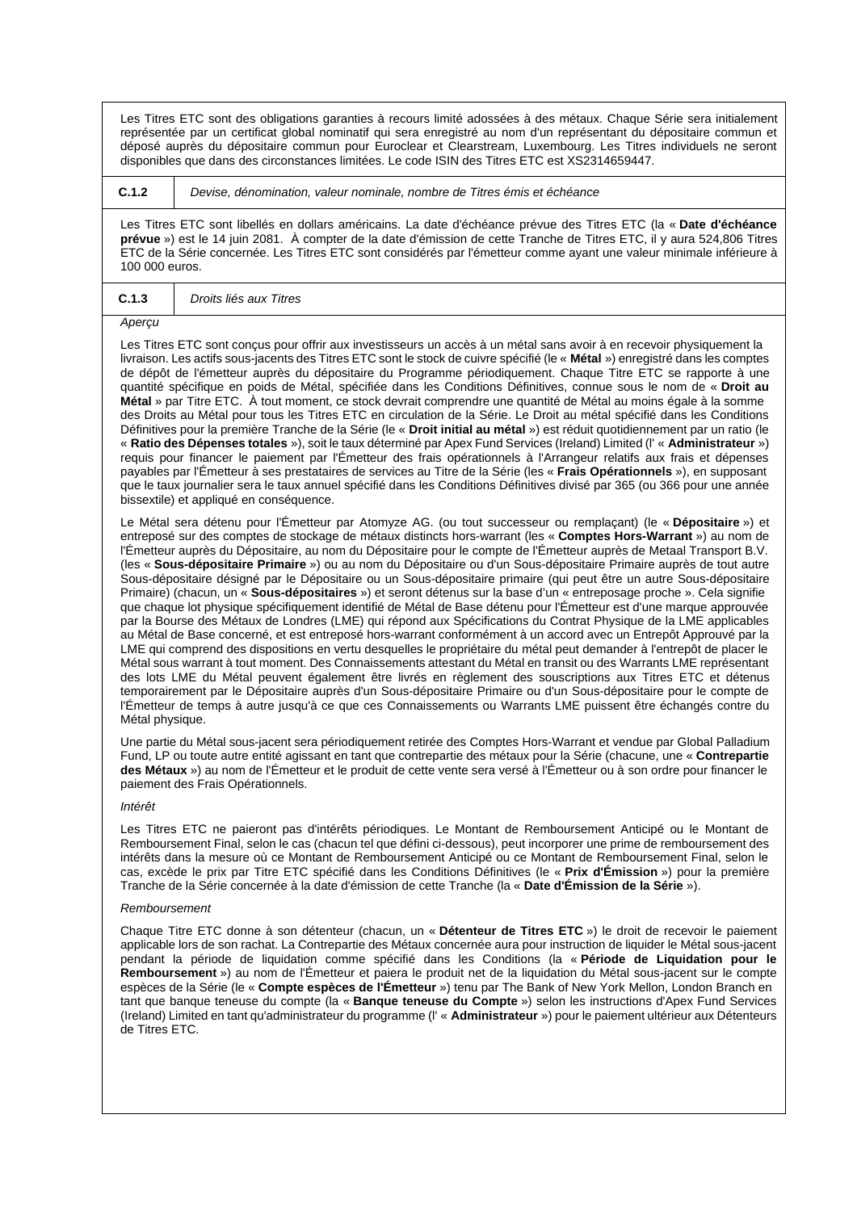Les Titres ETC sont des obligations garanties à recours limité adossées à des métaux. Chaque Série sera initialement représentée par un certificat global nominatif qui sera enregistré au nom d'un représentant du dépositaire commun et déposé auprès du dépositaire commun pour Euroclear et Clearstream, Luxembourg. Les Titres individuels ne seront disponibles que dans des circonstances limitées. Le code ISIN des Titres ETC est XS2314659447.

| C.1.2 | *Devise, dénomination, valeur nominale, nombre de Titres émis et échéance* |
|---|---|

Les Titres ETC sont libellés en dollars américains. La date d'échéance prévue des Titres ETC (la « **Date d'échéance prévue** ») est le 14 juin 2081. À compter de la date d'émission de cette Tranche de Titres ETC, il y aura 524,806 Titres ETC de la Série concernée. Les Titres ETC sont considérés par l'émetteur comme ayant une valeur minimale inférieure à 100 000 euros.

| C.1.3 | *Droits liés aux Titres* |
|---|---|

*Aperçu*

Les Titres ETC sont conçus pour offrir aux investisseurs un accès à un métal sans avoir à en recevoir physiquement la livraison. Les actifs sous-jacents des Titres ETC sont le stock de cuivre spécifié (le « **Métal** ») enregistré dans les comptes de dépôt de l'émetteur auprès du dépositaire du Programme périodiquement. Chaque Titre ETC se rapporte à une quantité spécifique en poids de Métal, spécifiée dans les Conditions Définitives, connue sous le nom de « **Droit au Métal** » par Titre ETC. À tout moment, ce stock devrait comprendre une quantité de Métal au moins égale à la somme des Droits au Métal pour tous les Titres ETC en circulation de la Série. Le Droit au métal spécifié dans les Conditions Définitives pour la première Tranche de la Série (le « **Droit initial au métal** ») est réduit quotidiennement par un ratio (le « **Ratio des Dépenses totales** »), soit le taux déterminé par Apex Fund Services (Ireland) Limited (l' « **Administrateur** ») requis pour financer le paiement par l'Émetteur des frais opérationnels à l'Arrangeur relatifs aux frais et dépenses payables par l'Émetteur à ses prestataires de services au Titre de la Série (les « **Frais Opérationnels** »), en supposant que le taux journalier sera le taux annuel spécifié dans les Conditions Définitives divisé par 365 (ou 366 pour une année bissextile) et appliqué en conséquence.

Le Métal sera détenu pour l'Émetteur par Atomyze AG. (ou tout successeur ou remplaçant) (le « **Dépositaire** ») et entreposé sur des comptes de stockage de métaux distincts hors-warrant (les « **Comptes Hors-Warrant** ») au nom de l'Émetteur auprès du Dépositaire, au nom du Dépositaire pour le compte de l'Émetteur auprès de Metaal Transport B.V. (les « **Sous-dépositaire Primaire** ») ou au nom du Dépositaire ou d'un Sous-dépositaire Primaire auprès de tout autre Sous-dépositaire désigné par le Dépositaire ou un Sous-dépositaire primaire (qui peut être un autre Sous-dépositaire Primaire) (chacun, un « **Sous-dépositaires** ») et seront détenus sur la base d'un « entreposage proche ». Cela signifie que chaque lot physique spécifiquement identifié de Métal de Base détenu pour l'Émetteur est d'une marque approuvée par la Bourse des Métaux de Londres (LME) qui répond aux Spécifications du Contrat Physique de la LME applicables au Métal de Base concerné, et est entreposé hors-warrant conformément à un accord avec un Entrepôt Approuvé par la LME qui comprend des dispositions en vertu desquelles le propriétaire du métal peut demander à l'entrepôt de placer le Métal sous warrant à tout moment. Des Connaissements attestant du Métal en transit ou des Warrants LME représentant des lots LME du Métal peuvent également être livrés en règlement des souscriptions aux Titres ETC et détenus temporairement par le Dépositaire auprès d'un Sous-dépositaire Primaire ou d'un Sous-dépositaire pour le compte de l'Émetteur de temps à autre jusqu'à ce que ces Connaissements ou Warrants LME puissent être échangés contre du Métal physique.

Une partie du Métal sous-jacent sera périodiquement retirée des Comptes Hors-Warrant et vendue par Global Palladium Fund, LP ou toute autre entité agissant en tant que contrepartie des métaux pour la Série (chacune, une « **Contrepartie des Métaux** ») au nom de l'Émetteur et le produit de cette vente sera versé à l'Émetteur ou à son ordre pour financer le paiement des Frais Opérationnels.

*Intérêt*

Les Titres ETC ne paieront pas d'intérêts périodiques. Le Montant de Remboursement Anticipé ou le Montant de Remboursement Final, selon le cas (chacun tel que défini ci-dessous), peut incorporer une prime de remboursement des intérêts dans la mesure où ce Montant de Remboursement Anticipé ou ce Montant de Remboursement Final, selon le cas, excède le prix par Titre ETC spécifié dans les Conditions Définitives (le « **Prix d'Émission** ») pour la première Tranche de la Série concernée à la date d'émission de cette Tranche (la « **Date d'Émission de la Série** »).

*Remboursement*

Chaque Titre ETC donne à son détenteur (chacun, un « **Détenteur de Titres ETC** ») le droit de recevoir le paiement applicable lors de son rachat. La Contrepartie des Métaux concernée aura pour instruction de liquider le Métal sous-jacent pendant la période de liquidation comme spécifié dans les Conditions (la « **Période de Liquidation pour le Remboursement** ») au nom de l'Émetteur et paiera le produit net de la liquidation du Métal sous-jacent sur le compte espèces de la Série (le « **Compte espèces de l'Émetteur** ») tenu par The Bank of New York Mellon, London Branch en tant que banque teneuse du compte (la « **Banque teneuse du Compte** ») selon les instructions d'Apex Fund Services (Ireland) Limited en tant qu'administrateur du programme (l' « **Administrateur** ») pour le paiement ultérieur aux Détenteurs de Titres ETC.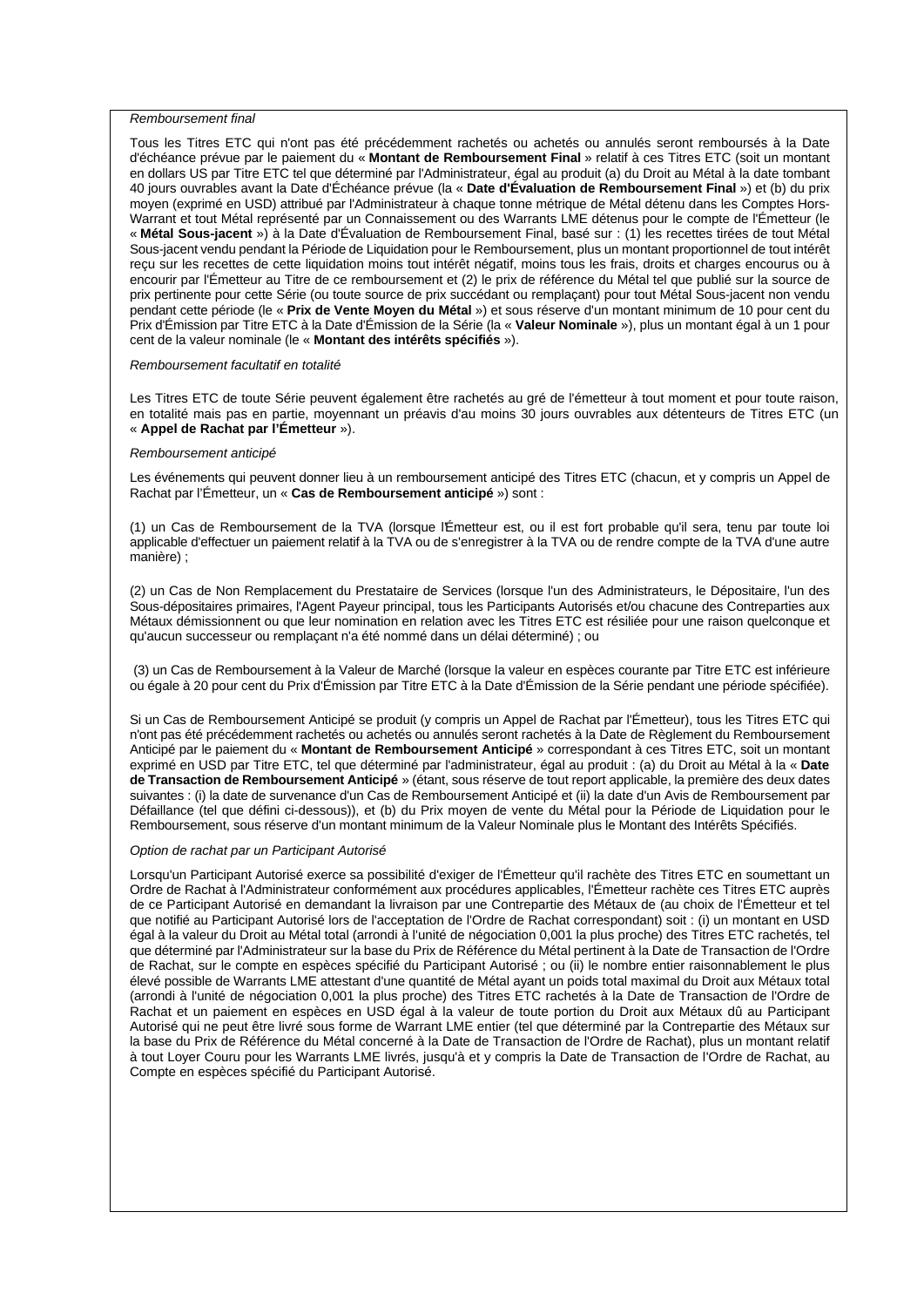*Remboursement final*

Tous les Titres ETC qui n'ont pas été précédemment rachetés ou achetés ou annulés seront remboursés à la Date d'échéance prévue par le paiement du « **Montant de Remboursement Final** » relatif à ces Titres ETC (soit un montant en dollars US par Titre ETC tel que déterminé par l'Administrateur, égal au produit (a) du Droit au Métal à la date tombant 40 jours ouvrables avant la Date d'Échéance prévue (la « **Date d'Évaluation de Remboursement Final** ») et (b) du prix moyen (exprimé en USD) attribué par l'Administrateur à chaque tonne métrique de Métal détenu dans les Comptes Hors-Warrant et tout Métal représenté par un Connaissement ou des Warrants LME détenus pour le compte de l'Émetteur (le « **Métal Sous-jacent** ») à la Date d'Évaluation de Remboursement Final, basé sur : (1) les recettes tirées de tout Métal Sous-jacent vendu pendant la Période de Liquidation pour le Remboursement, plus un montant proportionnel de tout intérêt reçu sur les recettes de cette liquidation moins tout intérêt négatif, moins tous les frais, droits et charges encourus ou à encourir par l'Émetteur au Titre de ce remboursement et (2) le prix de référence du Métal tel que publié sur la source de prix pertinente pour cette Série (ou toute source de prix succédant ou remplaçant) pour tout Métal Sous-jacent non vendu pendant cette période (le « **Prix de Vente Moyen du Métal** ») et sous réserve d'un montant minimum de 10 pour cent du Prix d'Émission par Titre ETC à la Date d'Émission de la Série (la « **Valeur Nominale** »), plus un montant égal à un 1 pour cent de la valeur nominale (le « **Montant des intérêts spécifiés** »).

*Remboursement facultatif en totalité*

Les Titres ETC de toute Série peuvent également être rachetés au gré de l'émetteur à tout moment et pour toute raison, en totalité mais pas en partie, moyennant un préavis d'au moins 30 jours ouvrables aux détenteurs de Titres ETC (un « **Appel de Rachat par l'Émetteur** »).

*Remboursement anticipé*

Les événements qui peuvent donner lieu à un remboursement anticipé des Titres ETC (chacun, et y compris un Appel de Rachat par l'Émetteur, un « **Cas de Remboursement anticipé** ») sont :

(1) un Cas de Remboursement de la TVA (lorsque lÉmetteur est, ou il est fort probable qu'il sera, tenu par toute loi applicable d'effectuer un paiement relatif à la TVA ou de s'enregistrer à la TVA ou de rendre compte de la TVA d'une autre manière) ;

(2) un Cas de Non Remplacement du Prestataire de Services (lorsque l'un des Administrateurs, le Dépositaire, l'un des Sous-dépositaires primaires, l'Agent Payeur principal, tous les Participants Autorisés et/ou chacune des Contreparties aux Métaux démissionnent ou que leur nomination en relation avec les Titres ETC est résiliée pour une raison quelconque et qu'aucun successeur ou remplaçant n'a été nommé dans un délai déterminé) ; ou

(3) un Cas de Remboursement à la Valeur de Marché (lorsque la valeur en espèces courante par Titre ETC est inférieure ou égale à 20 pour cent du Prix d'Émission par Titre ETC à la Date d'Émission de la Série pendant une période spécifiée).

Si un Cas de Remboursement Anticipé se produit (y compris un Appel de Rachat par l'Émetteur), tous les Titres ETC qui n'ont pas été précédemment rachetés ou achetés ou annulés seront rachetés à la Date de Règlement du Remboursement Anticipé par le paiement du « **Montant de Remboursement Anticipé** » correspondant à ces Titres ETC, soit un montant exprimé en USD par Titre ETC, tel que déterminé par l'administrateur, égal au produit : (a) du Droit au Métal à la « **Date de Transaction de Remboursement Anticipé** » (étant, sous réserve de tout report applicable, la première des deux dates suivantes : (i) la date de survenance d'un Cas de Remboursement Anticipé et (ii) la date d'un Avis de Remboursement par Défaillance (tel que défini ci-dessous)), et (b) du Prix moyen de vente du Métal pour la Période de Liquidation pour le Remboursement, sous réserve d'un montant minimum de la Valeur Nominale plus le Montant des Intérêts Spécifiés.

*Option de rachat par un Participant Autorisé*

Lorsqu'un Participant Autorisé exerce sa possibilité d'exiger de l'Émetteur qu'il rachète des Titres ETC en soumettant un Ordre de Rachat à l'Administrateur conformément aux procédures applicables, l'Émetteur rachète ces Titres ETC auprès de ce Participant Autorisé en demandant la livraison par une Contrepartie des Métaux de (au choix de l'Émetteur et tel que notifié au Participant Autorisé lors de l'acceptation de l'Ordre de Rachat correspondant) soit : (i) un montant en USD égal à la valeur du Droit au Métal total (arrondi à l'unité de négociation 0,001 la plus proche) des Titres ETC rachetés, tel que déterminé par l'Administrateur sur la base du Prix de Référence du Métal pertinent à la Date de Transaction de l'Ordre de Rachat, sur le compte en espèces spécifié du Participant Autorisé ; ou (ii) le nombre entier raisonnablement le plus élevé possible de Warrants LME attestant d'une quantité de Métal ayant un poids total maximal du Droit aux Métaux total (arrondi à l'unité de négociation 0,001 la plus proche) des Titres ETC rachetés à la Date de Transaction de l'Ordre de Rachat et un paiement en espèces en USD égal à la valeur de toute portion du Droit aux Métaux dû au Participant Autorisé qui ne peut être livré sous forme de Warrant LME entier (tel que déterminé par la Contrepartie des Métaux sur la base du Prix de Référence du Métal concerné à la Date de Transaction de l'Ordre de Rachat), plus un montant relatif à tout Loyer Couru pour les Warrants LME livrés, jusqu'à et y compris la Date de Transaction de l'Ordre de Rachat, au Compte en espèces spécifié du Participant Autorisé.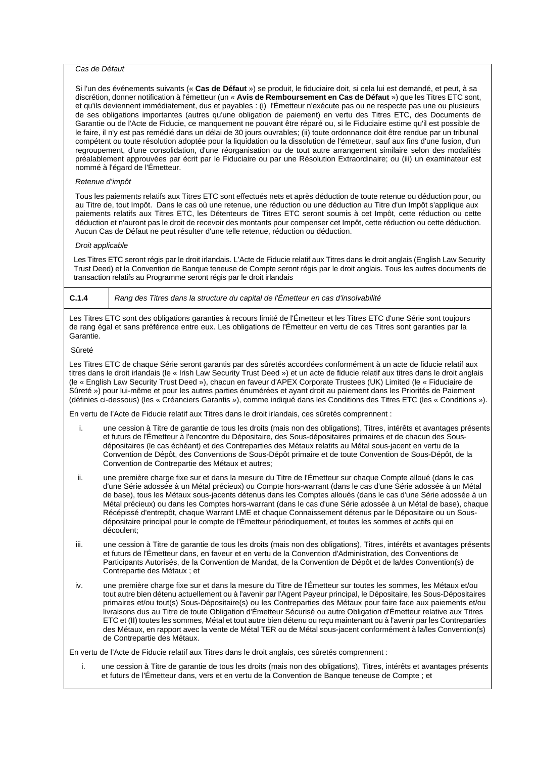*Cas de Défaut*

Si l'un des événements suivants (« **Cas de Défaut** ») se produit, le fiduciaire doit, si cela lui est demandé, et peut, à sa discrétion, donner notification à l'émetteur (un « **Avis de Remboursement en Cas de Défaut** ») que les Titres ETC sont, et qu'ils deviennent immédiatement, dus et payables : (i) l'Émetteur n'exécute pas ou ne respecte pas une ou plusieurs de ses obligations importantes (autres qu'une obligation de paiement) en vertu des Titres ETC, des Documents de Garantie ou de l'Acte de Fiducie, ce manquement ne pouvant être réparé ou, si le Fiduciaire estime qu'il est possible de le faire, il n'y est pas remédié dans un délai de 30 jours ouvrables; (ii) toute ordonnance doit être rendue par un tribunal compétent ou toute résolution adoptée pour la liquidation ou la dissolution de l'émetteur, sauf aux fins d'une fusion, d'un regroupement, d'une consolidation, d'une réorganisation ou de tout autre arrangement similaire selon des modalités préalablement approuvées par écrit par le Fiduciaire ou par une Résolution Extraordinaire; ou (iii) un examinateur est nommé à l'égard de l'Émetteur.

*Retenue d'impôt*

Tous les paiements relatifs aux Titres ETC sont effectués nets et après déduction de toute retenue ou déduction pour, ou au Titre de, tout Impôt. Dans le cas où une retenue, une réduction ou une déduction au Titre d'un Impôt s'applique aux paiements relatifs aux Titres ETC, les Détenteurs de Titres ETC seront soumis à cet Impôt, cette réduction ou cette déduction et n'auront pas le droit de recevoir des montants pour compenser cet Impôt, cette réduction ou cette déduction. Aucun Cas de Défaut ne peut résulter d'une telle retenue, réduction ou déduction.

*Droit applicable*

Les Titres ETC seront régis par le droit irlandais. L'Acte de Fiducie relatif aux Titres dans le droit anglais (English Law Security Trust Deed) et la Convention de Banque teneuse de Compte seront régis par le droit anglais. Tous les autres documents de transaction relatifs au Programme seront régis par le droit irlandais

| **C.1.4** | *Rang des Titres dans la structure du capital de l'Émetteur en cas d'insolvabilité* |
|---|---|

Les Titres ETC sont des obligations garanties à recours limité de l'Émetteur et les Titres ETC d'une Série sont toujours de rang égal et sans préférence entre eux. Les obligations de l'Émetteur en vertu de ces Titres sont garanties par la Garantie.

Sûreté

Les Titres ETC de chaque Série seront garantis par des sûretés accordées conformément à un acte de fiducie relatif aux titres dans le droit irlandais (le « Irish Law Security Trust Deed ») et un acte de fiducie relatif aux titres dans le droit anglais (le « English Law Security Trust Deed »), chacun en faveur d'APEX Corporate Trustees (UK) Limited (le « Fiduciaire de Sûreté ») pour lui-même et pour les autres parties énumérées et ayant droit au paiement dans les Priorités de Paiement (définies ci-dessous) (les « Créanciers Garantis »), comme indiqué dans les Conditions des Titres ETC (les « Conditions »).

En vertu de l'Acte de Fiducie relatif aux Titres dans le droit irlandais, ces sûretés comprennent :

i. une cession à Titre de garantie de tous les droits (mais non des obligations), Titres, intérêts et avantages présents et futurs de l'Émetteur à l'encontre du Dépositaire, des Sous-dépositaires primaires et de chacun des Sous-dépositaires (le cas échéant) et des Contreparties des Métaux relatifs au Métal sous-jacent en vertu de la Convention de Dépôt, des Conventions de Sous-Dépôt primaire et de toute Convention de Sous-Dépôt, de la Convention de Contrepartie des Métaux et autres;

ii. une première charge fixe sur et dans la mesure du Titre de l'Émetteur sur chaque Compte alloué (dans le cas d'une Série adossée à un Métal précieux) ou Compte hors-warrant (dans le cas d'une Série adossée à un Métal de base), tous les Métaux sous-jacents détenus dans les Comptes alloués (dans le cas d'une Série adossée à un Métal précieux) ou dans les Comptes hors-warrant (dans le cas d'une Série adossée à un Métal de base), chaque Récépissé d'entrepôt, chaque Warrant LME et chaque Connaissement détenus par le Dépositaire ou un Sous-dépositaire principal pour le compte de l'Émetteur périodiquement, et toutes les sommes et actifs qui en découlent;

iii. une cession à Titre de garantie de tous les droits (mais non des obligations), Titres, intérêts et avantages présents et futurs de l'Émetteur dans, en faveur et en vertu de la Convention d'Administration, des Conventions de Participants Autorisés, de la Convention de Mandat, de la Convention de Dépôt et de la/des Convention(s) de Contrepartie des Métaux ; et

iv. une première charge fixe sur et dans la mesure du Titre de l'Émetteur sur toutes les sommes, les Métaux et/ou tout autre bien détenu actuellement ou à l'avenir par l'Agent Payeur principal, le Dépositaire, les Sous-Dépositaires primaires et/ou tout(s) Sous-Dépositaire(s) ou les Contreparties des Métaux pour faire face aux paiements et/ou livraisons dus au Titre de toute Obligation d'Émetteur Sécurisé ou autre Obligation d'Émetteur relative aux Titres ETC et (II) toutes les sommes, Métal et tout autre bien détenu ou reçu maintenant ou à l'avenir par les Contreparties des Métaux, en rapport avec la vente de Métal TER ou de Métal sous-jacent conformément à la/les Convention(s) de Contrepartie des Métaux.

En vertu de l'Acte de Fiducie relatif aux Titres dans le droit anglais, ces sûretés comprennent :

i. une cession à Titre de garantie de tous les droits (mais non des obligations), Titres, intérêts et avantages présents et futurs de l'Émetteur dans, vers et en vertu de la Convention de Banque teneuse de Compte ; et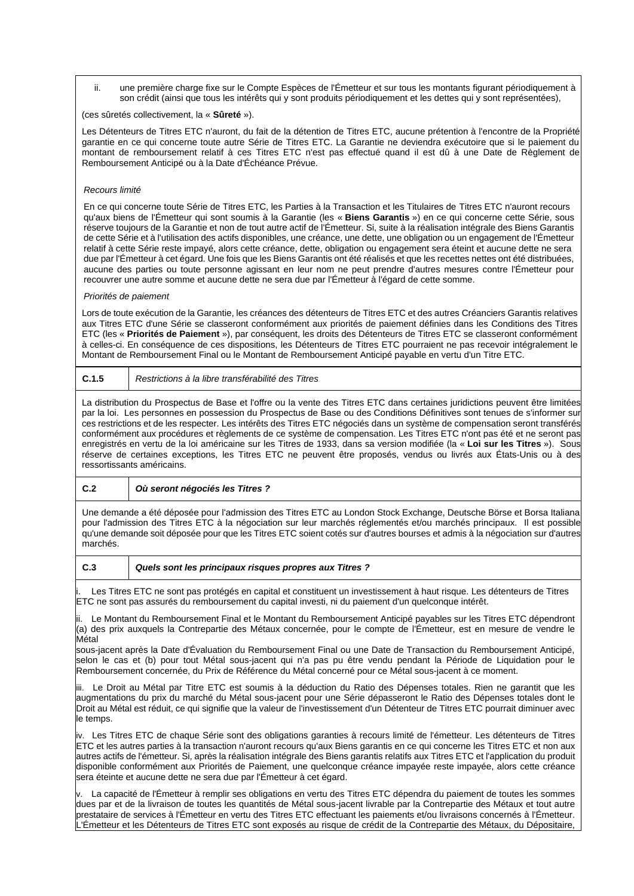ii. une première charge fixe sur le Compte Espèces de l'Émetteur et sur tous les montants figurant périodiquement à son crédit (ainsi que tous les intérêts qui y sont produits périodiquement et les dettes qui y sont représentées),

(ces sûretés collectivement, la « **Sûreté** »).

Les Détenteurs de Titres ETC n'auront, du fait de la détention de Titres ETC, aucune prétention à l'encontre de la Propriété garantie en ce qui concerne toute autre Série de Titres ETC. La Garantie ne deviendra exécutoire que si le paiement du montant de remboursement relatif à ces Titres ETC n'est pas effectué quand il est dû à une Date de Règlement de Remboursement Anticipé ou à la Date d'Échéance Prévue.

*Recours limité*

En ce qui concerne toute Série de Titres ETC, les Parties à la Transaction et les Titulaires de Titres ETC n'auront recours qu'aux biens de l'Émetteur qui sont soumis à la Garantie (les « **Biens Garantis** ») en ce qui concerne cette Série, sous réserve toujours de la Garantie et non de tout autre actif de l'Émetteur. Si, suite à la réalisation intégrale des Biens Garantis de cette Série et à l'utilisation des actifs disponibles, une créance, une dette, une obligation ou un engagement de l'Émetteur relatif à cette Série reste impayé, alors cette créance, dette, obligation ou engagement sera éteint et aucune dette ne sera due par l'Émetteur à cet égard. Une fois que les Biens Garantis ont été réalisés et que les recettes nettes ont été distribuées, aucune des parties ou toute personne agissant en leur nom ne peut prendre d'autres mesures contre l'Émetteur pour recouvrer une autre somme et aucune dette ne sera due par l'Émetteur à l'égard de cette somme.

*Priorités de paiement*

Lors de toute exécution de la Garantie, les créances des détenteurs de Titres ETC et des autres Créanciers Garantis relatives aux Titres ETC d'une Série se classeront conformément aux priorités de paiement définies dans les Conditions des Titres ETC (les « **Priorités de Paiement** »), par conséquent, les droits des Détenteurs de Titres ETC se classeront conformément à celles-ci. En conséquence de ces dispositions, les Détenteurs de Titres ETC pourraient ne pas recevoir intégralement le Montant de Remboursement Final ou le Montant de Remboursement Anticipé payable en vertu d'un Titre ETC.

| **C.1.5** | *Restrictions à la libre transférabilité des Titres* |
|---|---|

La distribution du Prospectus de Base et l'offre ou la vente des Titres ETC dans certaines juridictions peuvent être limitées par la loi. Les personnes en possession du Prospectus de Base ou des Conditions Définitives sont tenues de s'informer sur ces restrictions et de les respecter. Les intérêts des Titres ETC négociés dans un système de compensation seront transférés conformément aux procédures et règlements de ce système de compensation. Les Titres ETC n'ont pas été et ne seront pas enregistrés en vertu de la loi américaine sur les Titres de 1933, dans sa version modifiée (la « **Loi sur les Titres** »). Sous réserve de certaines exceptions, les Titres ETC ne peuvent être proposés, vendus ou livrés aux États-Unis ou à des ressortissants américains.

| **C.2** | ***Où seront négociés les Titres ?*** |
|---|---|

Une demande a été déposée pour l'admission des Titres ETC au London Stock Exchange, Deutsche Börse et Borsa Italiana pour l'admission des Titres ETC à la négociation sur leur marchés réglementés et/ou marchés principaux. Il est possible qu'une demande soit déposée pour que les Titres ETC soient cotés sur d'autres bourses et admis à la négociation sur d'autres marchés.

| **C.3** | ***Quels sont les principaux risques propres aux Titres ?*** |
|---|---|

i. Les Titres ETC ne sont pas protégés en capital et constituent un investissement à haut risque. Les détenteurs de Titres ETC ne sont pas assurés du remboursement du capital investi, ni du paiement d'un quelconque intérêt.

ii. Le Montant du Remboursement Final et le Montant du Remboursement Anticipé payables sur les Titres ETC dépendront (a) des prix auxquels la Contrepartie des Métaux concernée, pour le compte de l'Émetteur, est en mesure de vendre le Métal sous-jacent après la Date d'Évaluation du Remboursement Final ou une Date de Transaction du Remboursement Anticipé, selon le cas et (b) pour tout Métal sous-jacent qui n'a pas pu être vendu pendant la Période de Liquidation pour le Remboursement concernée, du Prix de Référence du Métal concerné pour ce Métal sous-jacent à ce moment.

iii. Le Droit au Métal par Titre ETC est soumis à la déduction du Ratio des Dépenses totales. Rien ne garantit que les augmentations du prix du marché du Métal sous-jacent pour une Série dépasseront le Ratio des Dépenses totales dont le Droit au Métal est réduit, ce qui signifie que la valeur de l'investissement d'un Détenteur de Titres ETC pourrait diminuer avec le temps.

iv. Les Titres ETC de chaque Série sont des obligations garanties à recours limité de l'émetteur. Les détenteurs de Titres ETC et les autres parties à la transaction n'auront recours qu'aux Biens garantis en ce qui concerne les Titres ETC et non aux autres actifs de l'émetteur. Si, après la réalisation intégrale des Biens garantis relatifs aux Titres ETC et l'application du produit disponible conformément aux Priorités de Paiement, une quelconque créance impayée reste impayée, alors cette créance sera éteinte et aucune dette ne sera due par l'Émetteur à cet égard.

v. La capacité de l'Émetteur à remplir ses obligations en vertu des Titres ETC dépendra du paiement de toutes les sommes dues par et de la livraison de toutes les quantités de Métal sous-jacent livrable par la Contrepartie des Métaux et tout autre prestataire de services à l'Émetteur en vertu des Titres ETC effectuant les paiements et/ou livraisons concernés à l'Émetteur. L'Émetteur et les Détenteurs de Titres ETC sont exposés au risque de crédit de la Contrepartie des Métaux, du Dépositaire,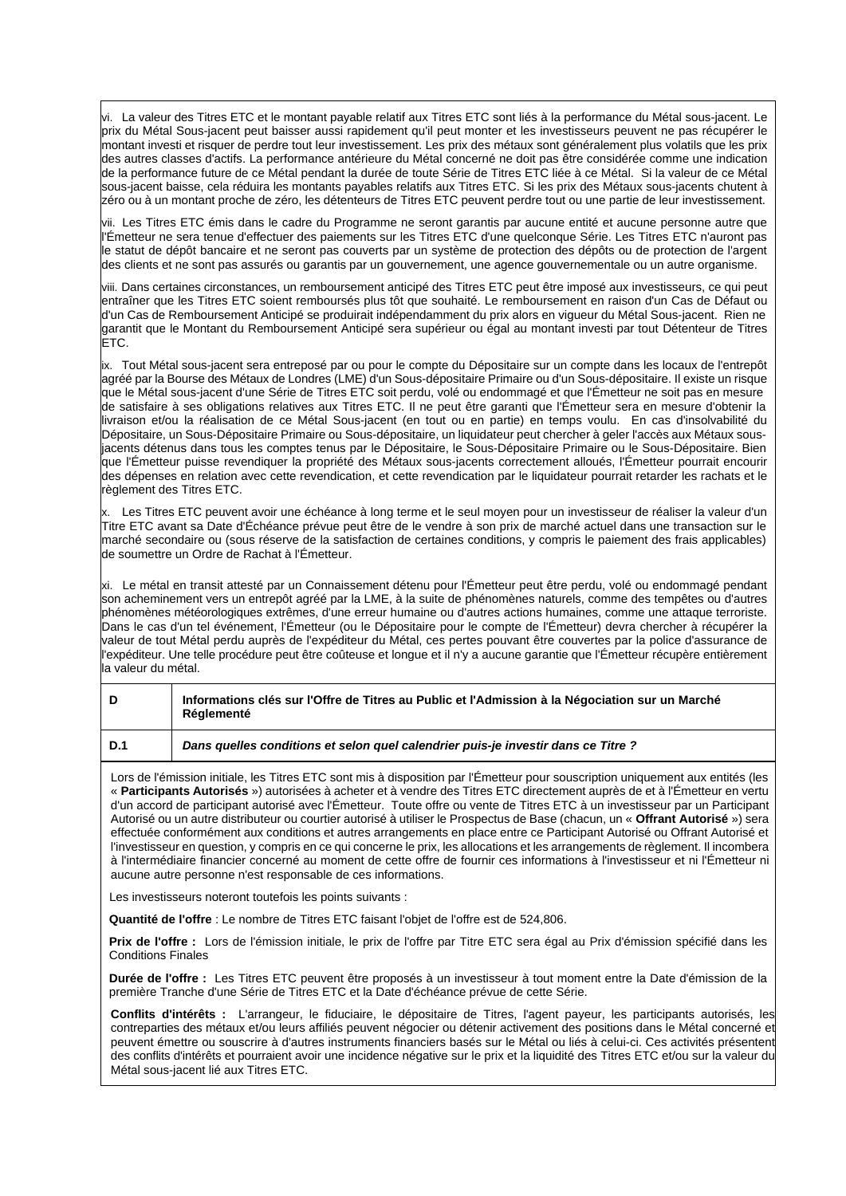vi. La valeur des Titres ETC et le montant payable relatif aux Titres ETC sont liés à la performance du Métal sous-jacent. Le prix du Métal Sous-jacent peut baisser aussi rapidement qu'il peut monter et les investisseurs peuvent ne pas récupérer le montant investi et risquer de perdre tout leur investissement. Les prix des métaux sont généralement plus volatils que les prix des autres classes d'actifs. La performance antérieure du Métal concerné ne doit pas être considérée comme une indication de la performance future de ce Métal pendant la durée de toute Série de Titres ETC liée à ce Métal. Si la valeur de ce Métal sous-jacent baisse, cela réduira les montants payables relatifs aux Titres ETC. Si les prix des Métaux sous-jacents chutent à zéro ou à un montant proche de zéro, les détenteurs de Titres ETC peuvent perdre tout ou une partie de leur investissement.

vii. Les Titres ETC émis dans le cadre du Programme ne seront garantis par aucune entité et aucune personne autre que l'Émetteur ne sera tenue d'effectuer des paiements sur les Titres ETC d'une quelconque Série. Les Titres ETC n'auront pas le statut de dépôt bancaire et ne seront pas couverts par un système de protection des dépôts ou de protection de l'argent des clients et ne sont pas assurés ou garantis par un gouvernement, une agence gouvernementale ou un autre organisme.

viii. Dans certaines circonstances, un remboursement anticipé des Titres ETC peut être imposé aux investisseurs, ce qui peut entraîner que les Titres ETC soient remboursés plus tôt que souhaité. Le remboursement en raison d'un Cas de Défaut ou d'un Cas de Remboursement Anticipé se produirait indépendamment du prix alors en vigueur du Métal Sous-jacent. Rien ne garantit que le Montant du Remboursement Anticipé sera supérieur ou égal au montant investi par tout Détenteur de Titres ETC.

ix. Tout Métal sous-jacent sera entreposé par ou pour le compte du Dépositaire sur un compte dans les locaux de l'entrepôt agréé par la Bourse des Métaux de Londres (LME) d'un Sous-dépositaire Primaire ou d'un Sous-dépositaire. Il existe un risque que le Métal sous-jacent d'une Série de Titres ETC soit perdu, volé ou endommagé et que l'Émetteur ne soit pas en mesure de satisfaire à ses obligations relatives aux Titres ETC. Il ne peut être garanti que l'Émetteur sera en mesure d'obtenir la livraison et/ou la réalisation de ce Métal Sous-jacent (en tout ou en partie) en temps voulu. En cas d'insolvabilité du Dépositaire, un Sous-Dépositaire Primaire ou Sous-dépositaire, un liquidateur peut chercher à geler l'accès aux Métaux sous-jacents détenus dans tous les comptes tenus par le Dépositaire, le Sous-Dépositaire Primaire ou le Sous-Dépositaire. Bien que l'Émetteur puisse revendiquer la propriété des Métaux sous-jacents correctement alloués, l'Émetteur pourrait encourir des dépenses en relation avec cette revendication, et cette revendication par le liquidateur pourrait retarder les rachats et le règlement des Titres ETC.

x. Les Titres ETC peuvent avoir une échéance à long terme et le seul moyen pour un investisseur de réaliser la valeur d'un Titre ETC avant sa Date d'Échéance prévue peut être de le vendre à son prix de marché actuel dans une transaction sur le marché secondaire ou (sous réserve de la satisfaction de certaines conditions, y compris le paiement des frais applicables) de soumettre un Ordre de Rachat à l'Émetteur.

xi. Le métal en transit attesté par un Connaissement détenu pour l'Émetteur peut être perdu, volé ou endommagé pendant son acheminement vers un entrepôt agréé par la LME, à la suite de phénomènes naturels, comme des tempêtes ou d'autres phénomènes météorologiques extrêmes, d'une erreur humaine ou d'autres actions humaines, comme une attaque terroriste. Dans le cas d'un tel événement, l'Émetteur (ou le Dépositaire pour le compte de l'Émetteur) devra chercher à récupérer la valeur de tout Métal perdu auprès de l'expéditeur du Métal, ces pertes pouvant être couvertes par la police d'assurance de l'expéditeur. Une telle procédure peut être coûteuse et longue et il n'y a aucune garantie que l'Émetteur récupère entièrement la valeur du métal.

| **D** | **Informations clés sur l'Offre de Titres au Public et l'Admission à la Négociation sur un Marché Réglementé** |
|---|---|
| **D.1** | ***Dans quelles conditions et selon quel calendrier puis-je investir dans ce Titre ?*** |

Lors de l'émission initiale, les Titres ETC sont mis à disposition par l'Émetteur pour souscription uniquement aux entités (les « **Participants Autorisés** ») autorisées à acheter et à vendre des Titres ETC directement auprès de et à l'Émetteur en vertu d'un accord de participant autorisé avec l'Émetteur. Toute offre ou vente de Titres ETC à un investisseur par un Participant Autorisé ou un autre distributeur ou courtier autorisé à utiliser le Prospectus de Base (chacun, un « **Offrant Autorisé** ») sera effectuée conformément aux conditions et autres arrangements en place entre ce Participant Autorisé ou Offrant Autorisé et l'investisseur en question, y compris en ce qui concerne le prix, les allocations et les arrangements de règlement. Il incombera à l'intermédiaire financier concerné au moment de cette offre de fournir ces informations à l'investisseur et ni l'Émetteur ni aucune autre personne n'est responsable de ces informations.

Les investisseurs noteront toutefois les points suivants :

**Quantité de l'offre** : Le nombre de Titres ETC faisant l'objet de l'offre est de 524,806.

**Prix de l'offre :** Lors de l'émission initiale, le prix de l'offre par Titre ETC sera égal au Prix d'émission spécifié dans les Conditions Finales

**Durée de l'offre :** Les Titres ETC peuvent être proposés à un investisseur à tout moment entre la Date d'émission de la première Tranche d'une Série de Titres ETC et la Date d'échéance prévue de cette Série.

**Conflits d'intérêts :** L'arrangeur, le fiduciaire, le dépositaire de Titres, l'agent payeur, les participants autorisés, les contreparties des métaux et/ou leurs affiliés peuvent négocier ou détenir activement des positions dans le Métal concerné et peuvent émettre ou souscrire à d'autres instruments financiers basés sur le Métal ou liés à celui-ci. Ces activités présentent des conflits d'intérêts et pourraient avoir une incidence négative sur le prix et la liquidité des Titres ETC et/ou sur la valeur du Métal sous-jacent lié aux Titres ETC.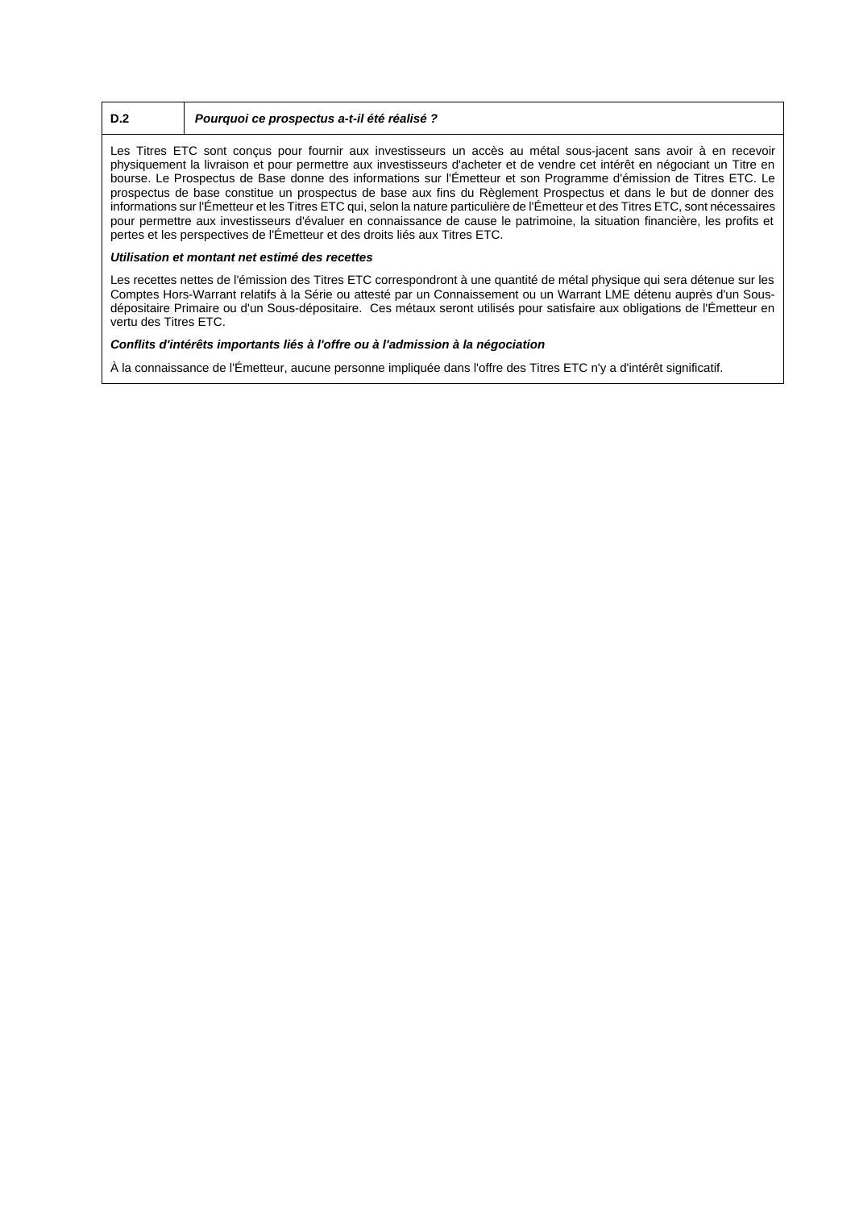| D.2 | ***Pourquoi ce prospectus a-t-il été réalisé ?*** |
|---|---|

Les Titres ETC sont conçus pour fournir aux investisseurs un accès au métal sous-jacent sans avoir à en recevoir physiquement la livraison et pour permettre aux investisseurs d'acheter et de vendre cet intérêt en négociant un Titre en bourse. Le Prospectus de Base donne des informations sur l'Émetteur et son Programme d'émission de Titres ETC. Le prospectus de base constitue un prospectus de base aux fins du Règlement Prospectus et dans le but de donner des informations sur l'Émetteur et les Titres ETC qui, selon la nature particulière de l'Émetteur et des Titres ETC, sont nécessaires pour permettre aux investisseurs d'évaluer en connaissance de cause le patrimoine, la situation financière, les profits et pertes et les perspectives de l'Émetteur et des droits liés aux Titres ETC.

***Utilisation et montant net estimé des recettes***

Les recettes nettes de l'émission des Titres ETC correspondront à une quantité de métal physique qui sera détenue sur les Comptes Hors-Warrant relatifs à la Série ou attesté par un Connaissement ou un Warrant LME détenu auprès d'un Sous-dépositaire Primaire ou d'un Sous-dépositaire. Ces métaux seront utilisés pour satisfaire aux obligations de l'Émetteur en vertu des Titres ETC.

***Conflits d'intérêts importants liés à l'offre ou à l'admission à la négociation***

À la connaissance de l'Émetteur, aucune personne impliquée dans l'offre des Titres ETC n'y a d'intérêt significatif.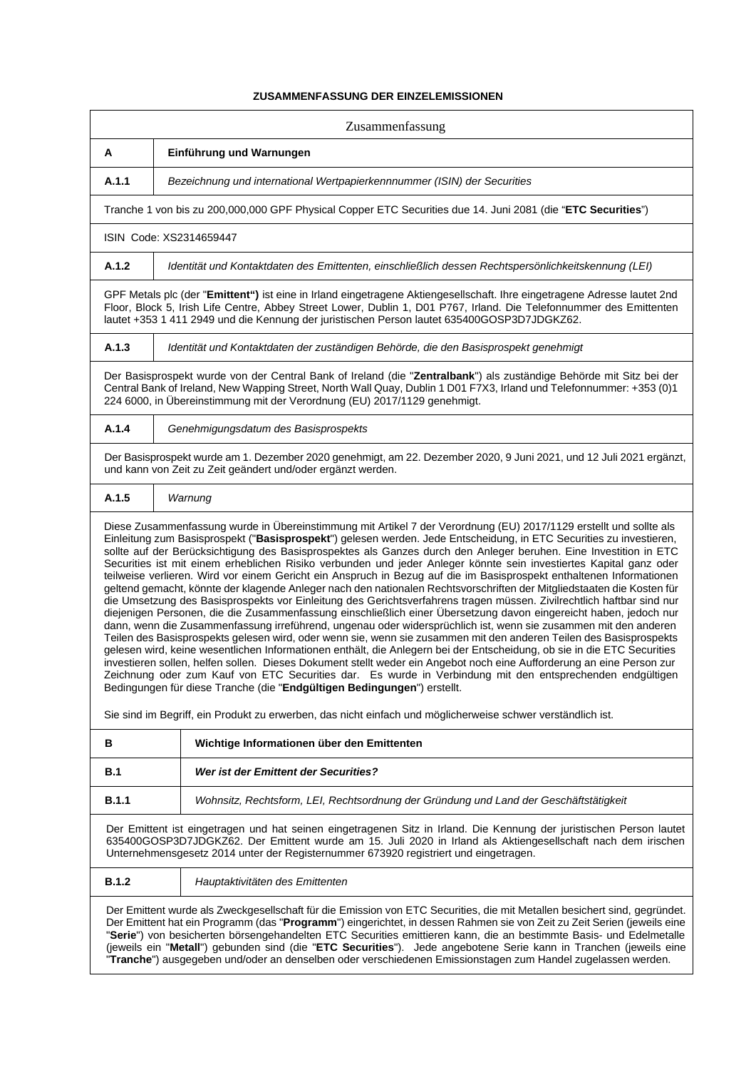**ZUSAMMENFASSUNG DER EINZELEMISSIONEN**

| Zusammenfassung | |
|---|---|
| **A** | **Einführung und Warnungen** |
| **A.1.1** | *Bezeichnung und international Wertpapierkennnummer (ISIN) der Securities* |
| Tranche 1 von bis zu 200,000,000 GPF Physical Copper ETC Securities due 14. Juni 2081 (die "**ETC Securities**") | |
| ISIN Code: XS2314659447 | |
| **A.1.2** | *Identität und Kontaktdaten des Emittenten, einschließlich dessen Rechtspersönlichkeitskennung (LEI)* |
| GPF Metals plc (der "**Emittent")** ist eine in Irland eingetragene Aktiengesellschaft. Ihre eingetragene Adresse lautet 2nd Floor, Block 5, Irish Life Centre, Abbey Street Lower, Dublin 1, D01 P767, Irland. Die Telefonnummer des Emittenten lautet +353 1 411 2949 und die Kennung der juristischen Person lautet 635400GOSP3D7JDGKZ62. | |
| **A.1.3** | *Identität und Kontaktdaten der zuständigen Behörde, die den Basisprospekt genehmigt* |
| Der Basisprospekt wurde von der Central Bank of Ireland (die "**Zentralbank**") als zuständige Behörde mit Sitz bei der Central Bank of Ireland, New Wapping Street, North Wall Quay, Dublin 1 D01 F7X3, Irland und Telefonnummer: +353 (0)1 224 6000, in Übereinstimmung mit der Verordnung (EU) 2017/1129 genehmigt. | |
| **A.1.4** | *Genehmigungsdatum des Basisprospekts* |
| Der Basisprospekt wurde am 1. Dezember 2020 genehmigt, am 22. Dezember 2020, 9 Juni 2021, und 12 Juli 2021 ergänzt, und kann von Zeit zu Zeit geändert und/oder ergänzt werden. | |
| **A.1.5** | *Warnung* |
| Diese Zusammenfassung wurde in Übereinstimmung mit Artikel 7 der Verordnung (EU) 2017/1129 erstellt und sollte als Einleitung zum Basisprospekt ("**Basisprospekt**") gelesen werden. Jede Entscheidung, in ETC Securities zu investieren, sollte auf der Berücksichtigung des Basisprospektes als Ganzes durch den Anleger beruhen. Eine Investition in ETC Securities ist mit einem erheblichen Risiko verbunden und jeder Anleger könnte sein investiertes Kapital ganz oder teilweise verlieren. Wird vor einem Gericht ein Anspruch in Bezug auf die im Basisprospekt enthaltenen Informationen geltend gemacht, könnte der klagende Anleger nach den nationalen Rechtsvorschriften der Mitgliedstaaten die Kosten für die Umsetzung des Basisprospekts vor Einleitung des Gerichtsverfahrens tragen müssen. Zivilrechtlich haftbar sind nur diejenigen Personen, die die Zusammenfassung einschließlich einer Übersetzung davon eingereicht haben, jedoch nur dann, wenn die Zusammenfassung irreführend, ungenau oder widersprüchlich ist, wenn sie zusammen mit den anderen Teilen des Basisprospekts gelesen wird, oder wenn sie, wenn sie zusammen mit den anderen Teilen des Basisprospekts gelesen wird, keine wesentlichen Informationen enthält, die Anlegern bei der Entscheidung, ob sie in die ETC Securities investieren sollen, helfen sollen. Dieses Dokument stellt weder ein Angebot noch eine Aufforderung an eine Person zur Zeichnung oder zum Kauf von ETC Securities dar. Es wurde in Verbindung mit den entsprechenden endgültigen Bedingungen für diese Tranche (die "**Endgültigen Bedingungen**") erstellt.<br><br>Sie sind im Begriff, ein Produkt zu erwerben, das nicht einfach und möglicherweise schwer verständlich ist. | |
| **B** | **Wichtige Informationen über den Emittenten** |
| **B.1** | ***Wer ist der Emittent der Securities?*** |
| **B.1.1** | *Wohnsitz, Rechtsform, LEI, Rechtsordnung der Gründung und Land der Geschäftstätigkeit* |
| Der Emittent ist eingetragen und hat seinen eingetragenen Sitz in Irland. Die Kennung der juristischen Person lautet 635400GOSP3D7JDGKZ62. Der Emittent wurde am 15. Juli 2020 in Irland als Aktiengesellschaft nach dem irischen Unternehmensgesetz 2014 unter der Registernummer 673920 registriert und eingetragen. | |
| **B.1.2** | *Hauptaktivitäten des Emittenten* |
| Der Emittent wurde als Zweckgesellschaft für die Emission von ETC Securities, die mit Metallen besichert sind, gegründet. Der Emittent hat ein Programm (das "**Programm**") eingerichtet, in dessen Rahmen sie von Zeit zu Zeit Serien (jeweils eine "**Serie**") von besicherten börsengehandelten ETC Securities emittieren kann, die an bestimmte Basis- und Edelmetalle (jeweils ein "**Metall**") gebunden sind (die "**ETC Securities**"). Jede angebotene Serie kann in Tranchen (jeweils eine "**Tranche**") ausgegeben und/oder an denselben oder verschiedenen Emissionstagen zum Handel zugelassen werden. | |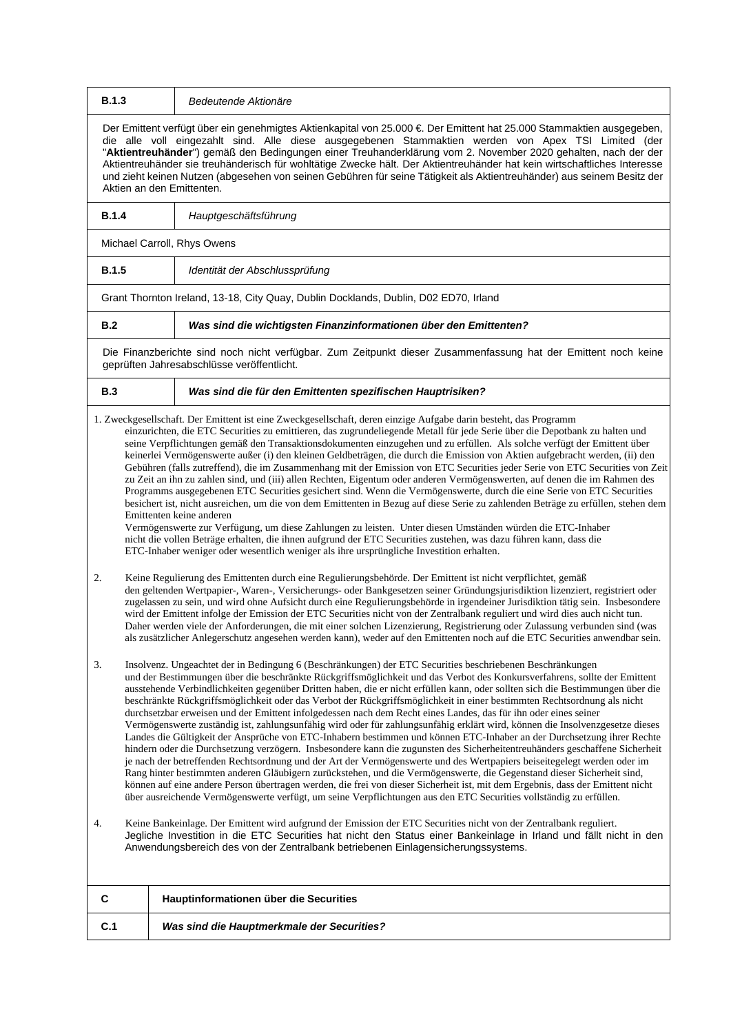| **B.1.3** | *Bedeutende Aktionäre* |
|---|---|

Der Emittent verfügt über ein genehmigtes Aktienkapital von 25.000 €. Der Emittent hat 25.000 Stammaktien ausgegeben, die alle voll eingezahlt sind. Alle diese ausgegebenen Stammaktien werden von Apex TSI Limited (der "**Aktientreuhänder**") gemäß den Bedingungen einer Treuhanderklärung vom 2. November 2020 gehalten, nach der der Aktientreuhänder sie treuhänderisch für wohltätige Zwecke hält. Der Aktientreuhänder hat kein wirtschaftliches Interesse und zieht keinen Nutzen (abgesehen von seinen Gebühren für seine Tätigkeit als Aktientreuhänder) aus seinem Besitz der Aktien an den Emittenten.

| **B.1.4** | *Hauptgeschäftsführung* |
|---|---|

Michael Carroll, Rhys Owens

| **B.1.5** | *Identität der Abschlussprüfung* |
|---|---|

Grant Thornton Ireland, 13-18, City Quay, Dublin Docklands, Dublin, D02 ED70, Irland

| **B.2** | ***Was sind die wichtigsten Finanzinformationen über den Emittenten?*** |
|---|---|

Die Finanzberichte sind noch nicht verfügbar. Zum Zeitpunkt dieser Zusammenfassung hat der Emittent noch keine geprüften Jahresabschlüsse veröffentlicht.

| **B.3** | ***Was sind die für den Emittenten spezifischen Hauptrisiken?*** |
|---|---|

1. Zweckgesellschaft. Der Emittent ist eine Zweckgesellschaft, deren einzige Aufgabe darin besteht, das Programm einzurichten, die ETC Securities zu emittieren, das zugrundeliegende Metall für jede Serie über die Depotbank zu halten und seine Verpflichtungen gemäß den Transaktionsdokumenten einzugehen und zu erfüllen. Als solche verfügt der Emittent über keinerlei Vermögenswerte außer (i) den kleinen Geldbeträgen, die durch die Emission von Aktien aufgebracht werden, (ii) den Gebühren (falls zutreffend), die im Zusammenhang mit der Emission von ETC Securities jeder Serie von ETC Securities von Zeit zu Zeit an ihn zu zahlen sind, und (iii) allen Rechten, Eigentum oder anderen Vermögenswerten, auf denen die im Rahmen des Programms ausgegebenen ETC Securities gesichert sind. Wenn die Vermögenswerte, durch die eine Serie von ETC Securities besichert ist, nicht ausreichen, um die von dem Emittenten in Bezug auf diese Serie zu zahlenden Beträge zu erfüllen, stehen dem Emittenten keine anderen Vermögenswerte zur Verfügung, um diese Zahlungen zu leisten. Unter diesen Umständen würden die ETC-Inhaber nicht die vollen Beträge erhalten, die ihnen aufgrund der ETC Securities zustehen, was dazu führen kann, dass die ETC-Inhaber weniger oder wesentlich weniger als ihre ursprüngliche Investition erhalten.

2. Keine Regulierung des Emittenten durch eine Regulierungsbehörde. Der Emittent ist nicht verpflichtet, gemäß den geltenden Wertpapier-, Waren-, Versicherungs- oder Bankgesetzen seiner Gründungsjurisdiktion lizenziert, registriert oder zugelassen zu sein, und wird ohne Aufsicht durch eine Regulierungsbehörde in irgendeiner Jurisdiktion tätig sein. Insbesondere wird der Emittent infolge der Emission der ETC Securities nicht von der Zentralbank reguliert und wird dies auch nicht tun. Daher werden viele der Anforderungen, die mit einer solchen Lizenzierung, Registrierung oder Zulassung verbunden sind (was als zusätzlicher Anlegerschutz angesehen werden kann), weder auf den Emittenten noch auf die ETC Securities anwendbar sein.

3. Insolvenz. Ungeachtet der in Bedingung 6 (Beschränkungen) der ETC Securities beschriebenen Beschränkungen und der Bestimmungen über die beschränkte Rückgriffsmöglichkeit und das Verbot des Konkursverfahrens, sollte der Emittent ausstehende Verbindlichkeiten gegenüber Dritten haben, die er nicht erfüllen kann, oder sollten sich die Bestimmungen über die beschränkte Rückgriffsmöglichkeit oder das Verbot der Rückgriffsmöglichkeit in einer bestimmten Rechtsordnung als nicht durchsetzbar erweisen und der Emittent infolgedessen nach dem Recht eines Landes, das für ihn oder eines seiner Vermögenswerte zuständig ist, zahlungsunfähig wird oder für zahlungsunfähig erklärt wird, können die Insolvenzgesetze dieses Landes die Gültigkeit der Ansprüche von ETC-Inhabern bestimmen und können ETC-Inhaber an der Durchsetzung ihrer Rechte hindern oder die Durchsetzung verzögern. Insbesondere kann die zugunsten des Sicherheitentreuhänders geschaffene Sicherheit je nach der betreffenden Rechtsordnung und der Art der Vermögenswerte und des Wertpapiers beiseitegelegt werden oder im Rang hinter bestimmten anderen Gläubigern zurückstehen, und die Vermögenswerte, die Gegenstand dieser Sicherheit sind, können auf eine andere Person übertragen werden, die frei von dieser Sicherheit ist, mit dem Ergebnis, dass der Emittent nicht über ausreichende Vermögenswerte verfügt, um seine Verpflichtungen aus den ETC Securities vollständig zu erfüllen.

4. Keine Bankeinlage. Der Emittent wird aufgrund der Emission der ETC Securities nicht von der Zentralbank reguliert. Jegliche Investition in die ETC Securities hat nicht den Status einer Bankeinlage in Irland und fällt nicht in den Anwendungsbereich des von der Zentralbank betriebenen Einlagensicherungssystems.

| **C** | **Hauptinformationen über die Securities** |
|---|---|
| **C.1** | ***Was sind die Hauptmerkmale der Securities?*** |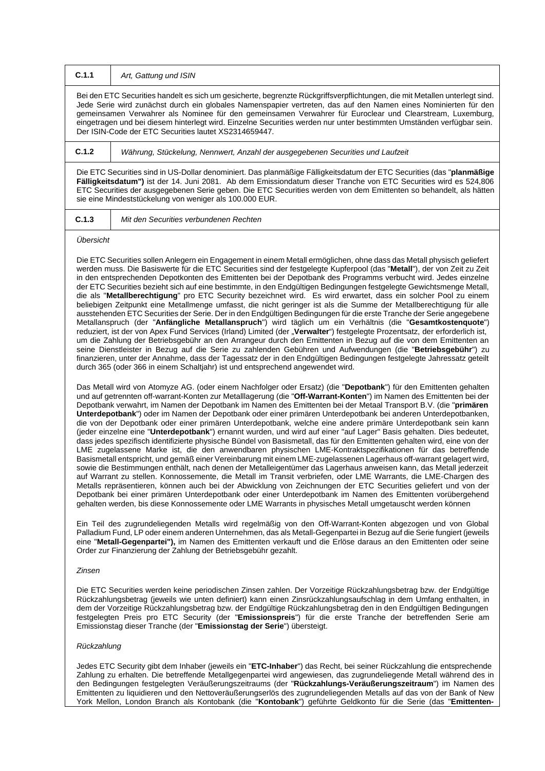| C.1.1 | *Art, Gattung und ISIN* |
|---|---|

Bei den ETC Securities handelt es sich um gesicherte, begrenzte Rückgriffsverpflichtungen, die mit Metallen unterlegt sind. Jede Serie wird zunächst durch ein globales Namenspapier vertreten, das auf den Namen eines Nominierten für den gemeinsamen Verwahrer als Nominee für den gemeinsamen Verwahrer für Euroclear und Clearstream, Luxemburg, eingetragen und bei diesem hinterlegt wird. Einzelne Securities werden nur unter bestimmten Umständen verfügbar sein. Der ISIN-Code der ETC Securities lautet XS2314659447.

| C.1.2 | *Währung, Stückelung, Nennwert, Anzahl der ausgegebenen Securities und Laufzeit* |
|---|---|

Die ETC Securities sind in US-Dollar denominiert. Das planmäßige Fälligkeitsdatum der ETC Securities (das "**planmäßige Fälligkeitsdatum")** ist der 14. Juni 2081. Ab dem Emissionsdatum dieser Tranche von ETC Securities wird es 524,806 ETC Securities der ausgegebenen Serie geben. Die ETC Securities werden von dem Emittenten so behandelt, als hätten sie eine Mindeststückelung von weniger als 100.000 EUR.

| C.1.3 | *Mit den Securities verbundenen Rechten* |
|---|---|

*Übersicht*

Die ETC Securities sollen Anlegern ein Engagement in einem Metall ermöglichen, ohne dass das Metall physisch geliefert werden muss. Die Basiswerte für die ETC Securities sind der festgelegte Kupferpool (das "**Metall**"), der von Zeit zu Zeit in den entsprechenden Depotkonten des Emittenten bei der Depotbank des Programms verbucht wird. Jedes einzelne der ETC Securities bezieht sich auf eine bestimmte, in den Endgültigen Bedingungen festgelegte Gewichtsmenge Metall, die als "**Metallberechtigung**" pro ETC Security bezeichnet wird. Es wird erwartet, dass ein solcher Pool zu einem beliebigen Zeitpunkt eine Metallmenge umfasst, die nicht geringer ist als die Summe der Metallberechtigung für alle ausstehenden ETC Securities der Serie. Der in den Endgültigen Bedingungen für die erste Tranche der Serie angegebene Metallanspruch (der "**Anfängliche Metallanspruch**") wird täglich um ein Verhältnis (die "**Gesamtkostenquote**") reduziert, ist der von Apex Fund Services (Irland) Limited (der „**Verwalter**") festgelegte Prozentsatz, der erforderlich ist, um die Zahlung der Betriebsgebühr an den Arrangeur durch den Emittenten in Bezug auf die von dem Emittenten an seine Dienstleister in Bezug auf die Serie zu zahlenden Gebühren und Aufwendungen (die "**Betriebsgebühr**") zu finanzieren, unter der Annahme, dass der Tagessatz der in den Endgültigen Bedingungen festgelegte Jahressatz geteilt durch 365 (oder 366 in einem Schaltjahr) ist und entsprechend angewendet wird.

Das Metall wird von Atomyze AG. (oder einem Nachfolger oder Ersatz) (die "**Depotbank**") für den Emittenten gehalten und auf getrennten off-warrant-Konten zur Metalllagerung (die "**Off-Warrant-Konten**") im Namen des Emittenten bei der Depotbank verwahrt, im Namen der Depotbank im Namen des Emittenten bei der Metaal Transport B.V. (die "**primären Unterdepotbank**") oder im Namen der Depotbank oder einer primären Unterdepotbank bei anderen Unterdepotbanken, die von der Depotbank oder einer primären Unterdepotbank, welche eine andere primäre Unterdepotbank sein kann (jeder einzelne eine "**Unterdepotbank**") ernannt wurden, und wird auf einer "auf Lager" Basis gehalten. Dies bedeutet, dass jedes spezifisch identifizierte physische Bündel von Basismetall, das für den Emittenten gehalten wird, eine von der LME zugelassene Marke ist, die den anwendbaren physischen LME-Kontraktspezifikationen für das betreffende Basismetall entspricht, und gemäß einer Vereinbarung mit einem LME-zugelassenen Lagerhaus off-warrant gelagert wird, sowie die Bestimmungen enthält, nach denen der Metalleigentümer das Lagerhaus anweisen kann, das Metall jederzeit auf Warrant zu stellen. Konnossemente, die Metall im Transit verbriefen, oder LME Warrants, die LME-Chargen des Metalls repräsentieren, können auch bei der Abwicklung von Zeichnungen der ETC Securities geliefert und von der Depotbank bei einer primären Unterdepotbank oder einer Unterdepotbank im Namen des Emittenten vorübergehend gehalten werden, bis diese Konnossemente oder LME Warrants in physisches Metall umgetauscht werden können

Ein Teil des zugrundeliegenden Metalls wird regelmäßig von den Off-Warrant-Konten abgezogen und von Global Palladium Fund, LP oder einem anderen Unternehmen, das als Metall-Gegenpartei in Bezug auf die Serie fungiert (jeweils eine "**Metall-Gegenpartei"),** im Namen des Emittenten verkauft und die Erlöse daraus an den Emittenten oder seine Order zur Finanzierung der Zahlung der Betriebsgebühr gezahlt.

*Zinsen*

Die ETC Securities werden keine periodischen Zinsen zahlen. Der Vorzeitige Rückzahlungsbetrag bzw. der Endgültige Rückzahlungsbetrag (jeweils wie unten definiert) kann einen Zinsrückzahlungsaufschlag in dem Umfang enthalten, in dem der Vorzeitige Rückzahlungsbetrag bzw. der Endgültige Rückzahlungsbetrag den in den Endgültigen Bedingungen festgelegten Preis pro ETC Security (der "**Emissionspreis**") für die erste Tranche der betreffenden Serie am Emissionstag dieser Tranche (der "**Emissionstag der Serie**") übersteigt.

*Rückzahlung*

Jedes ETC Security gibt dem Inhaber (jeweils ein "**ETC-Inhaber**") das Recht, bei seiner Rückzahlung die entsprechende Zahlung zu erhalten. Die betreffende Metallgegenpartei wird angewiesen, das zugrundeliegende Metall während des in den Bedingungen festgelegten Veräußerungszeitraums (der "**Rückzahlungs-Veräußerungszeitraum**") im Namen des Emittenten zu liquidieren und den Nettoveräußerungserlös des zugrundeliegenden Metalls auf das von der Bank of New York Mellon, London Branch als Kontobank (die "**Kontobank**") geführte Geldkonto für die Serie (das "**Emittenten-**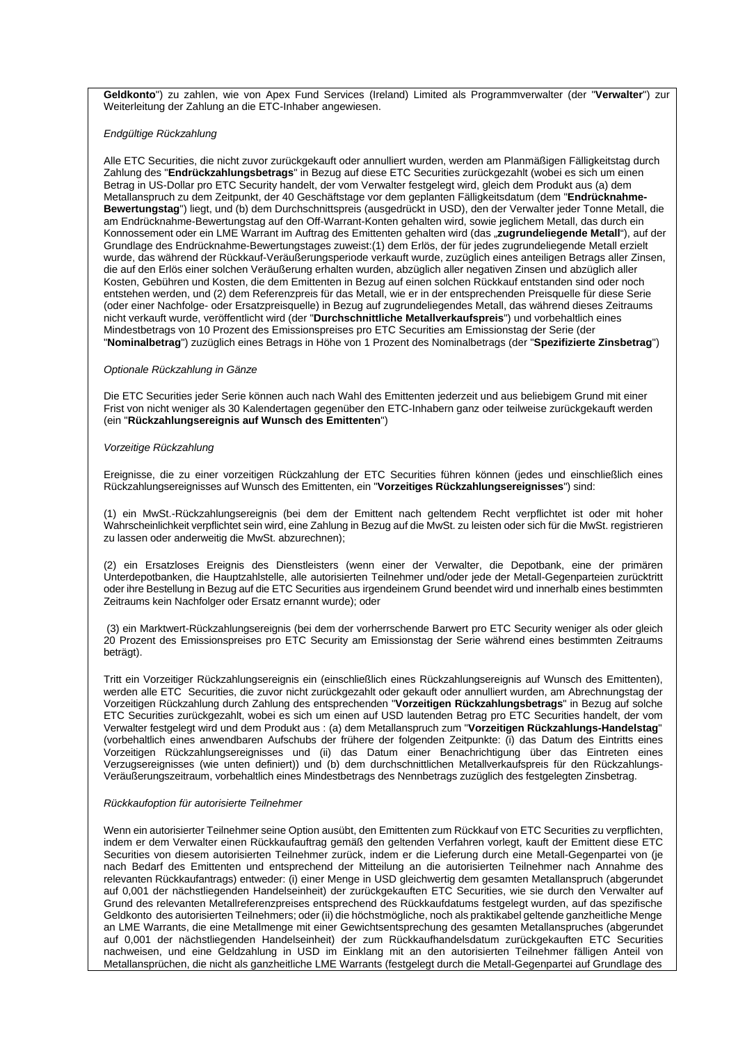**Geldkonto**") zu zahlen, wie von Apex Fund Services (Ireland) Limited als Programmverwalter (der "**Verwalter**") zur Weiterleitung der Zahlung an die ETC-Inhaber angewiesen.

*Endgültige Rückzahlung*

Alle ETC Securities, die nicht zuvor zurückgekauft oder annulliert wurden, werden am Planmäßigen Fälligkeitstag durch Zahlung des "**Endrückzahlungsbetrags**" in Bezug auf diese ETC Securities zurückgezahlt (wobei es sich um einen Betrag in US-Dollar pro ETC Security handelt, der vom Verwalter festgelegt wird, gleich dem Produkt aus (a) dem Metallanspruch zu dem Zeitpunkt, der 40 Geschäftstage vor dem geplanten Fälligkeitsdatum (dem "**Endrücknahme-Bewertungstag**") liegt, und (b) dem Durchschnittspreis (ausgedrückt in USD), den der Verwalter jeder Tonne Metall, die am Endrücknahme-Bewertungstag auf den Off-Warrant-Konten gehalten wird, sowie jeglichem Metall, das durch ein Konnossement oder ein LME Warrant im Auftrag des Emittenten gehalten wird (das „**zugrundeliegende Metall**"), auf der Grundlage des Endrücknahme-Bewertungstages zuweist:(1) dem Erlös, der für jedes zugrundeliegende Metall erzielt wurde, das während der Rückkauf-Veräußerungsperiode verkauft wurde, zuzüglich eines anteiligen Betrags aller Zinsen, die auf den Erlös einer solchen Veräußerung erhalten wurden, abzüglich aller negativen Zinsen und abzüglich aller Kosten, Gebühren und Kosten, die dem Emittenten in Bezug auf einen solchen Rückkauf entstanden sind oder noch entstehen werden, und (2) dem Referenzpreis für das Metall, wie er in der entsprechenden Preisquelle für diese Serie (oder einer Nachfolge- oder Ersatzpreisquelle) in Bezug auf zugrundeliegendes Metall, das während dieses Zeitraums nicht verkauft wurde, veröffentlicht wird (der "**Durchschnittliche Metallverkaufspreis**") und vorbehaltlich eines Mindestbetrags von 10 Prozent des Emissionspreises pro ETC Securities am Emissionstag der Serie (der "**Nominalbetrag**") zuzüglich eines Betrags in Höhe von 1 Prozent des Nominalbetrags (der "**Spezifizierte Zinsbetrag**")

*Optionale Rückzahlung in Gänze*

Die ETC Securities jeder Serie können auch nach Wahl des Emittenten jederzeit und aus beliebigem Grund mit einer Frist von nicht weniger als 30 Kalendertagen gegenüber den ETC-Inhabern ganz oder teilweise zurückgekauft werden (ein "**Rückzahlungsereignis auf Wunsch des Emittenten**")

*Vorzeitige Rückzahlung*

Ereignisse, die zu einer vorzeitigen Rückzahlung der ETC Securities führen können (jedes und einschließlich eines Rückzahlungsereignisses auf Wunsch des Emittenten, ein "**Vorzeitiges Rückzahlungsereignisses**") sind:

(1) ein MwSt.-Rückzahlungsereignis (bei dem der Emittent nach geltendem Recht verpflichtet ist oder mit hoher Wahrscheinlichkeit verpflichtet sein wird, eine Zahlung in Bezug auf die MwSt. zu leisten oder sich für die MwSt. registrieren zu lassen oder anderweitig die MwSt. abzurechnen);

(2) ein Ersatzloses Ereignis des Dienstleisters (wenn einer der Verwalter, die Depotbank, eine der primären Unterdepotbanken, die Hauptzahlstelle, alle autorisierten Teilnehmer und/oder jede der Metall-Gegenparteien zurücktritt oder ihre Bestellung in Bezug auf die ETC Securities aus irgendeinem Grund beendet wird und innerhalb eines bestimmten Zeitraums kein Nachfolger oder Ersatz ernannt wurde); oder

(3) ein Marktwert-Rückzahlungsereignis (bei dem der vorherrschende Barwert pro ETC Security weniger als oder gleich 20 Prozent des Emissionspreises pro ETC Security am Emissionstag der Serie während eines bestimmten Zeitraums beträgt).

Tritt ein Vorzeitiger Rückzahlungsereignis ein (einschließlich eines Rückzahlungsereignis auf Wunsch des Emittenten), werden alle ETC Securities, die zuvor nicht zurückgezahlt oder gekauft oder annulliert wurden, am Abrechnungstag der Vorzeitigen Rückzahlung durch Zahlung des entsprechenden "**Vorzeitigen Rückzahlungsbetrags**" in Bezug auf solche ETC Securities zurückgezahlt, wobei es sich um einen auf USD lautenden Betrag pro ETC Securities handelt, der vom Verwalter festgelegt wird und dem Produkt aus : (a) dem Metallanspruch zum "**Vorzeitigen Rückzahlungs-Handelstag**" (vorbehaltlich eines anwendbaren Aufschubs der frühere der folgenden Zeitpunkte: (i) das Datum des Eintritts eines Vorzeitigen Rückzahlungsereignisses und (ii) das Datum einer Benachrichtigung über das Eintreten eines Verzugsereignisses (wie unten definiert)) und (b) dem durchschnittlichen Metallverkaufspreis für den Rückzahlungs-Veräußerungszeitraum, vorbehaltlich eines Mindestbetrags des Nennbetrags zuzüglich des festgelegten Zinsbetrag.

*Rückkaufoption für autorisierte Teilnehmer*

Wenn ein autorisierter Teilnehmer seine Option ausübt, den Emittenten zum Rückkauf von ETC Securities zu verpflichten, indem er dem Verwalter einen Rückkaufauftrag gemäß den geltenden Verfahren vorlegt, kauft der Emittent diese ETC Securities von diesem autorisierten Teilnehmer zurück, indem er die Lieferung durch eine Metall-Gegenpartei von (je nach Bedarf des Emittenten und entsprechend der Mitteilung an die autorisierten Teilnehmer nach Annahme des relevanten Rückkaufantrags) entweder: (i) einer Menge in USD gleichwertig dem gesamten Metallanspruch (abgerundet auf 0,001 der nächstliegenden Handelseinheit) der zurückgekauften ETC Securities, wie sie durch den Verwalter auf Grund des relevanten Metallreferenzpreises entsprechend des Rückkaufdatums festgelegt wurden, auf das spezifische Geldkonto des autorisierten Teilnehmers; oder (ii) die höchstmögliche, noch als praktikabel geltende ganzheitliche Menge an LME Warrants, die eine Metallmenge mit einer Gewichtsentsprechung des gesamten Metallanspruches (abgerundet auf 0,001 der nächstliegenden Handelseinheit) der zum Rückkaufhandelsdatum zurückgekauften ETC Securities nachweisen, und eine Geldzahlung in USD im Einklang mit an den autorisierten Teilnehmer fälligen Anteil von Metallansprüchen, die nicht als ganzheitliche LME Warrants (festgelegt durch die Metall-Gegenpartei auf Grundlage des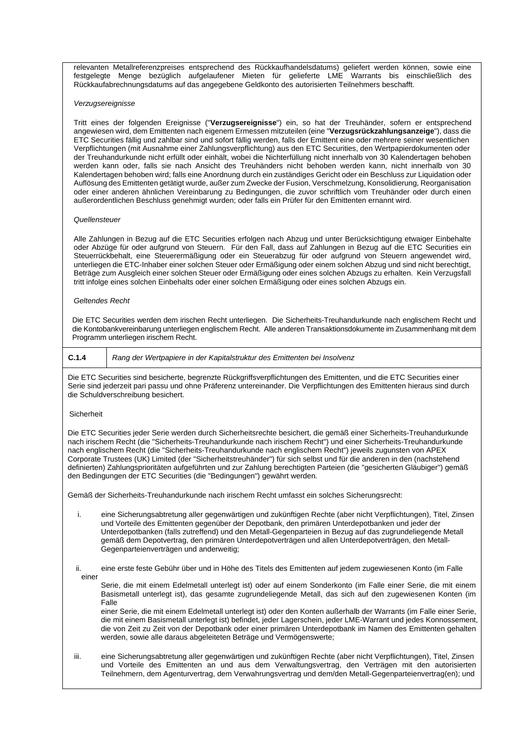relevanten Metallreferenzpreises entsprechend des Rückkaufhandelsdatums) geliefert werden können, sowie eine festgelegte Menge bezüglich aufgelaufener Mieten für gelieferte LME Warrants bis einschließlich des Rückkaufabrechnungsdatums auf das angegebene Geldkonto des autorisierten Teilnehmers beschafft.

*Verzugsereignisse*

Tritt eines der folgenden Ereignisse ("**Verzugsereignisse**") ein, so hat der Treuhänder, sofern er entsprechend angewiesen wird, dem Emittenten nach eigenem Ermessen mitzuteilen (eine "**Verzugsrückzahlungsanzeige**"), dass die ETC Securities fällig und zahlbar sind und sofort fällig werden, falls der Emittent eine oder mehrere seiner wesentlichen Verpflichtungen (mit Ausnahme einer Zahlungsverpflichtung) aus den ETC Securities, den Wertpapierdokumenten oder der Treuhandurkunde nicht erfüllt oder einhält, wobei die Nichterfüllung nicht innerhalb von 30 Kalendertagen behoben werden kann oder, falls sie nach Ansicht des Treuhänders nicht behoben werden kann, nicht innerhalb von 30 Kalendertagen behoben wird; falls eine Anordnung durch ein zuständiges Gericht oder ein Beschluss zur Liquidation oder Auflösung des Emittenten getätigt wurde, außer zum Zwecke der Fusion, Verschmelzung, Konsolidierung, Reorganisation oder einer anderen ähnlichen Vereinbarung zu Bedingungen, die zuvor schriftlich vom Treuhänder oder durch einen außerordentlichen Beschluss genehmigt wurden; oder falls ein Prüfer für den Emittenten ernannt wird.

*Quellensteuer*

Alle Zahlungen in Bezug auf die ETC Securities erfolgen nach Abzug und unter Berücksichtigung etwaiger Einbehalte oder Abzüge für oder aufgrund von Steuern. Für den Fall, dass auf Zahlungen in Bezug auf die ETC Securities ein Steuerrückbehalt, eine Steuerermäßigung oder ein Steuerabzug für oder aufgrund von Steuern angewendet wird, unterliegen die ETC-Inhaber einer solchen Steuer oder Ermäßigung oder einem solchen Abzug und sind nicht berechtigt, Beträge zum Ausgleich einer solchen Steuer oder Ermäßigung oder eines solchen Abzugs zu erhalten. Kein Verzugsfall tritt infolge eines solchen Einbehalts oder einer solchen Ermäßigung oder eines solchen Abzugs ein.

*Geltendes Recht*

Die ETC Securities werden dem irischen Recht unterliegen. Die Sicherheits-Treuhandurkunde nach englischem Recht und die Kontobankvereinbarung unterliegen englischem Recht. Alle anderen Transaktionsdokumente im Zusammenhang mit dem Programm unterliegen irischem Recht.

| **C.1.4** | *Rang der Wertpapiere in der Kapitalstruktur des Emittenten bei Insolvenz* |
|---|---|

Die ETC Securities sind besicherte, begrenzte Rückgriffsverpflichtungen des Emittenten, und die ETC Securities einer Serie sind jederzeit pari passu und ohne Präferenz untereinander. Die Verpflichtungen des Emittenten hieraus sind durch die Schuldverschreibung besichert.

Sicherheit

Die ETC Securities jeder Serie werden durch Sicherheitsrechte besichert, die gemäß einer Sicherheits-Treuhandurkunde nach irischem Recht (die "Sicherheits-Treuhandurkunde nach irischem Recht") und einer Sicherheits-Treuhandurkunde nach englischem Recht (die "Sicherheits-Treuhandurkunde nach englischem Recht") jeweils zugunsten von APEX Corporate Trustees (UK) Limited (der "Sicherheitstreuhänder") für sich selbst und für die anderen in den (nachstehend definierten) Zahlungsprioritäten aufgeführten und zur Zahlung berechtigten Parteien (die "gesicherten Gläubiger") gemäß den Bedingungen der ETC Securities (die "Bedingungen") gewährt werden.

Gemäß der Sicherheits-Treuhandurkunde nach irischem Recht umfasst ein solches Sicherungsrecht:

i. eine Sicherungsabtretung aller gegenwärtigen und zukünftigen Rechte (aber nicht Verpflichtungen), Titel, Zinsen und Vorteile des Emittenten gegenüber der Depotbank, den primären Unterdepotbanken und jeder der Unterdepotbanken (falls zutreffend) und den Metall-Gegenparteien in Bezug auf das zugrundeliegende Metall gemäß dem Depotvertrag, den primären Unterdepotverträgen und allen Unterdepotverträgen, den Metall-Gegenparteienverträgen und anderweitig;

ii. eine erste feste Gebühr über und in Höhe des Titels des Emittenten auf jedem zugewiesenen Konto (im Falle einer Serie, die mit einem Edelmetall unterlegt ist) oder auf einem Sonderkonto (im Falle einer Serie, die mit einem Basismetall unterlegt ist), das gesamte zugrundeliegende Metall, das sich auf den zugewiesenen Konten (im Falle einer Serie, die mit einem Edelmetall unterlegt ist) oder den Konten außerhalb der Warrants (im Falle einer Serie, die mit einem Basismetall unterlegt ist) befindet, jeder Lagerschein, jeder LME-Warrant und jedes Konnossement, die von Zeit zu Zeit von der Depotbank oder einer primären Unterdepotbank im Namen des Emittenten gehalten werden, sowie alle daraus abgeleiteten Beträge und Vermögenswerte;

iii. eine Sicherungsabtretung aller gegenwärtigen und zukünftigen Rechte (aber nicht Verpflichtungen), Titel, Zinsen und Vorteile des Emittenten an und aus dem Verwaltungsvertrag, den Verträgen mit den autorisierten Teilnehmern, dem Agenturvertrag, dem Verwahrungsvertrag und dem/den Metall-Gegenparteienvertrag(en); und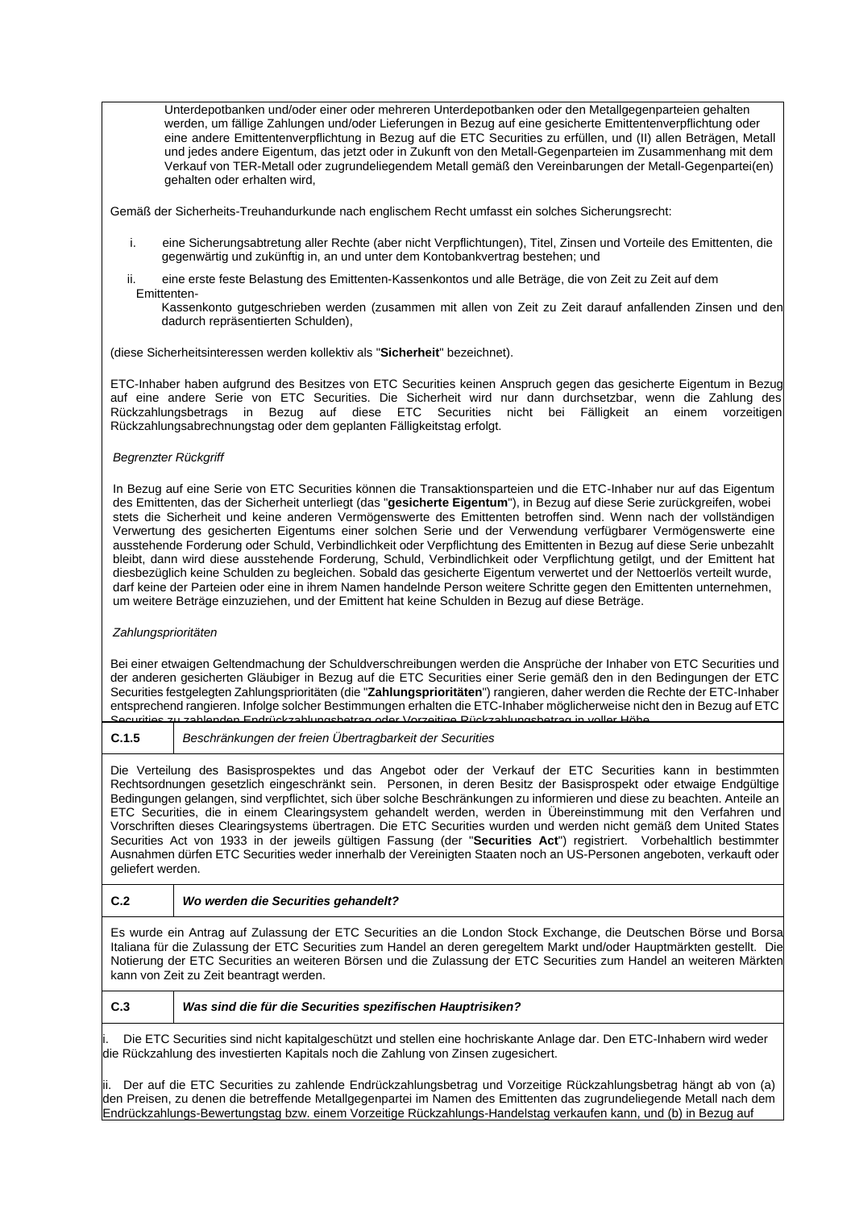Unterdepotbanken und/oder einer oder mehreren Unterdepotbanken oder den Metallgegenparteien gehalten werden, um fällige Zahlungen und/oder Lieferungen in Bezug auf eine gesicherte Emittentenverpflichtung oder eine andere Emittentenverpflichtung in Bezug auf die ETC Securities zu erfüllen, und (II) allen Beträgen, Metall und jedes andere Eigentum, das jetzt oder in Zukunft von den Metall-Gegenparteien im Zusammenhang mit dem Verkauf von TER-Metall oder zugrundeliegendem Metall gemäß den Vereinbarungen der Metall-Gegenpartei(en) gehalten oder erhalten wird,

Gemäß der Sicherheits-Treuhandurkunde nach englischem Recht umfasst ein solches Sicherungsrecht:

i. eine Sicherungsabtretung aller Rechte (aber nicht Verpflichtungen), Titel, Zinsen und Vorteile des Emittenten, die gegenwärtig und zukünftig in, an und unter dem Kontobankvertrag bestehen; und

ii. eine erste feste Belastung des Emittenten-Kassenkontos und alle Beträge, die von Zeit zu Zeit auf dem Emittenten-Kassenkonto gutgeschrieben werden (zusammen mit allen von Zeit zu Zeit darauf anfallenden Zinsen und den dadurch repräsentierten Schulden),

(diese Sicherheitsinteressen werden kollektiv als "**Sicherheit**" bezeichnet).

ETC-Inhaber haben aufgrund des Besitzes von ETC Securities keinen Anspruch gegen das gesicherte Eigentum in Bezug auf eine andere Serie von ETC Securities. Die Sicherheit wird nur dann durchsetzbar, wenn die Zahlung des Rückzahlungsbetrags in Bezug auf diese ETC Securities nicht bei Fälligkeit an einem vorzeitigen Rückzahlungsabrechnungstag oder dem geplanten Fälligkeitstag erfolgt.

*Begrenzter Rückgriff*

In Bezug auf eine Serie von ETC Securities können die Transaktionsparteien und die ETC-Inhaber nur auf das Eigentum des Emittenten, das der Sicherheit unterliegt (das "**gesicherte Eigentum**"), in Bezug auf diese Serie zurückgreifen, wobei stets die Sicherheit und keine anderen Vermögenswerte des Emittenten betroffen sind. Wenn nach der vollständigen Verwertung des gesicherten Eigentums einer solchen Serie und der Verwendung verfügbarer Vermögenswerte eine ausstehende Forderung oder Schuld, Verbindlichkeit oder Verpflichtung des Emittenten in Bezug auf diese Serie unbezahlt bleibt, dann wird diese ausstehende Forderung, Schuld, Verbindlichkeit oder Verpflichtung getilgt, und der Emittent hat diesbezüglich keine Schulden zu begleichen. Sobald das gesicherte Eigentum verwertet und der Nettoerlös verteilt wurde, darf keine der Parteien oder eine in ihrem Namen handelnde Person weitere Schritte gegen den Emittenten unternehmen, um weitere Beträge einzuziehen, und der Emittent hat keine Schulden in Bezug auf diese Beträge.

*Zahlungsprioritäten*

Bei einer etwaigen Geltendmachung der Schuldverschreibungen werden die Ansprüche der Inhaber von ETC Securities und der anderen gesicherten Gläubiger in Bezug auf die ETC Securities einer Serie gemäß den in den Bedingungen der ETC Securities festgelegten Zahlungsprioritäten (die "**Zahlungsprioritäten**") rangieren, daher werden die Rechte der ETC-Inhaber entsprechend rangieren. Infolge solcher Bestimmungen erhalten die ETC-Inhaber möglicherweise nicht den in Bezug auf ETC Securities zu zahlenden Endrückzahlungsbetrag oder Vorzeitige Rückzahlungsbetrag in voller Höhe.

| C.1.5 | *Beschränkungen der freien Übertragbarkeit der Securities* |
|---|---|

Die Verteilung des Basisprospektes und das Angebot oder der Verkauf der ETC Securities kann in bestimmten Rechtsordnungen gesetzlich eingeschränkt sein. Personen, in deren Besitz der Basisprospekt oder etwaige Endgültige Bedingungen gelangen, sind verpflichtet, sich über solche Beschränkungen zu informieren und diese zu beachten. Anteile an ETC Securities, die in einem Clearingsystem gehandelt werden, werden in Übereinstimmung mit den Verfahren und Vorschriften dieses Clearingsystems übertragen. Die ETC Securities wurden und werden nicht gemäß dem United States Securities Act von 1933 in der jeweils gültigen Fassung (der "**Securities Act**") registriert. Vorbehaltlich bestimmter Ausnahmen dürfen ETC Securities weder innerhalb der Vereinigten Staaten noch an US-Personen angeboten, verkauft oder geliefert werden.

| C.2 | ***Wo werden die Securities gehandelt?*** |
|---|---|

Es wurde ein Antrag auf Zulassung der ETC Securities an die London Stock Exchange, die Deutschen Börse und Borsa Italiana für die Zulassung der ETC Securities zum Handel an deren geregeltem Markt und/oder Hauptmärkten gestellt. Die Notierung der ETC Securities an weiteren Börsen und die Zulassung der ETC Securities zum Handel an weiteren Märkten kann von Zeit zu Zeit beantragt werden.

| C.3 | ***Was sind die für die Securities spezifischen Hauptrisiken?*** |
|---|---|

i. Die ETC Securities sind nicht kapitalgeschützt und stellen eine hochriskante Anlage dar. Den ETC-Inhabern wird weder die Rückzahlung des investierten Kapitals noch die Zahlung von Zinsen zugesichert.

ii. Der auf die ETC Securities zu zahlende Endrückzahlungsbetrag und Vorzeitige Rückzahlungsbetrag hängt ab von (a) den Preisen, zu denen die betreffende Metallgegenpartei im Namen des Emittenten das zugrundeliegende Metall nach dem Endrückzahlungs-Bewertungstag bzw. einem Vorzeitige Rückzahlungs-Handelstag verkaufen kann, und (b) in Bezug auf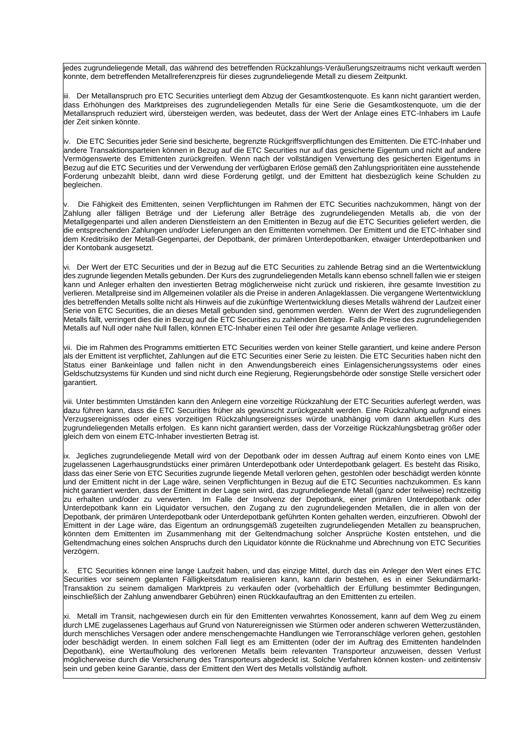jedes zugrundeliegende Metall, das während des betreffenden Rückzahlungs-Veräußerungszeitraums nicht verkauft werden konnte, dem betreffenden Metallreferenzpreis für dieses zugrundeliegende Metall zu diesem Zeitpunkt.

iii. Der Metallanspruch pro ETC Securities unterliegt dem Abzug der Gesamtkostenquote. Es kann nicht garantiert werden, dass Erhöhungen des Marktpreises des zugrundeliegenden Metalls für eine Serie die Gesamtkostenquote, um die der Metallanspruch reduziert wird, übersteigen werden, was bedeutet, dass der Wert der Anlage eines ETC-Inhabers im Laufe der Zeit sinken könnte.

iv. Die ETC Securities jeder Serie sind besicherte, begrenzte Rückgriffsverpflichtungen des Emittenten. Die ETC-Inhaber und andere Transaktionsparteien können in Bezug auf die ETC Securities nur auf das gesicherte Eigentum und nicht auf andere Vermögenswerte des Emittenten zurückgreifen. Wenn nach der vollständigen Verwertung des gesicherten Eigentums in Bezug auf die ETC Securities und der Verwendung der verfügbaren Erlöse gemäß den Zahlungsprioritäten eine ausstehende Forderung unbezahlt bleibt, dann wird diese Forderung getilgt, und der Emittent hat diesbezüglich keine Schulden zu begleichen.

v. Die Fähigkeit des Emittenten, seinen Verpflichtungen im Rahmen der ETC Securities nachzukommen, hängt von der Zahlung aller fälligen Beträge und der Lieferung aller Beträge des zugrundeliegenden Metalls ab, die von der Metallgegenpartei und allen anderen Dienstleistern an den Emittenten in Bezug auf die ETC Securities geliefert werden, die die entsprechenden Zahlungen und/oder Lieferungen an den Emittenten vornehmen. Der Emittent und die ETC-Inhaber sind dem Kreditrisiko der Metall-Gegenpartei, der Depotbank, der primären Unterdepotbanken, etwaiger Unterdepotbanken und der Kontobank ausgesetzt.

vi. Der Wert der ETC Securities und der in Bezug auf die ETC Securities zu zahlende Betrag sind an die Wertentwicklung des zugrunde liegenden Metalls gebunden. Der Kurs des zugrundeliegenden Metalls kann ebenso schnell fallen wie er steigen kann und Anleger erhalten den investierten Betrag möglicherweise nicht zurück und riskieren, ihre gesamte Investition zu verlieren. Metallpreise sind im Allgemeinen volatiler als die Preise in anderen Anlageklassen. Die vergangene Wertentwicklung des betreffenden Metalls sollte nicht als Hinweis auf die zukünftige Wertentwicklung dieses Metalls während der Laufzeit einer Serie von ETC Securities, die an dieses Metall gebunden sind, genommen werden. Wenn der Wert des zugrundeliegenden Metalls fällt, verringert dies die in Bezug auf die ETC Securities zu zahlenden Beträge. Falls die Preise des zugrundeliegenden Metalls auf Null oder nahe Null fallen, können ETC-Inhaber einen Teil oder ihre gesamte Anlage verlieren.

vii. Die im Rahmen des Programms emittierten ETC Securities werden von keiner Stelle garantiert, und keine andere Person als der Emittent ist verpflichtet, Zahlungen auf die ETC Securities einer Serie zu leisten. Die ETC Securities haben nicht den Status einer Bankeinlage und fallen nicht in den Anwendungsbereich eines Einlagensicherungssystems oder eines Geldschutzsystems für Kunden und sind nicht durch eine Regierung, Regierungsbehörde oder sonstige Stelle versichert oder garantiert.

viii. Unter bestimmten Umständen kann den Anlegern eine vorzeitige Rückzahlung der ETC Securities auferlegt werden, was dazu führen kann, dass die ETC Securities früher als gewünscht zurückgezahlt werden. Eine Rückzahlung aufgrund eines Verzugsereignisses oder eines vorzeitigen Rückzahlungsereignisses würde unabhängig vom dann aktuellen Kurs des zugrundeliegenden Metalls erfolgen. Es kann nicht garantiert werden, dass der Vorzeitige Rückzahlungsbetrag größer oder gleich dem von einem ETC-Inhaber investierten Betrag ist.

ix. Jegliches zugrundeliegende Metall wird von der Depotbank oder im dessen Auftrag auf einem Konto eines von LME zugelassenen Lagerhausgrundstücks einer primären Unterdepotbank oder Unterdepotbank gelagert. Es besteht das Risiko, dass das einer Serie von ETC Securities zugrunde liegende Metall verloren gehen, gestohlen oder beschädigt werden könnte und der Emittent nicht in der Lage wäre, seinen Verpflichtungen in Bezug auf die ETC Securities nachzukommen. Es kann nicht garantiert werden, dass der Emittent in der Lage sein wird, das zugrundeliegende Metall (ganz oder teilweise) rechtzeitig zu erhalten und/oder zu verwerten. Im Falle der Insolvenz der Depotbank, einer primären Unterdepotbank oder Unterdepotbank kann ein Liquidator versuchen, den Zugang zu den zugrundeliegenden Metallen, die in allen von der Depotbank, der primären Unterdepotbank oder Unterdepotbank geführten Konten gehalten werden, einzufrieren. Obwohl der Emittent in der Lage wäre, das Eigentum an ordnungsgemäß zugeteilten zugrundeliegenden Metallen zu beanspruchen, könnten dem Emittenten im Zusammenhang mit der Geltendmachung solcher Ansprüche Kosten entstehen, und die Geltendmachung eines solchen Anspruchs durch den Liquidator könnte die Rücknahme und Abrechnung von ETC Securities verzögern.

x. ETC Securities können eine lange Laufzeit haben, und das einzige Mittel, durch das ein Anleger den Wert eines ETC Securities vor seinem geplanten Fälligkeitsdatum realisieren kann, kann darin bestehen, es in einer Sekundärmarkt-Transaktion zu seinem damaligen Marktpreis zu verkaufen oder (vorbehaltlich der Erfüllung bestimmter Bedingungen, einschließlich der Zahlung anwendbarer Gebühren) einen Rückkaufauftrag an den Emittenten zu erteilen.

xi. Metall im Transit, nachgewiesen durch ein für den Emittenten verwahrtes Konossement, kann auf dem Weg zu einem durch LME zugelassenes Lagerhaus auf Grund von Naturereignissen wie Stürmen oder anderen schweren Wetterzuständen, durch menschliches Versagen oder andere menschengemachte Handlungen wie Terroranschläge verloren gehen, gestohlen oder beschädigt werden. In einem solchen Fall liegt es am Emittenten (oder der im Auftrag des Emittenten handelnden Depotbank), eine Wertaufholung des verlorenen Metalls beim relevanten Transporteur anzuweisen, dessen Verlust möglicherweise durch die Versicherung des Transporteurs abgedeckt ist. Solche Verfahren können kosten- und zeitintensiv sein und geben keine Garantie, dass der Emittent den Wert des Metalls vollständig aufholt.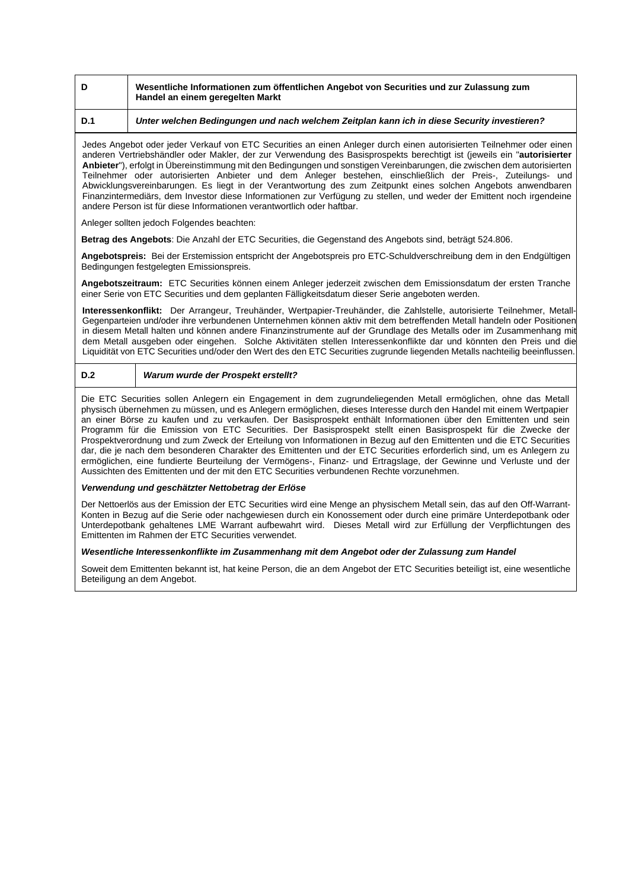| D | Wesentliche Informationen zum öffentlichen Angebot von Securities und zur Zulassung zum Handel an einem geregelten Markt |
|---|---|
| **D.1** | ***Unter welchen Bedingungen und nach welchem Zeitplan kann ich in diese Security investieren?*** |

Jedes Angebot oder jeder Verkauf von ETC Securities an einen Anleger durch einen autorisierten Teilnehmer oder einen anderen Vertriebshändler oder Makler, der zur Verwendung des Basisprospekts berechtigt ist (jeweils ein "**autorisierter Anbieter**"), erfolgt in Übereinstimmung mit den Bedingungen und sonstigen Vereinbarungen, die zwischen dem autorisierten Teilnehmer oder autorisierten Anbieter und dem Anleger bestehen, einschließlich der Preis-, Zuteilungs- und Abwicklungsvereinbarungen. Es liegt in der Verantwortung des zum Zeitpunkt eines solchen Angebots anwendbaren Finanzintermediärs, dem Investor diese Informationen zur Verfügung zu stellen, und weder der Emittent noch irgendeine andere Person ist für diese Informationen verantwortlich oder haftbar.

Anleger sollten jedoch Folgendes beachten:

**Betrag des Angebots**: Die Anzahl der ETC Securities, die Gegenstand des Angebots sind, beträgt 524.806.

**Angebotspreis:** Bei der Erstemission entspricht der Angebotspreis pro ETC-Schuldverschreibung dem in den Endgültigen Bedingungen festgelegten Emissionspreis.

**Angebotszeitraum:** ETC Securities können einem Anleger jederzeit zwischen dem Emissionsdatum der ersten Tranche einer Serie von ETC Securities und dem geplanten Fälligkeitsdatum dieser Serie angeboten werden.

**Interessenkonflikt:** Der Arrangeur, Treuhänder, Wertpapier-Treuhänder, die Zahlstelle, autorisierte Teilnehmer, Metall-Gegenparteien und/oder ihre verbundenen Unternehmen können aktiv mit dem betreffenden Metall handeln oder Positionen in diesem Metall halten und können andere Finanzinstrumente auf der Grundlage des Metalls oder im Zusammenhang mit dem Metall ausgeben oder eingehen. Solche Aktivitäten stellen Interessenkonflikte dar und könnten den Preis und die Liquidität von ETC Securities und/oder den Wert des den ETC Securities zugrunde liegenden Metalls nachteilig beeinflussen.

| **D.2** | ***Warum wurde der Prospekt erstellt?*** |
|---|---|

Die ETC Securities sollen Anlegern ein Engagement in dem zugrundeliegenden Metall ermöglichen, ohne das Metall physisch übernehmen zu müssen, und es Anlegern ermöglichen, dieses Interesse durch den Handel mit einem Wertpapier an einer Börse zu kaufen und zu verkaufen. Der Basisprospekt enthält Informationen über den Emittenten und sein Programm für die Emission von ETC Securities. Der Basisprospekt stellt einen Basisprospekt für die Zwecke der Prospektverordnung und zum Zweck der Erteilung von Informationen in Bezug auf den Emittenten und die ETC Securities dar, die je nach dem besonderen Charakter des Emittenten und der ETC Securities erforderlich sind, um es Anlegern zu ermöglichen, eine fundierte Beurteilung der Vermögens-, Finanz- und Ertragslage, der Gewinne und Verluste und der Aussichten des Emittenten und der mit den ETC Securities verbundenen Rechte vorzunehmen.

***Verwendung und geschätzter Nettobetrag der Erlöse***

Der Nettoerlös aus der Emission der ETC Securities wird eine Menge an physischem Metall sein, das auf den Off-Warrant-Konten in Bezug auf die Serie oder nachgewiesen durch ein Konossement oder durch eine primäre Unterdepotbank oder Unterdepotbank gehaltenes LME Warrant aufbewahrt wird. Dieses Metall wird zur Erfüllung der Verpflichtungen des Emittenten im Rahmen der ETC Securities verwendet.

***Wesentliche Interessenkonflikte im Zusammenhang mit dem Angebot oder der Zulassung zum Handel***

Soweit dem Emittenten bekannt ist, hat keine Person, die an dem Angebot der ETC Securities beteiligt ist, eine wesentliche Beteiligung an dem Angebot.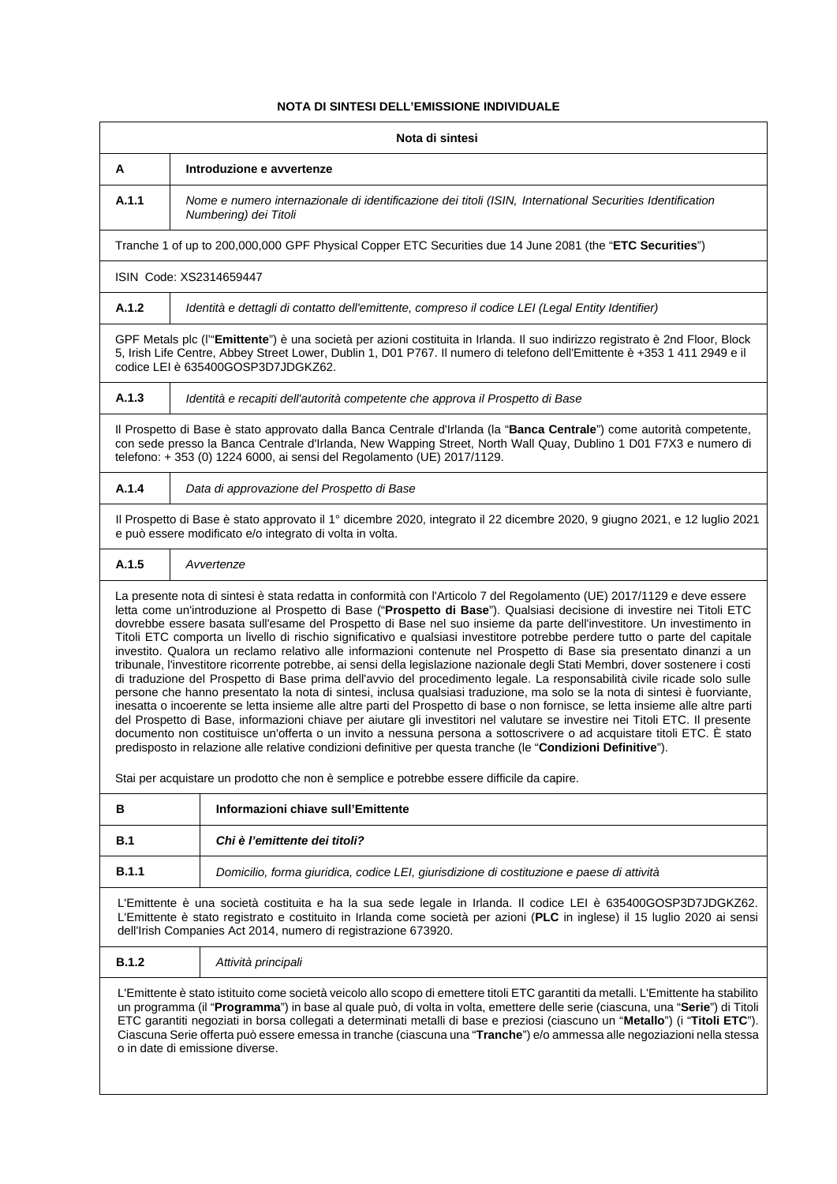**NOTA DI SINTESI DELL'EMISSIONE INDIVIDUALE**

| **Nota di sintesi** | |
|---|---|
| **A** | **Introduzione e avvertenze** |
| **A.1.1** | *Nome e numero internazionale di identificazione dei titoli (ISIN, International Securities Identification Numbering) dei Titoli* |
| Tranche 1 of up to 200,000,000 GPF Physical Copper ETC Securities due 14 June 2081 (the "**ETC Securities**") | |
| ISIN Code: XS2314659447 | |
| **A.1.2** | *Identità e dettagli di contatto dell'emittente, compreso il codice LEI (Legal Entity Identifier)* |
| GPF Metals plc (l'"**Emittente**") è una società per azioni costituita in Irlanda. Il suo indirizzo registrato è 2nd Floor, Block 5, Irish Life Centre, Abbey Street Lower, Dublin 1, D01 P767. Il numero di telefono dell'Emittente è +353 1 411 2949 e il codice LEI è 635400GOSP3D7JDGKZ62. | |
| **A.1.3** | *Identità e recapiti dell'autorità competente che approva il Prospetto di Base* |
| Il Prospetto di Base è stato approvato dalla Banca Centrale d'Irlanda (la "**Banca Centrale**") come autorità competente, con sede presso la Banca Centrale d'Irlanda, New Wapping Street, North Wall Quay, Dublino 1 D01 F7X3 e numero di telefono: + 353 (0) 1224 6000, ai sensi del Regolamento (UE) 2017/1129. | |
| **A.1.4** | *Data di approvazione del Prospetto di Base* |
| Il Prospetto di Base è stato approvato il 1° dicembre 2020, integrato il 22 dicembre 2020, 9 giugno 2021, e 12 luglio 2021 e può essere modificato e/o integrato di volta in volta. | |
| **A.1.5** | *Avvertenze* |
| La presente nota di sintesi è stata redatta in conformità con l'Articolo 7 del Regolamento (UE) 2017/1129 e deve essere letta come un'introduzione al Prospetto di Base ("**Prospetto di Base**"). Qualsiasi decisione di investire nei Titoli ETC dovrebbe essere basata sull'esame del Prospetto di Base nel suo insieme da parte dell'investitore. Un investimento in Titoli ETC comporta un livello di rischio significativo e qualsiasi investitore potrebbe perdere tutto o parte del capitale investito. Qualora un reclamo relativo alle informazioni contenute nel Prospetto di Base sia presentato dinanzi a un tribunale, l'investitore ricorrente potrebbe, ai sensi della legislazione nazionale degli Stati Membri, dover sostenere i costi di traduzione del Prospetto di Base prima dell'avvio del procedimento legale. La responsabilità civile ricade solo sulle persone che hanno presentato la nota di sintesi, inclusa qualsiasi traduzione, ma solo se la nota di sintesi è fuorviante, inesatta o incoerente se letta insieme alle altre parti del Prospetto di base o non fornisce, se letta insieme alle altre parti del Prospetto di Base, informazioni chiave per aiutare gli investitori nel valutare se investire nei Titoli ETC. Il presente documento non costituisce un'offerta o un invito a nessuna persona a sottoscrivere o ad acquistare titoli ETC. È stato predisposto in relazione alle relative condizioni definitive per questa tranche (le "**Condizioni Definitive**").<br><br>Stai per acquistare un prodotto che non è semplice e potrebbe essere difficile da capire. | |
| **B** | **Informazioni chiave sull'Emittente** |
| **B.1** | ***Chi è l'emittente dei titoli?*** |
| **B.1.1** | *Domicilio, forma giuridica, codice LEI, giurisdizione di costituzione e paese di attività* |
| L'Emittente è una società costituita e ha la sua sede legale in Irlanda. Il codice LEI è 635400GOSP3D7JDGKZ62. L'Emittente è stato registrato e costituito in Irlanda come società per azioni (**PLC** in inglese) il 15 luglio 2020 ai sensi dell'Irish Companies Act 2014, numero di registrazione 673920. | |
| **B.1.2** | *Attività principali* |
| L'Emittente è stato istituito come società veicolo allo scopo di emettere titoli ETC garantiti da metalli. L'Emittente ha stabilito un programma (il "**Programma**") in base al quale può, di volta in volta, emettere delle serie (ciascuna, una "**Serie**") di Titoli ETC garantiti negoziati in borsa collegati a determinati metalli di base e preziosi (ciascuno un "**Metallo**") (i "**Titoli ETC**"). Ciascuna Serie offerta può essere emessa in tranche (ciascuna una "**Tranche**") e/o ammessa alle negoziazioni nella stessa o in date di emissione diverse. | |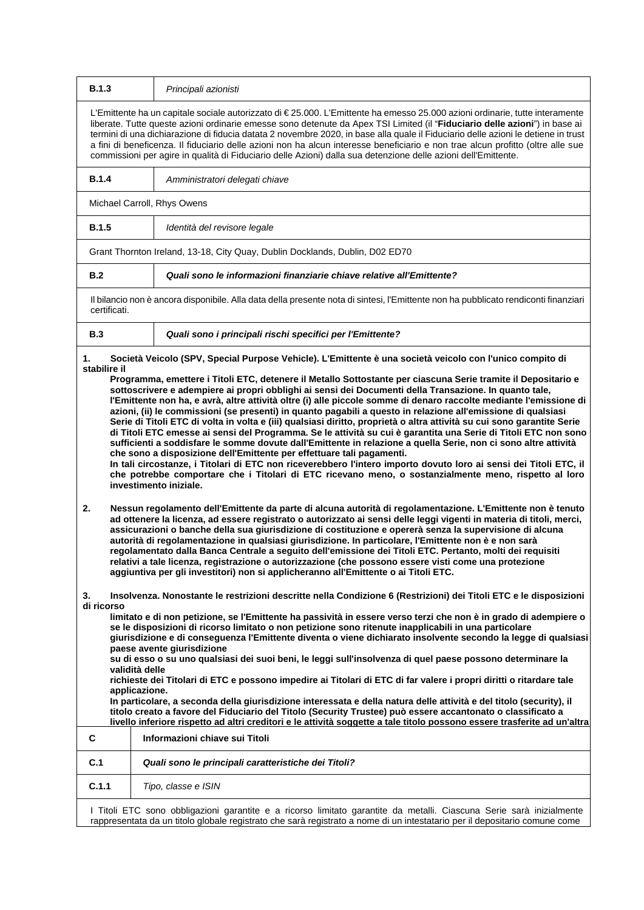| B.1.3 | *Principali azionisti* |
|---|---|
| L'Emittente ha un capitale sociale autorizzato di € 25.000. L'Emittente ha emesso 25.000 azioni ordinarie, tutte interamente liberate. Tutte queste azioni ordinarie emesse sono detenute da Apex TSI Limited (il "**Fiduciario delle azioni**") in base ai termini di una dichiarazione di fiducia datata 2 novembre 2020, in base alla quale il Fiduciario delle azioni le detiene in trust a fini di beneficenza. Il fiduciario delle azioni non ha alcun interesse beneficiario e non trae alcun profitto (oltre alle sue commissioni per agire in qualità di Fiduciario delle Azioni) dalla sua detenzione delle azioni dell'Emittente. | |
| **B.1.4** | *Amministratori delegati chiave* |
| Michael Carroll, Rhys Owens | |
| **B.1.5** | *Identità del revisore legale* |
| Grant Thornton Ireland, 13-18, City Quay, Dublin Docklands, Dublin, D02 ED70 | |
| **B.2** | ***Quali sono le informazioni finanziarie chiave relative all'Emittente?*** |
| Il bilancio non è ancora disponibile. Alla data della presente nota di sintesi, l'Emittente non ha pubblicato rendiconti finanziari certificati. | |
| **B.3** | ***Quali sono i principali rischi specifici per l'Emittente?*** |

**1. Società Veicolo (SPV, Special Purpose Vehicle). L'Emittente è una società veicolo con l'unico compito di stabilire il Programma, emettere i Titoli ETC, detenere il Metallo Sottostante per ciascuna Serie tramite il Depositario e sottoscrivere e adempiere ai propri obblighi ai sensi dei Documenti della Transazione. In quanto tale, l'Emittente non ha, e avrà, altre attività oltre (i) alle piccole somme di denaro raccolte mediante l'emissione di azioni, (ii) le commissioni (se presenti) in quanto pagabili a questo in relazione all'emissione di qualsiasi Serie di Titoli ETC di volta in volta e (iii) qualsiasi diritto, proprietà o altra attività su cui sono garantite Serie di Titoli ETC emesse ai sensi del Programma. Se le attività su cui è garantita una Serie di Titoli ETC non sono sufficienti a soddisfare le somme dovute dall'Emittente in relazione a quella Serie, non ci sono altre attività che sono a disposizione dell'Emittente per effettuare tali pagamenti.**
**In tali circostanze, i Titolari di ETC non riceverebbero l'intero importo dovuto loro ai sensi dei Titoli ETC, il che potrebbe comportare che i Titolari di ETC ricevano meno, o sostanzialmente meno, rispetto al loro investimento iniziale.**

**2. Nessun regolamento dell'Emittente da parte di alcuna autorità di regolamentazione. L'Emittente non è tenuto ad ottenere la licenza, ad essere registrato o autorizzato ai sensi delle leggi vigenti in materia di titoli, merci, assicurazioni o banche della sua giurisdizione di costituzione e opererà senza la supervisione di alcuna autorità di regolamentazione in qualsiasi giurisdizione. In particolare, l'Emittente non è e non sarà regolamentato dalla Banca Centrale a seguito dell'emissione dei Titoli ETC. Pertanto, molti dei requisiti relativi a tale licenza, registrazione o autorizzazione (che possono essere visti come una protezione aggiuntiva per gli investitori) non si applicheranno all'Emittente o ai Titoli ETC.**

**3. Insolvenza. Nonostante le restrizioni descritte nella Condizione 6 (Restrizioni) dei Titoli ETC e le disposizioni di ricorso limitato e di non petizione, se l'Emittente ha passività in essere verso terzi che non è in grado di adempiere o se le disposizioni di ricorso limitato o non petizione sono ritenute inapplicabili in una particolare giurisdizione e di conseguenza l'Emittente diventa o viene dichiarato insolvente secondo la legge di qualsiasi paese avente giurisdizione su di esso o su uno qualsiasi dei suoi beni, le leggi sull'insolvenza di quel paese possono determinare la validità delle richieste dei Titolari di ETC e possono impedire ai Titolari di ETC di far valere i propri diritti o ritardare tale applicazione.**
**In particolare, a seconda della giurisdizione interessata e della natura delle attività e del titolo (security), il titolo creato a favore del Fiduciario del Titolo (Security Trustee) può essere accantonato o classificato a livello inferiore rispetto ad altri creditori e le attività soggette a tale titolo possono essere trasferite ad un'altra**

| C | Informazioni chiave sui Titoli |
|---|---|
| **C.1** | ***Quali sono le principali caratteristiche dei Titoli?*** |
| **C.1.1** | *Tipo, classe e ISIN* |
| I Titoli ETC sono obbligazioni garantite e a ricorso limitato garantite da metalli. Ciascuna Serie sarà inizialmente rappresentata da un titolo globale registrato che sarà registrato a nome di un intestatario per il depositario comune come | |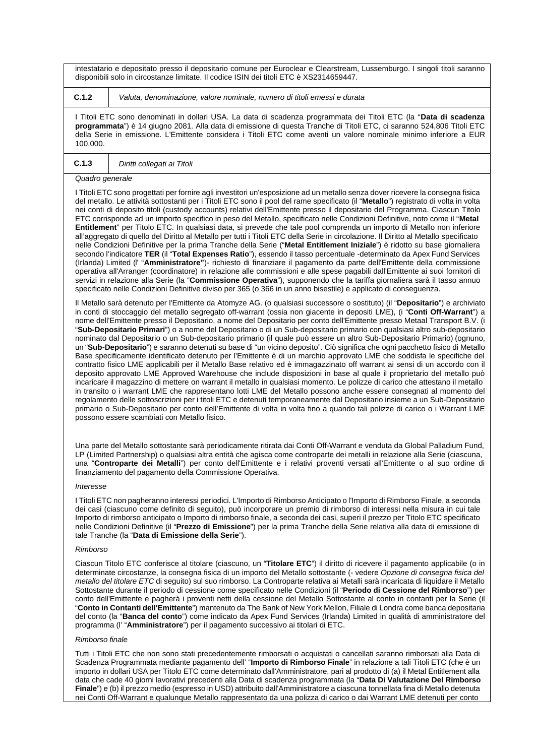intestatario e depositato presso il depositario comune per Euroclear e Clearstream, Lussemburgo. I singoli titoli saranno disponibili solo in circostanze limitate. Il codice ISIN dei titoli ETC è XS2314659447.

| **C.1.2** | *Valuta, denominazione, valore nominale, numero di titoli emessi e durata* |
|---|---|

I Titoli ETC sono denominati in dollari USA. La data di scadenza programmata dei Titoli ETC (la "**Data di scadenza programmata**") è 14 giugno 2081. Alla data di emissione di questa Tranche di Titoli ETC, ci saranno 524,806 Titoli ETC della Serie in emissione. L'Emittente considera i Titoli ETC come aventi un valore nominale minimo inferiore a EUR 100.000.

| **C.1.3** | *Diritti collegati ai Titoli* |
|---|---|

*Quadro generale*

I Titoli ETC sono progettati per fornire agli investitori un'esposizione ad un metallo senza dover ricevere la consegna fisica del metallo. Le attività sottostanti per i Titoli ETC sono il pool del rame specificato (il "**Metallo**") registrato di volta in volta nei conti di deposito titoli (custody accounts) relativi dell'Emittente presso il depositario del Programma. Ciascun Titolo ETC corrisponde ad un importo specifico in peso del Metallo, specificato nelle Condizioni Definitive, noto come il "**Metal Entitlement**" per Titolo ETC. In qualsiasi data, si prevede che tale pool comprenda un importo di Metallo non inferiore all'aggregato di quello del Diritto al Metallo per tutti i Titoli ETC della Serie in circolazione. Il Diritto al Metallo specificato nelle Condizioni Definitive per la prima Tranche della Serie ("**Metal Entitlement Iniziale**") è ridotto su base giornaliera secondo l'indicatore **TER** (il "**Total Expenses Ratio**"), essendo il tasso percentuale -determinato da Apex Fund Services (Irlanda) Limited (l' "**Amministratore"**)- richiesto di finanziare il pagamento da parte dell'Emittente della commissione operativa all'Arranger (coordinatore) in relazione alle commissioni e alle spese pagabili dall'Emittente ai suoi fornitori di servizi in relazione alla Serie (la "**Commissione Operativa**"), supponendo che la tariffa giornaliera sarà il tasso annuo specificato nelle Condizioni Definitive diviso per 365 (o 366 in un anno bisestile) e applicato di conseguenza.

Il Metallo sarà detenuto per l'Emittente da Atomyze AG. (o qualsiasi successore o sostituto) (il "**Depositario**") e archiviato in conti di stoccaggio del metallo segregato off-warrant (ossia non giacente in depositi LME), (i "**Conti Off-Warrant**") a nome dell'Emittente presso il Depositario, a nome del Depositario per conto dell'Emittente presso Metaal Transport B.V. (i "**Sub-Depositario Primari**") o a nome del Depositario o di un Sub-depositario primario con qualsiasi altro sub-depositario nominato dal Depositario o un Sub-depositario primario (il quale può essere un altro Sub-Depositario Primario) (ognuno, un "**Sub-Depositario**") e saranno detenuti su base di "un vicino deposito". Ciò significa che ogni pacchetto fisico di Metallo Base specificamente identificato detenuto per l'Emittente è di un marchio approvato LME che soddisfa le specifiche del contratto fisico LME applicabili per il Metallo Base relativo ed è immagazzinato off warrant ai sensi di un accordo con il deposito approvato LME Approved Warehouse che include disposizioni in base al quale il proprietario del metallo può incaricare il magazzino di mettere on warrant il metallo in qualsiasi momento. Le polizze di carico che attestano il metallo in transito o i warrant LME che rappresentano lotti LME del Metallo possono essere consegnati al momento del regolamento delle sottoscrizioni per i titoli ETC e detenuti temporaneamente dal Depositario insieme a un Sub-Depositario primario o Sub-Depositario per conto dell'Emittente di volta in volta fino a quando tali polizze di carico o i Warrant LME possono essere scambiati con Metallo fisico.

Una parte del Metallo sottostante sarà periodicamente ritirata dai Conti Off-Warrant e venduta da Global Palladium Fund, LP (Limited Partnership) o qualsiasi altra entità che agisca come controparte dei metalli in relazione alla Serie (ciascuna, una "**Controparte dei Metalli**") per conto dell'Emittente e i relativi proventi versati all'Emittente o al suo ordine di finanziamento del pagamento della Commissione Operativa.

*Interesse*

I Titoli ETC non pagheranno interessi periodici. L'Importo di Rimborso Anticipato o l'Importo di Rimborso Finale, a seconda dei casi (ciascuno come definito di seguito), può incorporare un premio di rimborso di interessi nella misura in cui tale Importo di rimborso anticipato o Importo di rimborso finale, a seconda dei casi, superi il prezzo per Titolo ETC specificato nelle Condizioni Definitive (il "**Prezzo di Emissione**") per la prima Tranche della Serie relativa alla data di emissione di tale Tranche (la "**Data di Emissione della Serie**").

*Rimborso*

Ciascun Titolo ETC conferisce al titolare (ciascuno, un "**Titolare ETC**") il diritto di ricevere il pagamento applicabile (o in determinate circostanze, la consegna fisica di un importo del Metallo sottostante (- vedere *Opzione di consegna fisica del metallo del titolare ETC* di seguito) sul suo rimborso. La Controparte relativa ai Metalli sarà incaricata di liquidare il Metallo Sottostante durante il periodo di cessione come specificato nelle Condizioni (il "**Periodo di Cessione del Rimborso**") per conto dell'Emittente e pagherà i proventi netti della cessione del Metallo Sottostante al conto in contanti per la Serie (il "**Conto in Contanti dell'Emittente**") mantenuto da The Bank of New York Mellon, Filiale di Londra come banca depositaria del conto (la "**Banca del conto**") come indicato da Apex Fund Services (Irlanda) Limited in qualità di amministratore del programma (l' "**Amministratore**") per il pagamento successivo ai titolari di ETC.

*Rimborso finale*

Tutti i Titoli ETC che non sono stati precedentemente rimborsati o acquistati o cancellati saranno rimborsati alla Data di Scadenza Programmata mediante pagamento dell' "**Importo di Rimborso Finale**" in relazione a tali Titoli ETC (che è un importo in dollari USA per Titolo ETC come determinato dall'Amministratore, pari al prodotto di (a) il Metal Entitlement alla data che cade 40 giorni lavorativi precedenti alla Data di scadenza programmata (la "**Data Di Valutazione Del Rimborso Finale**") e (b) il prezzo medio (espresso in USD) attribuito dall'Amministratore a ciascuna tonnellata fina di Metallo detenuta nei Conti Off-Warrant e qualunque Metallo rappresentato da una polizza di carico o dai Warrant LME detenuti per conto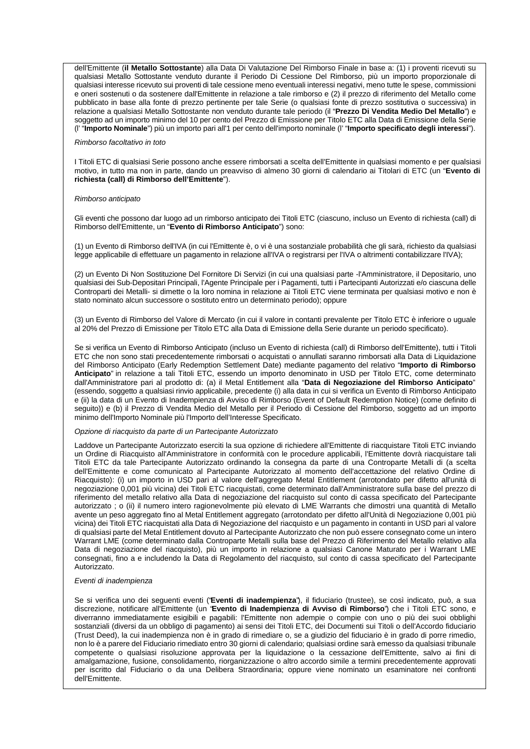dell'Emittente (**il Metallo Sottostante**) alla Data Di Valutazione Del Rimborso Finale in base a: (1) i proventi ricevuti su qualsiasi Metallo Sottostante venduto durante il Periodo Di Cessione Del Rimborso, più un importo proporzionale di qualsiasi interesse ricevuto sui proventi di tale cessione meno eventuali interessi negativi, meno tutte le spese, commissioni e oneri sostenuti o da sostenere dall'Emittente in relazione a tale rimborso e (2) il prezzo di riferimento del Metallo come pubblicato in base alla fonte di prezzo pertinente per tale Serie (o qualsiasi fonte di prezzo sostitutiva o successiva) in relazione a qualsiasi Metallo Sottostante non venduto durante tale periodo (il "**Prezzo Di Vendita Medio Del Metallo**") e soggetto ad un importo minimo del 10 per cento del Prezzo di Emissione per Titolo ETC alla Data di Emissione della Serie (l' "**Importo Nominale**") più un importo pari all'1 per cento dell'importo nominale (l' "**Importo specificato degli interessi**").

*Rimborso facoltativo in toto*

I Titoli ETC di qualsiasi Serie possono anche essere rimborsati a scelta dell'Emittente in qualsiasi momento e per qualsiasi motivo, in tutto ma non in parte, dando un preavviso di almeno 30 giorni di calendario ai Titolari di ETC (un "**Evento di richiesta (call) di Rimborso dell'Emittente**").

*Rimborso anticipato*

Gli eventi che possono dar luogo ad un rimborso anticipato dei Titoli ETC (ciascuno, incluso un Evento di richiesta (call) di Rimborso dell'Emittente, un "**Evento di Rimborso Anticipato**") sono:

(1) un Evento di Rimborso dell'IVA (in cui l'Emittente è, o vi è una sostanziale probabilità che gli sarà, richiesto da qualsiasi legge applicabile di effettuare un pagamento in relazione all'IVA o registrarsi per l'IVA o altrimenti contabilizzare l'IVA);

(2) un Evento Di Non Sostituzione Del Fornitore Di Servizi (in cui una qualsiasi parte -l'Amministratore, il Depositario, uno qualsiasi dei Sub-Depositari Principali, l'Agente Principale per i Pagamenti, tutti i Partecipanti Autorizzati e/o ciascuna delle Controparti dei Metalli- si dimette o la loro nomina in relazione ai Titoli ETC viene terminata per qualsiasi motivo e non è stato nominato alcun successore o sostituto entro un determinato periodo); oppure

(3) un Evento di Rimborso del Valore di Mercato (in cui il valore in contanti prevalente per Titolo ETC è inferiore o uguale al 20% del Prezzo di Emissione per Titolo ETC alla Data di Emissione della Serie durante un periodo specificato).

Se si verifica un Evento di Rimborso Anticipato (incluso un Evento di richiesta (call) di Rimborso dell'Emittente), tutti i Titoli ETC che non sono stati precedentemente rimborsati o acquistati o annullati saranno rimborsati alla Data di Liquidazione del Rimborso Anticipato (Early Redemption Settlement Date) mediante pagamento del relativo "**Importo di Rimborso Anticipato**" in relazione a tali Titoli ETC, essendo un importo denominato in USD per Titolo ETC, come determinato dall'Amministratore pari al prodotto di: (a) il Metal Entitlement alla "**Data di Negoziazione del Rimborso Anticipato**" (essendo, soggetto a qualsiasi rinvio applicabile, precedente (i) alla data in cui si verifica un Evento di Rimborso Anticipato e (ii) la data di un Evento di Inadempienza di Avviso di Rimborso (Event of Default Redemption Notice) (come definito di seguito)) e (b) il Prezzo di Vendita Medio del Metallo per il Periodo di Cessione del Rimborso, soggetto ad un importo minimo dell'Importo Nominale più l'Importo dell'Interesse Specificato.

*Opzione di riacquisto da parte di un Partecipante Autorizzato*

Laddove un Partecipante Autorizzato eserciti la sua opzione di richiedere all'Emittente di riacquistare Titoli ETC inviando un Ordine di Riacquisto all'Amministratore in conformità con le procedure applicabili, l'Emittente dovrà riacquistare tali Titoli ETC da tale Partecipante Autorizzato ordinando la consegna da parte di una Controparte Metalli di (a scelta dell'Emittente e come comunicato al Partecipante Autorizzato al momento dell'accettazione del relativo Ordine di Riacquisto): (i) un importo in USD pari al valore dell'aggregato Metal Entitlement (arrotondato per difetto all'unità di negoziazione 0,001 più vicina) dei Titoli ETC riacquistati, come determinato dall'Amministratore sulla base del prezzo di riferimento del metallo relativo alla Data di negoziazione del riacquisto sul conto di cassa specificato del Partecipante autorizzato ; o (ii) il numero intero ragionevolmente più elevato di LME Warrants che dimostri una quantità di Metallo avente un peso aggregato fino al Metal Entitlement aggregato (arrotondato per difetto all'Unità di Negoziazione 0,001 più vicina) dei Titoli ETC riacquistati alla Data di Negoziazione del riacquisto e un pagamento in contanti in USD pari al valore di qualsiasi parte del Metal Entitlement dovuto al Partecipante Autorizzato che non può essere consegnato come un intero Warrant LME (come determinato dalla Controparte Metalli sulla base del Prezzo di Riferimento del Metallo relativo alla Data di negoziazione del riacquisto), più un importo in relazione a qualsiasi Canone Maturato per i Warrant LME consegnati, fino a e includendo la Data di Regolamento del riacquisto, sul conto di cassa specificato del Partecipante Autorizzato.

*Eventi di inadempienza*

Se si verifica uno dei seguenti eventi ("**Eventi di inadempienza**"), il fiduciario (trustee), se così indicato, può, a sua discrezione, notificare all'Emittente (un "**Evento di Inadempienza di Avviso di Rimborso**") che i Titoli ETC sono, e diverranno immediatamente esigibili e pagabili: l'Emittente non adempie o compie con uno o più dei suoi obblighi sostanziali (diversi da un obbligo di pagamento) ai sensi dei Titoli ETC, dei Documenti sui Titoli o dell'Accordo fiduciario (Trust Deed), la cui inadempienza non è in grado di rimediare o, se a giudizio del fiduciario è in grado di porre rimedio, non lo è a parere del Fiduciario rimediato entro 30 giorni di calendario; qualsiasi ordine sarà emesso da qualsiasi tribunale competente o qualsiasi risoluzione approvata per la liquidazione o la cessazione dell'Emittente, salvo ai fini di amalgamazione, fusione, consolidamento, riorganizzazione o altro accordo simile a termini precedentemente approvati per iscritto dal Fiduciario o da una Delibera Straordinaria; oppure viene nominato un esaminatore nei confronti dell'Emittente.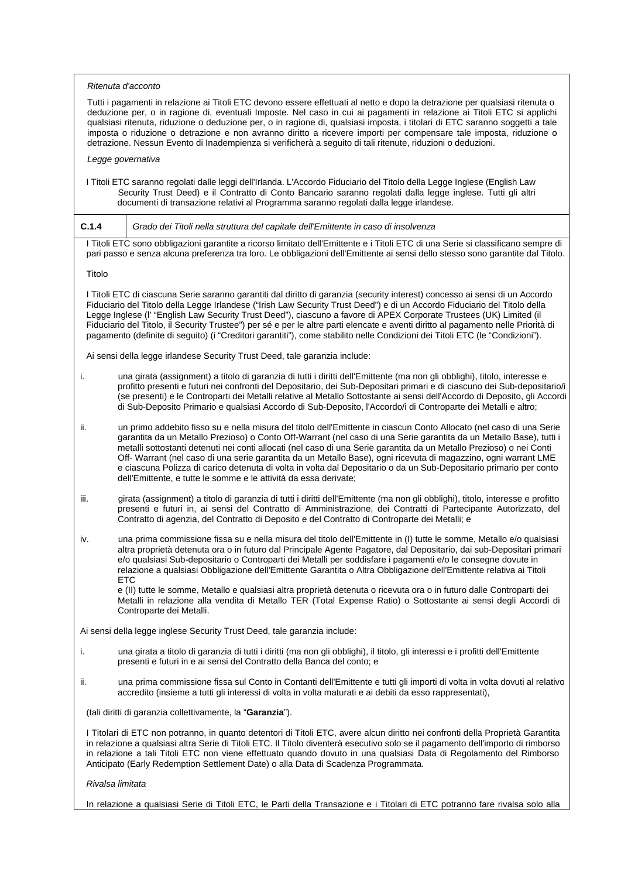*Ritenuta d'acconto*

Tutti i pagamenti in relazione ai Titoli ETC devono essere effettuati al netto e dopo la detrazione per qualsiasi ritenuta o deduzione per, o in ragione di, eventuali Imposte. Nel caso in cui ai pagamenti in relazione ai Titoli ETC si applichi qualsiasi ritenuta, riduzione o deduzione per, o in ragione di, qualsiasi imposta, i titolari di ETC saranno soggetti a tale imposta o riduzione o detrazione e non avranno diritto a ricevere importi per compensare tale imposta, riduzione o detrazione. Nessun Evento di Inadempienza si verificherà a seguito di tali ritenute, riduzioni o deduzioni.

*Legge governativa*

I Titoli ETC saranno regolati dalle leggi dell'Irlanda. L'Accordo Fiduciario del Titolo della Legge Inglese (English Law Security Trust Deed) e il Contratto di Conto Bancario saranno regolati dalla legge inglese. Tutti gli altri documenti di transazione relativi al Programma saranno regolati dalla legge irlandese.

| **C.1.4** | *Grado dei Titoli nella struttura del capitale dell'Emittente in caso di insolvenza* |
|---|---|

I Titoli ETC sono obbligazioni garantite a ricorso limitato dell'Emittente e i Titoli ETC di una Serie si classificano sempre di pari passo e senza alcuna preferenza tra loro. Le obbligazioni dell'Emittente ai sensi dello stesso sono garantite dal Titolo.

Titolo

I Titoli ETC di ciascuna Serie saranno garantiti dal diritto di garanzia (security interest) concesso ai sensi di un Accordo Fiduciario del Titolo della Legge Irlandese ("Irish Law Security Trust Deed") e di un Accordo Fiduciario del Titolo della Legge Inglese (l' "English Law Security Trust Deed"), ciascuno a favore di APEX Corporate Trustees (UK) Limited (il Fiduciario del Titolo, il Security Trustee") per sé e per le altre parti elencate e aventi diritto al pagamento nelle Priorità di pagamento (definite di seguito) (i "Creditori garantiti"), come stabilito nelle Condizioni dei Titoli ETC (le "Condizioni").

Ai sensi della legge irlandese Security Trust Deed, tale garanzia include:

i. una girata (assignment) a titolo di garanzia di tutti i diritti dell'Emittente (ma non gli obblighi), titolo, interesse e profitto presenti e futuri nei confronti del Depositario, dei Sub-Depositari primari e di ciascuno dei Sub-depositario/i (se presenti) e le Controparti dei Metalli relative al Metallo Sottostante ai sensi dell'Accordo di Deposito, gli Accordi di Sub-Deposito Primario e qualsiasi Accordo di Sub-Deposito, l'Accordo/i di Controparte dei Metalli e altro;

ii. un primo addebito fisso su e nella misura del titolo dell'Emittente in ciascun Conto Allocato (nel caso di una Serie garantita da un Metallo Prezioso) o Conto Off-Warrant (nel caso di una Serie garantita da un Metallo Base), tutti i metalli sottostanti detenuti nei conti allocati (nel caso di una Serie garantita da un Metallo Prezioso) o nei Conti Off- Warrant (nel caso di una serie garantita da un Metallo Base), ogni ricevuta di magazzino, ogni warrant LME e ciascuna Polizza di carico detenuta di volta in volta dal Depositario o da un Sub-Depositario primario per conto dell'Emittente, e tutte le somme e le attività da essa derivate;

iii. girata (assignment) a titolo di garanzia di tutti i diritti dell'Emittente (ma non gli obblighi), titolo, interesse e profitto presenti e futuri in, ai sensi del Contratto di Amministrazione, dei Contratti di Partecipante Autorizzato, del Contratto di agenzia, del Contratto di Deposito e del Contratto di Controparte dei Metalli; e

iv. una prima commissione fissa su e nella misura del titolo dell'Emittente in (I) tutte le somme, Metallo e/o qualsiasi altra proprietà detenuta ora o in futuro dal Principale Agente Pagatore, dal Depositario, dai sub-Depositari primari e/o qualsiasi Sub-depositario o Controparti dei Metalli per soddisfare i pagamenti e/o le consegne dovute in relazione a qualsiasi Obbligazione dell'Emittente Garantita o Altra Obbligazione dell'Emittente relativa ai Titoli ETC
e (II) tutte le somme, Metallo e qualsiasi altra proprietà detenuta o ricevuta ora o in futuro dalle Controparti dei Metalli in relazione alla vendita di Metallo TER (Total Expense Ratio) o Sottostante ai sensi degli Accordi di Controparte dei Metalli.

Ai sensi della legge inglese Security Trust Deed, tale garanzia include:

i. una girata a titolo di garanzia di tutti i diritti (ma non gli obblighi), il titolo, gli interessi e i profitti dell'Emittente presenti e futuri in e ai sensi del Contratto della Banca del conto; e

ii. una prima commissione fissa sul Conto in Contanti dell'Emittente e tutti gli importi di volta in volta dovuti al relativo accredito (insieme a tutti gli interessi di volta in volta maturati e ai debiti da esso rappresentati),

(tali diritti di garanzia collettivamente, la "**Garanzia**").

I Titolari di ETC non potranno, in quanto detentori di Titoli ETC, avere alcun diritto nei confronti della Proprietà Garantita in relazione a qualsiasi altra Serie di Titoli ETC. Il Titolo diventerà esecutivo solo se il pagamento dell'importo di rimborso in relazione a tali Titoli ETC non viene effettuato quando dovuto in una qualsiasi Data di Regolamento del Rimborso Anticipato (Early Redemption Settlement Date) o alla Data di Scadenza Programmata.

*Rivalsa limitata*

In relazione a qualsiasi Serie di Titoli ETC, le Parti della Transazione e i Titolari di ETC potranno fare rivalsa solo alla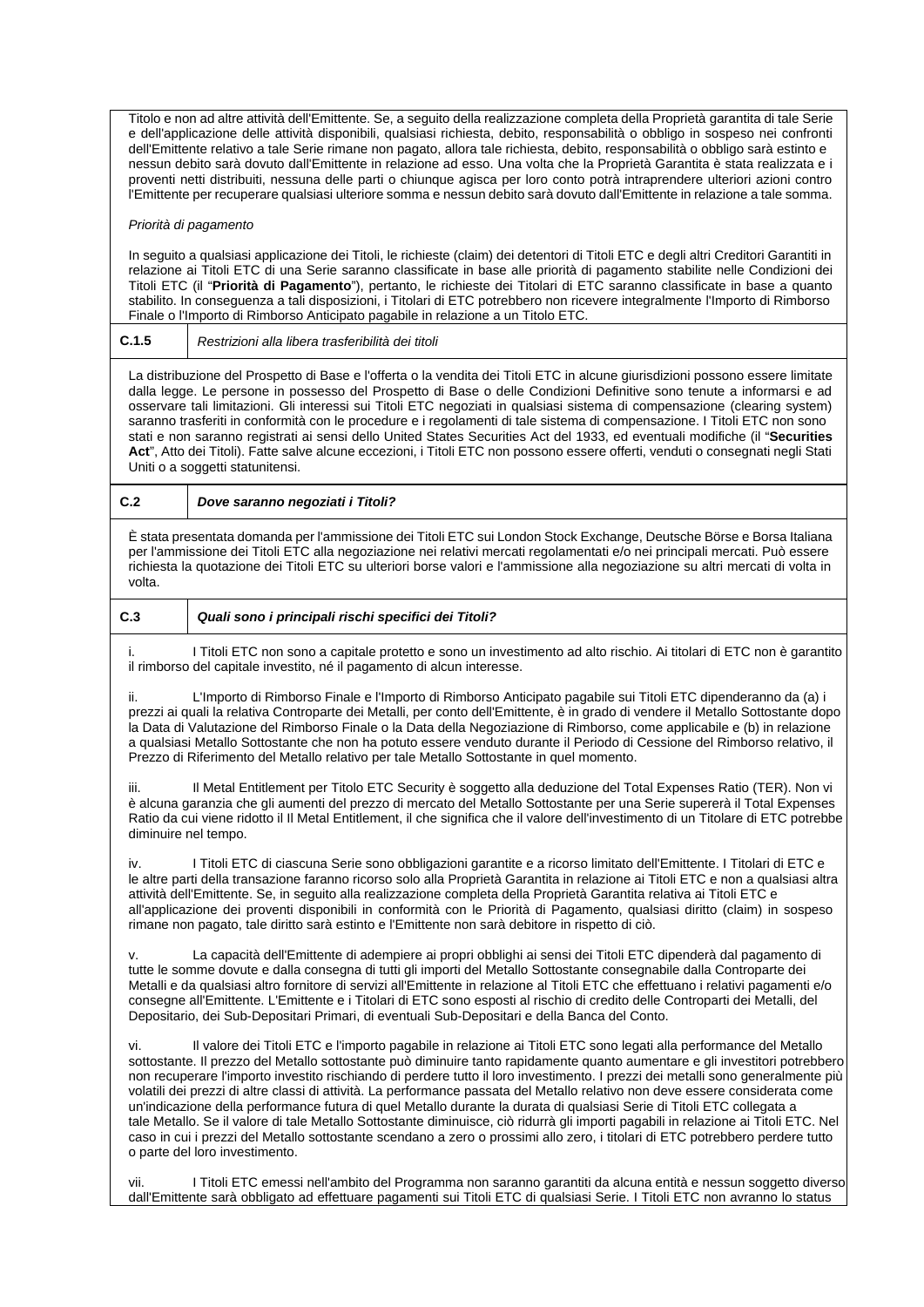Titolo e non ad altre attività dell'Emittente. Se, a seguito della realizzazione completa della Proprietà garantita di tale Serie e dell'applicazione delle attività disponibili, qualsiasi richiesta, debito, responsabilità o obbligo in sospeso nei confronti dell'Emittente relativo a tale Serie rimane non pagato, allora tale richiesta, debito, responsabilità o obbligo sarà estinto e nessun debito sarà dovuto dall'Emittente in relazione ad esso. Una volta che la Proprietà Garantita è stata realizzata e i proventi netti distribuiti, nessuna delle parti o chiunque agisca per loro conto potrà intraprendere ulteriori azioni contro l'Emittente per recuperare qualsiasi ulteriore somma e nessun debito sarà dovuto dall'Emittente in relazione a tale somma.

*Priorità di pagamento*

In seguito a qualsiasi applicazione dei Titoli, le richieste (claim) dei detentori di Titoli ETC e degli altri Creditori Garantiti in relazione ai Titoli ETC di una Serie saranno classificate in base alle priorità di pagamento stabilite nelle Condizioni dei Titoli ETC (il "**Priorità di Pagamento**"), pertanto, le richieste dei Titolari di ETC saranno classificate in base a quanto stabilito. In conseguenza a tali disposizioni, i Titolari di ETC potrebbero non ricevere integralmente l'Importo di Rimborso Finale o l'Importo di Rimborso Anticipato pagabile in relazione a un Titolo ETC.

| C.1.5 | *Restrizioni alla libera trasferibilità dei titoli* |
|---|---|

La distribuzione del Prospetto di Base e l'offerta o la vendita dei Titoli ETC in alcune giurisdizioni possono essere limitate dalla legge. Le persone in possesso del Prospetto di Base o delle Condizioni Definitive sono tenute a informarsi e ad osservare tali limitazioni. Gli interessi sui Titoli ETC negoziati in qualsiasi sistema di compensazione (clearing system) saranno trasferiti in conformità con le procedure e i regolamenti di tale sistema di compensazione. I Titoli ETC non sono stati e non saranno registrati ai sensi dello United States Securities Act del 1933, ed eventuali modifiche (il "**Securities Act**", Atto dei Titoli). Fatte salve alcune eccezioni, i Titoli ETC non possono essere offerti, venduti o consegnati negli Stati Uniti o a soggetti statunitensi.

| C.2 | ***Dove saranno negoziati i Titoli?*** |
|---|---|

È stata presentata domanda per l'ammissione dei Titoli ETC sui London Stock Exchange, Deutsche Börse e Borsa Italiana per l'ammissione dei Titoli ETC alla negoziazione nei relativi mercati regolamentati e/o nei principali mercati. Può essere richiesta la quotazione dei Titoli ETC su ulteriori borse valori e l'ammissione alla negoziazione su altri mercati di volta in volta.

| C.3 | ***Quali sono i principali rischi specifici dei Titoli?*** |
|---|---|

i. I Titoli ETC non sono a capitale protetto e sono un investimento ad alto rischio. Ai titolari di ETC non è garantito il rimborso del capitale investito, né il pagamento di alcun interesse.

ii. L'Importo di Rimborso Finale e l'Importo di Rimborso Anticipato pagabile sui Titoli ETC dipenderanno da (a) i prezzi ai quali la relativa Controparte dei Metalli, per conto dell'Emittente, è in grado di vendere il Metallo Sottostante dopo la Data di Valutazione del Rimborso Finale o la Data della Negoziazione di Rimborso, come applicabile e (b) in relazione a qualsiasi Metallo Sottostante che non ha potuto essere venduto durante il Periodo di Cessione del Rimborso relativo, il Prezzo di Riferimento del Metallo relativo per tale Metallo Sottostante in quel momento.

iii. Il Metal Entitlement per Titolo ETC Security è soggetto alla deduzione del Total Expenses Ratio (TER). Non vi è alcuna garanzia che gli aumenti del prezzo di mercato del Metallo Sottostante per una Serie supererà il Total Expenses Ratio da cui viene ridotto il Il Metal Entitlement, il che significa che il valore dell'investimento di un Titolare di ETC potrebbe diminuire nel tempo.

iv. I Titoli ETC di ciascuna Serie sono obbligazioni garantite e a ricorso limitato dell'Emittente. I Titolari di ETC e le altre parti della transazione faranno ricorso solo alla Proprietà Garantita in relazione ai Titoli ETC e non a qualsiasi altra attività dell'Emittente. Se, in seguito alla realizzazione completa della Proprietà Garantita relativa ai Titoli ETC e all'applicazione dei proventi disponibili in conformità con le Priorità di Pagamento, qualsiasi diritto (claim) in sospeso rimane non pagato, tale diritto sarà estinto e l'Emittente non sarà debitore in rispetto di ciò.

v. La capacità dell'Emittente di adempiere ai propri obblighi ai sensi dei Titoli ETC dipenderà dal pagamento di tutte le somme dovute e dalla consegna di tutti gli importi del Metallo Sottostante consegnabile dalla Controparte dei Metalli e da qualsiasi altro fornitore di servizi all'Emittente in relazione al Titoli ETC che effettuano i relativi pagamenti e/o consegne all'Emittente. L'Emittente e i Titolari di ETC sono esposti al rischio di credito delle Controparti dei Metalli, del Depositario, dei Sub-Depositari Primari, di eventuali Sub-Depositari e della Banca del Conto.

vi. Il valore dei Titoli ETC e l'importo pagabile in relazione ai Titoli ETC sono legati alla performance del Metallo sottostante. Il prezzo del Metallo sottostante può diminuire tanto rapidamente quanto aumentare e gli investitori potrebbero non recuperare l'importo investito rischiando di perdere tutto il loro investimento. I prezzi dei metalli sono generalmente più volatili dei prezzi di altre classi di attività. La performance passata del Metallo relativo non deve essere considerata come un'indicazione della performance futura di quel Metallo durante la durata di qualsiasi Serie di Titoli ETC collegata a tale Metallo. Se il valore di tale Metallo Sottostante diminuisce, ciò ridurrà gli importi pagabili in relazione ai Titoli ETC. Nel caso in cui i prezzi del Metallo sottostante scendano a zero o prossimi allo zero, i titolari di ETC potrebbero perdere tutto o parte del loro investimento.

vii. I Titoli ETC emessi nell'ambito del Programma non saranno garantiti da alcuna entità e nessun soggetto diverso dall'Emittente sarà obbligato ad effettuare pagamenti sui Titoli ETC di qualsiasi Serie. I Titoli ETC non avranno lo status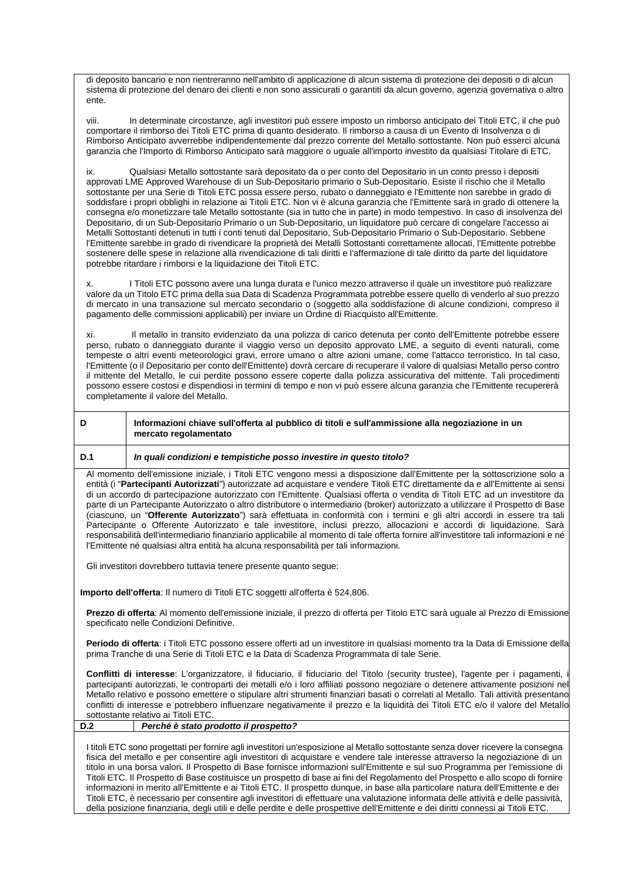di deposito bancario e non rientreranno nell'ambito di applicazione di alcun sistema di protezione dei depositi o di alcun sistema di protezione del denaro dei clienti e non sono assicurati o garantiti da alcun governo, agenzia governativa o altro ente.

viii. In determinate circostanze, agli investitori può essere imposto un rimborso anticipato dei Titoli ETC, il che può comportare il rimborso dei Titoli ETC prima di quanto desiderato. Il rimborso a causa di un Evento di Insolvenza o di Rimborso Anticipato avverrebbe indipendentemente dal prezzo corrente del Metallo sottostante. Non può esserci alcuna garanzia che l'Importo di Rimborso Anticipato sarà maggiore o uguale all'importo investito da qualsiasi Titolare di ETC.

ix. Qualsiasi Metallo sottostante sarà depositato da o per conto del Depositario in un conto presso i depositi approvati LME Approved Warehouse di un Sub-Depositario primario o Sub-Depositario. Esiste il rischio che il Metallo sottostante per una Serie di Titoli ETC possa essere perso, rubato o danneggiato e l'Emittente non sarebbe in grado di soddisfare i propri obblighi in relazione ai Titoli ETC. Non vi è alcuna garanzia che l'Emittente sarà in grado di ottenere la consegna e/o monetizzare tale Metallo sottostante (sia in tutto che in parte) in modo tempestivo. In caso di insolvenza del Depositario, di un Sub-Depositario Primario o un Sub-Depositario, un liquidatore può cercare di congelare l'accesso ai Metalli Sottostanti detenuti in tutti i conti tenuti dal Depositario, Sub-Depositario Primario o Sub-Depositario. Sebbene l'Emittente sarebbe in grado di rivendicare la proprietà dei Metalli Sottostanti correttamente allocati, l'Emittente potrebbe sostenere delle spese in relazione alla rivendicazione di tali diritti e l'affermazione di tale diritto da parte del liquidatore potrebbe ritardare i rimborsi e la liquidazione dei Titoli ETC.

x. I Titoli ETC possono avere una lunga durata e l'unico mezzo attraverso il quale un investitore può realizzare valore da un Titolo ETC prima della sua Data di Scadenza Programmata potrebbe essere quello di venderlo al suo prezzo di mercato in una transazione sul mercato secondario o (soggetto alla soddisfazione di alcune condizioni, compreso il pagamento delle commissioni applicabili) per inviare un Ordine di Riacquisto all'Emittente.

xi. Il metallo in transito evidenziato da una polizza di carico detenuta per conto dell'Emittente potrebbe essere perso, rubato o danneggiato durante il viaggio verso un deposito approvato LME, a seguito di eventi naturali, come tempeste o altri eventi meteorologici gravi, errore umano o altre azioni umane, come l'attacco terroristico. In tal caso, l'Emittente (o il Depositario per conto dell'Emittente) dovrà cercare di recuperare il valore di qualsiasi Metallo perso contro il mittente del Metallo, le cui perdite possono essere coperte dalla polizza assicurativa del mittente. Tali procedimenti possono essere costosi e dispendiosi in termini di tempo e non vi può essere alcuna garanzia che l'Emittente recupererà completamente il valore del Metallo.

| **D** | **Informazioni chiave sull'offerta al pubblico di titoli e sull'ammissione alla negoziazione in un mercato regolamentato** |
|---|---|
| **D.1** | ***In quali condizioni e tempistiche posso investire in questo titolo?*** |

Al momento dell'emissione iniziale, i Titoli ETC vengono messi a disposizione dall'Emittente per la sottoscrizione solo a entità (i "**Partecipanti Autorizzati**") autorizzate ad acquistare e vendere Titoli ETC direttamente da e all'Emittente ai sensi di un accordo di partecipazione autorizzato con l'Emittente. Qualsiasi offerta o vendita di Titoli ETC ad un investitore da parte di un Partecipante Autorizzato o altro distributore o intermediario (broker) autorizzato a utilizzare il Prospetto di Base (ciascuno, un "**Offerente Autorizzato**") sarà effettuata in conformità con i termini e gli altri accordi in essere tra tali Partecipante o Offerente Autorizzato e tale investitore, inclusi prezzo, allocazioni e accordi di liquidazione. Sarà responsabilità dell'intermediario finanziario applicabile al momento di tale offerta fornire all'investitore tali informazioni e né l'Emittente né qualsiasi altra entità ha alcuna responsabilità per tali informazioni.

Gli investitori dovrebbero tuttavia tenere presente quanto segue:

**Importo dell'offerta**: Il numero di Titoli ETC soggetti all'offerta è 524,806.

**Prezzo di offerta**: Al momento dell'emissione iniziale, il prezzo di offerta per Titolo ETC sarà uguale al Prezzo di Emissione specificato nelle Condizioni Definitive.

**Periodo di offerta**: i Titoli ETC possono essere offerti ad un investitore in qualsiasi momento tra la Data di Emissione della prima Tranche di una Serie di Titoli ETC e la Data di Scadenza Programmata di tale Serie.

**Conflitti di interesse**: L'organizzatore, il fiduciario, il fiduciario del Titolo (security trustee), l'agente per i pagamenti, i partecipanti autorizzati, le controparti dei metalli e/o i loro affiliati possono negoziare o detenere attivamente posizioni nel Metallo relativo e possono emettere o stipulare altri strumenti finanziari basati o correlati al Metallo. Tali attività presentano conflitti di interesse e potrebbero influenzare negativamente il prezzo e la liquidità dei Titoli ETC e/o il valore del Metallo sottostante relativo ai Titoli ETC.

| **D.2** | ***Perché è stato prodotto il prospetto?*** |
|---|---|

I titoli ETC sono progettati per fornire agli investitori un'esposizione al Metallo sottostante senza dover ricevere la consegna fisica del metallo e per consentire agli investitori di acquistare e vendere tale interesse attraverso la negoziazione di un titolo in una borsa valori. Il Prospetto di Base fornisce informazioni sull'Emittente e sul suo Programma per l'emissione di Titoli ETC. Il Prospetto di Base costituisce un prospetto di base ai fini del Regolamento del Prospetto e allo scopo di fornire informazioni in merito all'Emittente e ai Titoli ETC. Il prospetto dunque, in base alla particolare natura dell'Emittente e dei Titoli ETC, è necessario per consentire agli investitori di effettuare una valutazione informata delle attività e delle passività, della posizione finanziaria, degli utili e delle perdite e delle prospettive dell'Emittente e dei diritti connessi ai Titoli ETC.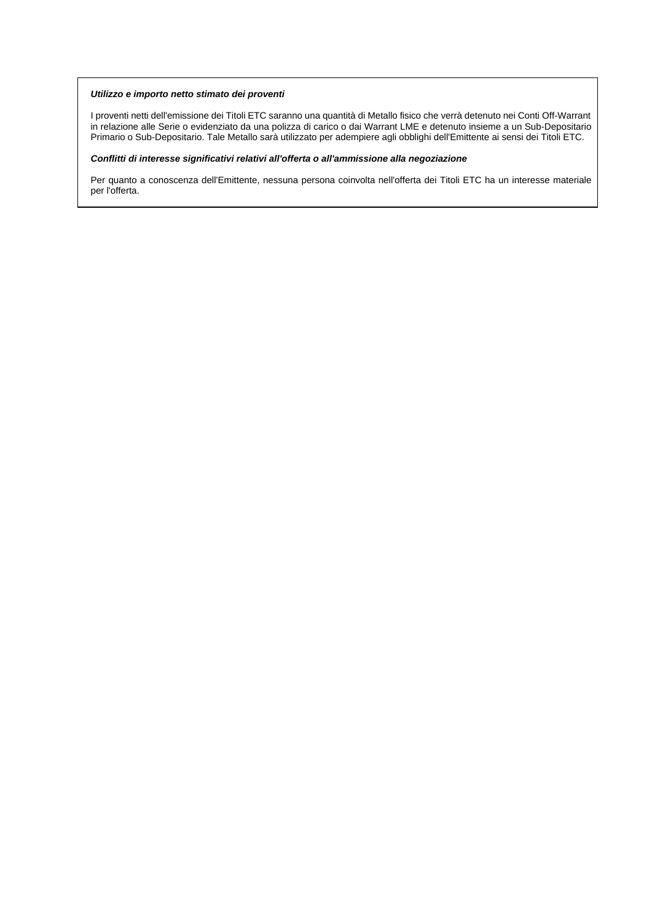***Utilizzo e importo netto stimato dei proventi***

I proventi netti dell'emissione dei Titoli ETC saranno una quantità di Metallo fisico che verrà detenuto nei Conti Off-Warrant in relazione alle Serie o evidenziato da una polizza di carico o dai Warrant LME e detenuto insieme a un Sub-Depositario Primario o Sub-Depositario. Tale Metallo sarà utilizzato per adempiere agli obblighi dell'Emittente ai sensi dei Titoli ETC.

***Conflitti di interesse significativi relativi all'offerta o all'ammissione alla negoziazione***

Per quanto a conoscenza dell'Emittente, nessuna persona coinvolta nell'offerta dei Titoli ETC ha un interesse materiale per l'offerta.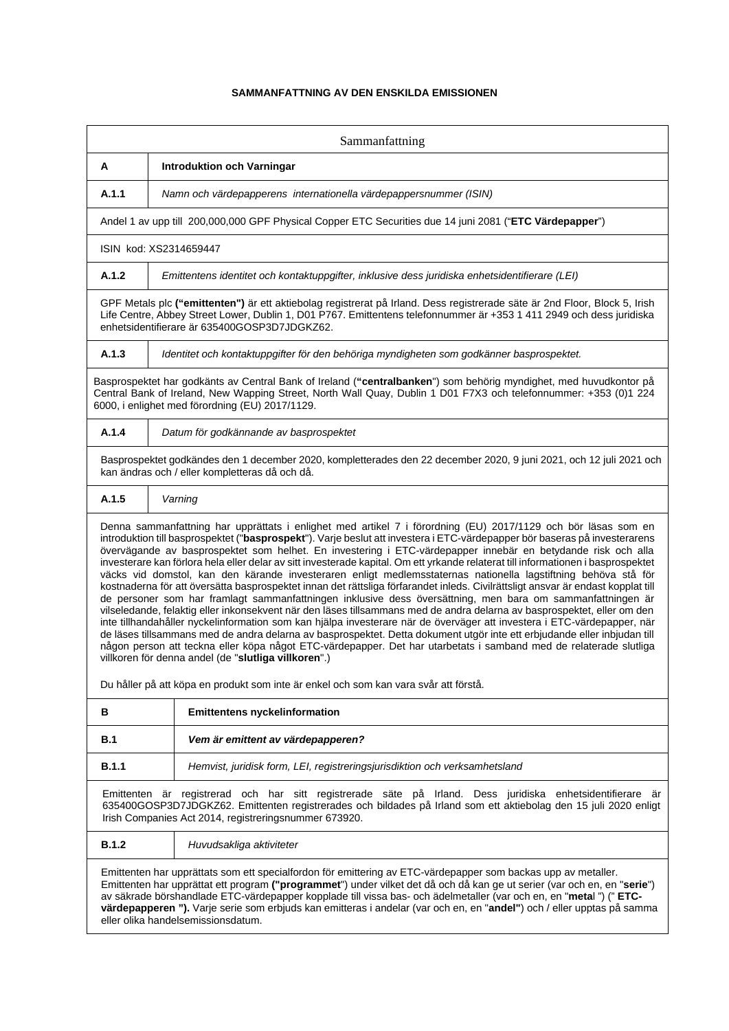**SAMMANFATTNING AV DEN ENSKILDA EMISSIONEN**

| Sammanfattning | |
|---|---|
| **A** | **Introduktion och Varningar** |
| **A.1.1** | *Namn och värdepapperens internationella värdepappersnummer (ISIN)* |
| Andel 1 av upp till 200,000,000 GPF Physical Copper ETC Securities due 14 juni 2081 ("**ETC Värdepapper**") | |
| ISIN kod: XS2314659447 | |
| **A.1.2** | *Emittentens identitet och kontaktuppgifter, inklusive dess juridiska enhetsidentifierare (LEI)* |
| GPF Metals plc **("emittenten")** är ett aktiebolag registrerat på Irland. Dess registrerade säte är 2nd Floor, Block 5, Irish Life Centre, Abbey Street Lower, Dublin 1, D01 P767. Emittentens telefonnummer är +353 1 411 2949 och dess juridiska enhetsidentifierare är 635400GOSP3D7JDGKZ62. | |
| **A.1.3** | *Identitet och kontaktuppgifter för den behöriga myndigheten som godkänner basprospektet.* |
| Basprospektet har godkänts av Central Bank of Ireland (**"centralbanken**") som behörig myndighet, med huvudkontor på Central Bank of Ireland, New Wapping Street, North Wall Quay, Dublin 1 D01 F7X3 och telefonnummer: +353 (0)1 224 6000, i enlighet med förordning (EU) 2017/1129. | |
| **A.1.4** | *Datum för godkännande av basprospektet* |
| Basprospektet godkändes den 1 december 2020, kompletterades den 22 december 2020, 9 juni 2021, och 12 juli 2021 och kan ändras och / eller kompletteras då och då. | |
| **A.1.5** | *Varning* |
| Denna sammanfattning har upprättats i enlighet med artikel 7 i förordning (EU) 2017/1129 och bör läsas som en introduktion till basprospektet ("**basprospekt**"). Varje beslut att investera i ETC-värdepapper bör baseras på investerarens övervägande av basprospektet som helhet. En investering i ETC-värdepapper innebär en betydande risk och alla investerare kan förlora hela eller delar av sitt investerade kapital. Om ett yrkande relaterat till informationen i basprospektet väcks vid domstol, kan den kärande investeraren enligt medlemsstaternas nationella lagstiftning behöva stå för kostnaderna för att översätta basprospektet innan det rättsliga förfarandet inleds. Civilrättsligt ansvar är endast kopplat till de personer som har framlagt sammanfattningen inklusive dess översättning, men bara om sammanfattningen är vilseledande, felaktig eller inkonsekvent när den läses tillsammans med de andra delarna av basprospektet, eller om den inte tillhandahåller nyckelinformation som kan hjälpa investerare när de överväger att investera i ETC-värdepapper, när de läses tillsammans med de andra delarna av basprospektet. Detta dokument utgör inte ett erbjudande eller inbjudan till någon person att teckna eller köpa något ETC-värdepapper. Det har utarbetats i samband med de relaterade slutliga villkoren för denna andel (de "**slutliga villkoren**".)<br><br>Du håller på att köpa en produkt som inte är enkel och som kan vara svår att förstå. | |
| **B** | **Emittentens nyckelinformation** |
| **B.1** | ***Vem är emittent av värdepapperen?*** |
| **B.1.1** | *Hemvist, juridisk form, LEI, registreringsjurisdiktion och verksamhetsland* |
| Emittenten är registrerad och har sitt registrerade säte på Irland. Dess juridiska enhetsidentifierare är 635400GOSP3D7JDGKZ62. Emittenten registrerades och bildades på Irland som ett aktiebolag den 15 juli 2020 enligt Irish Companies Act 2014, registreringsnummer 673920. | |
| **B.1.2** | *Huvudsakliga aktiviteter* |
| Emittenten har upprättats som ett specialfordon för emittering av ETC-värdepapper som backas upp av metaller. Emittenten har upprättat ett program **("programmet**") under vilket det då och då kan ge ut serier (var och en, en "**serie**") av säkrade börshandlade ETC-värdepapper kopplade till vissa bas- och ädelmetaller (var och en, en "**meta**l ") (" **ETC-värdepapperen ").** Varje serie som erbjuds kan emitteras i andelar (var och en, en "**andel"**) och / eller upptas på samma eller olika handelsemissionsdatum. | |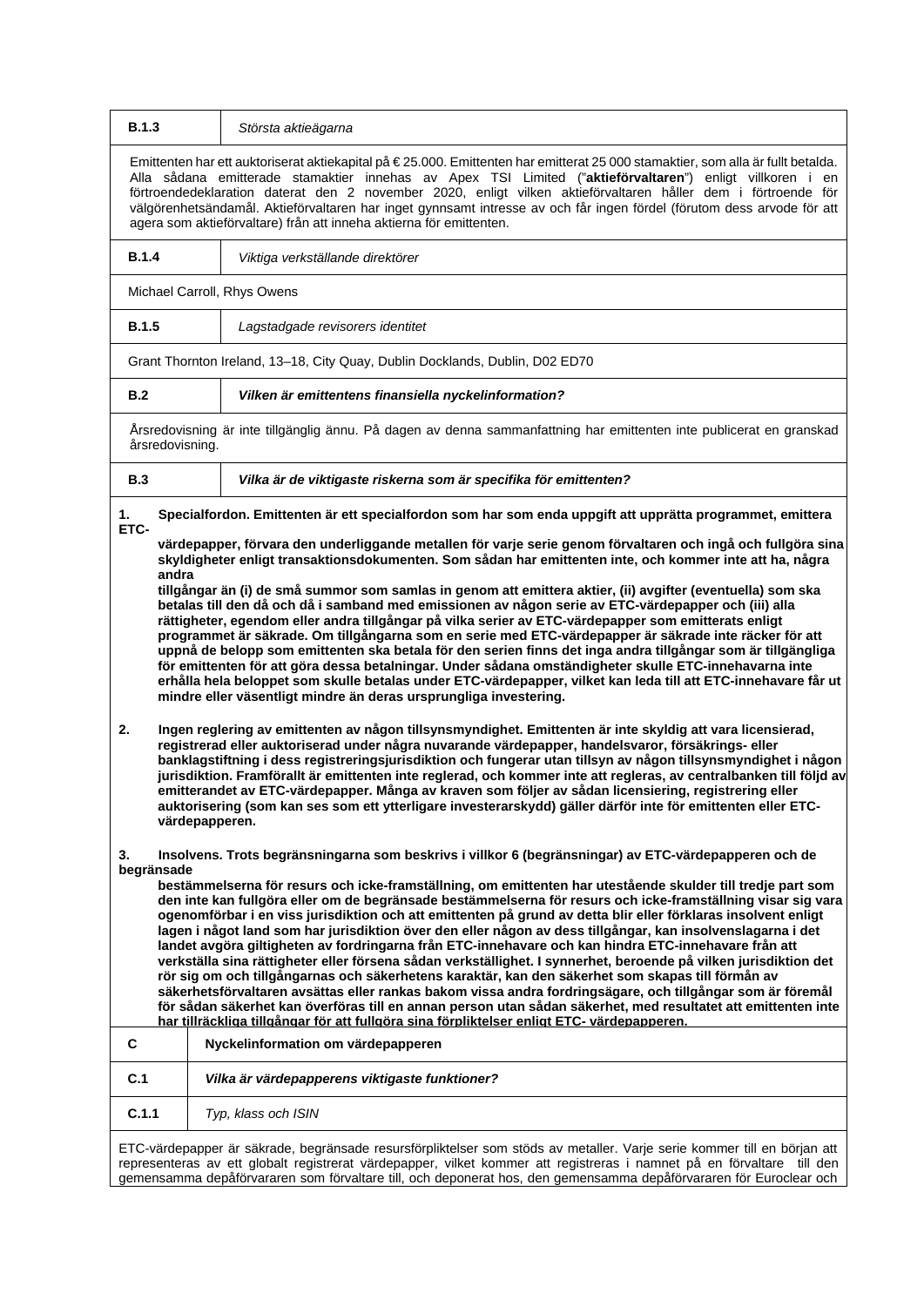| B.1.3 | *Största aktieägarna* |
|---|---|

Emittenten har ett auktoriserat aktiekapital på € 25.000. Emittenten har emitterat 25 000 stamaktier, som alla är fullt betalda. Alla sådana emitterade stamaktier innehas av Apex TSI Limited ("**aktieförvaltaren**") enligt villkoren i en förtroendedeklaration daterat den 2 november 2020, enligt vilken aktieförvaltaren håller dem i förtroende för välgörenhetsändamål. Aktieförvaltaren har inget gynnsamt intresse av och får ingen fördel (förutom dess arvode för att agera som aktieförvaltare) från att inneha aktierna för emittenten.

| B.1.4 | *Viktiga verkställande direktörer* |
|---|---|

Michael Carroll, Rhys Owens

| B.1.5 | *Lagstadgade revisorers identitet* |
|---|---|

Grant Thornton Ireland, 13–18, City Quay, Dublin Docklands, Dublin, D02 ED70

| B.2 | ***Vilken är emittentens finansiella nyckelinformation?*** |
|---|---|

Årsredovisning är inte tillgänglig ännu. På dagen av denna sammanfattning har emittenten inte publicerat en granskad årsredovisning.

| B.3 | ***Vilka är de viktigaste riskerna som är specifika för emittenten?*** |
|---|---|

1. **Specialfordon. Emittenten är ett specialfordon som har som enda uppgift att upprätta programmet, emittera ETC-värdepapper, förvara den underliggande metallen för varje serie genom förvaltaren och ingå och fullgöra sina skyldigheter enligt transaktionsdokumenten. Som sådan har emittenten inte, och kommer inte att ha, några andra tillgångar än (i) de små summor som samlas in genom att emittera aktier, (ii) avgifter (eventuella) som ska betalas till den då och då i samband med emissionen av någon serie av ETC-värdepapper och (iii) alla rättigheter, egendom eller andra tillgångar på vilka serier av ETC-värdepapper som emitterats enligt programmet är säkrade. Om tillgångarna som en serie med ETC-värdepapper är säkrade inte räcker för att uppnå de belopp som emittenten ska betala för den serien finns det inga andra tillgångar som är tillgängliga för emittenten för att göra dessa betalningar. Under sådana omständigheter skulle ETC-innehavarna inte erhålla hela beloppet som skulle betalas under ETC-värdepapper, vilket kan leda till att ETC-innehavare får ut mindre eller väsentligt mindre än deras ursprungliga investering.**

2. **Ingen reglering av emittenten av någon tillsynsmyndighet. Emittenten är inte skyldig att vara licensierad, registrerad eller auktoriserad under några nuvarande värdepapper, handelsvaror, försäkrings- eller banklagstiftning i dess registreringsjurisdiktion och fungerar utan tillsyn av någon tillsynsmyndighet i någon jurisdiktion. Framförallt är emittenten inte reglerad, och kommer inte att regleras, av centralbanken till följd av emitterandet av ETC-värdepapper. Många av kraven som följer av sådan licensiering, registrering eller auktorisering (som kan ses som ett ytterligare investerarskydd) gäller därför inte för emittenten eller ETC-värdepapperen.**

3. **Insolvens. Trots begränsningarna som beskrivs i villkor 6 (begränsningar) av ETC-värdepapperen och de begränsade bestämmelserna för resurs och icke-framställning, om emittenten har utestående skulder till tredje part som den inte kan fullgöra eller om de begränsade bestämmelserna för resurs och icke-framställning visar sig vara ogenomförbar i en viss jurisdiktion och att emittenten på grund av detta blir eller förklaras insolvent enligt lagen i något land som har jurisdiktion över den eller någon av dess tillgångar, kan insolvenslagarna i det landet avgöra giltigheten av fordringarna från ETC-innehavare och kan hindra ETC-innehavare från att verkställa sina rättigheter eller försena sådan verkställighet. I synnerhet, beroende på vilken jurisdiktion det rör sig om och tillgångarnas och säkerhetens karaktär, kan den säkerhet som skapas till förmån av säkerhetsförvaltaren avsättas eller rankas bakom vissa andra fordringsägare, och tillgångar som är föremål för sådan säkerhet kan överföras till en annan person utan sådan säkerhet, med resultatet att emittenten inte har tillräckliga tillgångar för att fullgöra sina förpliktelser enligt ETC- värdepapperen.**

| C | **Nyckelinformation om värdepapperen** |
|---|---|
| C.1 | ***Vilka är värdepapperens viktigaste funktioner?*** |
| C.1.1 | *Typ, klass och ISIN* |

ETC-värdepapper är säkrade, begränsade resursförpliktelser som stöds av metaller. Varje serie kommer till en början att representeras av ett globalt registrerat värdepapper, vilket kommer att registreras i namnet på en förvaltare till den gemensamma depåförvararen som förvaltare till, och deponerat hos, den gemensamma depåförvararen för Euroclear och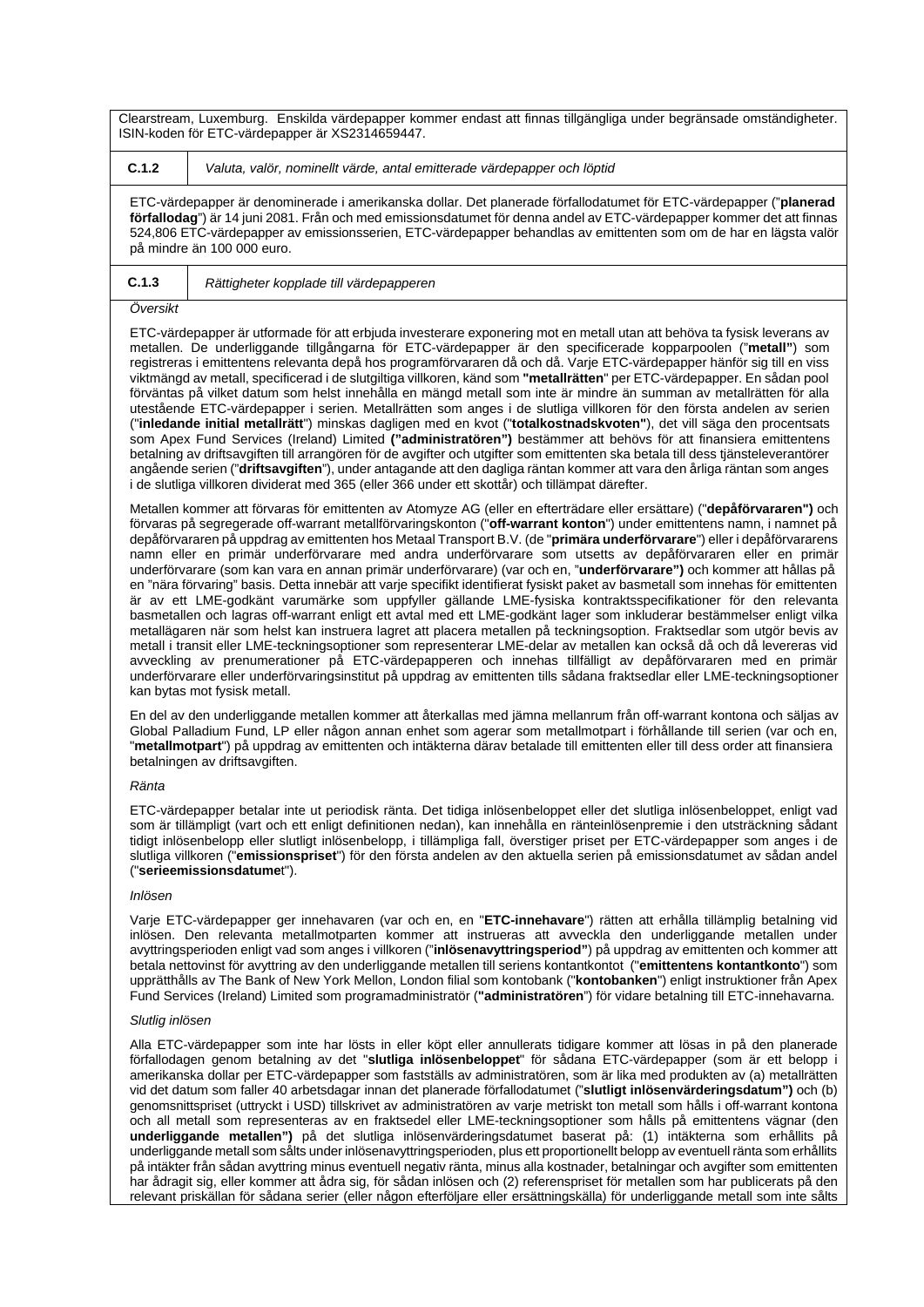Clearstream, Luxemburg. Enskilda värdepapper kommer endast att finnas tillgängliga under begränsade omständigheter. ISIN-koden för ETC-värdepapper är XS2314659447.

| **C.1.2** | *Valuta, valör, nominellt värde, antal emitterade värdepapper och löptid* |
|---|---|

ETC-värdepapper är denominerade i amerikanska dollar. Det planerade förfallodatumet för ETC-värdepapper ("**planerad förfallodag**") är 14 juni 2081. Från och med emissionsdatumet för denna andel av ETC-värdepapper kommer det att finnas 524,806 ETC-värdepapper av emissionsserien, ETC-värdepapper behandlas av emittenten som om de har en lägsta valör på mindre än 100 000 euro.

| **C.1.3** | *Rättigheter kopplade till värdepapperen* |
|---|---|

*Översikt*

ETC-värdepapper är utformade för att erbjuda investerare exponering mot en metall utan att behöva ta fysisk leverans av metallen. De underliggande tillgångarna för ETC-värdepapper är den specificerade kopparpoolen ("**metall"**) som registreras i emittentens relevanta depå hos programförvararen då och då. Varje ETC-värdepapper hänför sig till en viss viktmängd av metall, specificerad i de slutgiltiga villkoren, känd som **"metallrätten"** per ETC-värdepapper. En sådan pool förväntas på vilket datum som helst innehålla en mängd metall som inte är mindre än summan av metallrätten för alla utestående ETC-värdepapper i serien. Metallrätten som anges i de slutliga villkoren för den första andelen av serien ("**inledande initial metallrätt**") minskas dagligen med en kvot ("**totalkostnadskvoten"**), det vill säga den procentsats som Apex Fund Services (Ireland) Limited **("administratören")** bestämmer att behövs för att finansiera emittentens betalning av driftsavgiften till arrangören för de avgifter och utgifter som emittenten ska betala till dess tjänsteleverantörer angående serien ("**driftsavgiften**"), under antagande att den dagliga räntan kommer att vara den årliga räntan som anges i de slutliga villkoren dividerat med 365 (eller 366 under ett skottår) och tillämpat därefter.

Metallen kommer att förvaras för emittenten av Atomyze AG (eller en efterträdare eller ersättare) ("**depåförvararen")** och förvaras på segregerade off-warrant metallförvaringskonton ("**off-warrant konton**") under emittentens namn, i namnet på depåförvararen på uppdrag av emittenten hos Metaal Transport B.V. (de "**primära underförvarare**") eller i depåförvararens namn eller en primär underförvarare med andra underförvarare som utsetts av depåförvararen eller en primär underförvarare (som kan vara en annan primär underförvarare) (var och en, "**underförvarare")** och kommer att hållas på en "nära förvaring" basis. Detta innebär att varje specifikt identifierat fysiskt paket av basmetall som innehas för emittenten är av ett LME-godkänt varumärke som uppfyller gällande LME-fysiska kontraktsspecifikationer för den relevanta basmetallen och lagras off-warrant enligt ett avtal med ett LME-godkänt lager som inkluderar bestämmelser enligt vilka metallägaren när som helst kan instruera lagret att placera metallen på teckningsoption. Fraktsedlar som utgör bevis av metall i transit eller LME-teckningsoptioner som representerar LME-delar av metallen kan också då och då levereras vid avveckling av prenumerationer på ETC-värdepapperen och innehas tillfälligt av depåförvararen med en primär underförvarare eller underförvaringsinstitut på uppdrag av emittenten tills sådana fraktsedlar eller LME-teckningsoptioner kan bytas mot fysisk metall.

En del av den underliggande metallen kommer att återkallas med jämna mellanrum från off-warrant kontona och säljas av Global Palladium Fund, LP eller någon annan enhet som agerar som metallmotpart i förhållande till serien (var och en, "**metallmotpart**") på uppdrag av emittenten och intäkterna därav betalade till emittenten eller till dess order att finansiera betalningen av driftsavgiften.

*Ränta*

ETC-värdepapper betalar inte ut periodisk ränta. Det tidiga inlösenbeloppet eller det slutliga inlösenbeloppet, enligt vad som är tillämpligt (vart och ett enligt definitionen nedan), kan innehålla en ränteinlösenpremie i den utsträckning sådant tidigt inlösenbelopp eller slutligt inlösenbelopp, i tillämpliga fall, överstiger priset per ETC-värdepapper som anges i de slutliga villkoren ("**emissionspriset**") för den första andelen av den aktuella serien på emissionsdatumet av sådan andel ("**serieemissionsdatume**t").

*Inlösen*

Varje ETC-värdepapper ger innehavaren (var och en, en "**ETC-innehavare**") rätten att erhålla tillämplig betalning vid inlösen. Den relevanta metallmotparten kommer att instrueras att avveckla den underliggande metallen under avyttringsperioden enligt vad som anges i villkoren ("**inlösenavyttringsperiod"**) på uppdrag av emittenten och kommer att betala nettovinst för avyttring av den underliggande metallen till seriens kontantkontot ("**emittentens kontantkonto**") som upprätthålls av The Bank of New York Mellon, London filial som kontobank ("**kontobanken**") enligt instruktioner från Apex Fund Services (Ireland) Limited som programadministratör (**"administratören**") för vidare betalning till ETC-innehavarna.

*Slutlig inlösen*

Alla ETC-värdepapper som inte har lösts in eller köpt eller annullerats tidigare kommer att lösas in på den planerade förfallodagen genom betalning av det "**slutliga inlösenbeloppet**" för sådana ETC-värdepapper (som är ett belopp i amerikanska dollar per ETC-värdepapper som fastställs av administratören, som är lika med produkten av (a) metallrätten vid det datum som faller 40 arbetsdagar innan det planerade förfallodatumet ("**slutligt inlösenvärderingsdatum")** och (b) genomsnittspriset (uttryckt i USD) tillskrivet av administratören av varje metriskt ton metall som hålls i off-warrant kontona och all metall som representeras av en fraktsedel eller LME-teckningsoptioner som hålls på emittentens vägnar (den **underliggande metallen")** på det slutliga inlösenvärderingsdatumet baserat på: (1) intäkterna som erhållits på underliggande metall som sålts under inlösenavyttringsperioden, plus ett proportionellt belopp av eventuell ränta som erhållits på intäkter från sådan avyttring minus eventuell negativ ränta, minus alla kostnader, betalningar och avgifter som emittenten har ådragit sig, eller kommer att ådra sig, för sådan inlösen och (2) referenspriset för metallen som har publicerats på den relevant priskällan för sådana serier (eller någon efterföljare eller ersättningskälla) för underliggande metall som inte sålts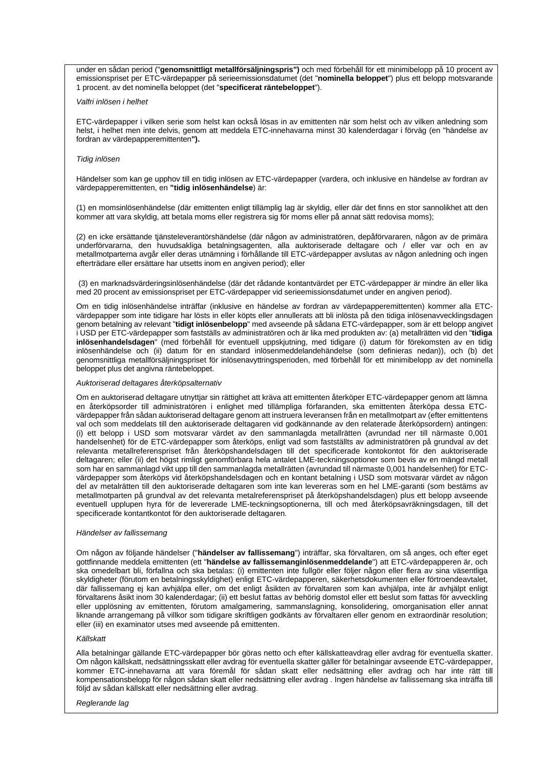under en sådan period ("**genomsnittligt metallförsäljningspris")** och med förbehåll för ett minimibelopp på 10 procent av emissionspriset per ETC-värdepapper på serieemissionsdatumet (det "**nominella beloppet**") plus ett belopp motsvarande 1 procent. av det nominella beloppet (det "**specificerat räntebeloppet**").

*Valfri inlösen i helhet*

ETC-värdepapper i vilken serie som helst kan också lösas in av emittenten när som helst och av vilken anledning som helst, i helhet men inte delvis, genom att meddela ETC-innehavarna minst 30 kalenderdagar i förväg (en "händelse av fordran av värdepapperemittenten**").**

*Tidig inlösen*

Händelser som kan ge upphov till en tidig inlösen av ETC-värdepapper (vardera, och inklusive en händelse av fordran av värdepapperemittenten, en **"tidig inlösenhändelse**) är:

(1) en momsinlösenhändelse (där emittenten enligt tillämplig lag är skyldig, eller där det finns en stor sannolikhet att den kommer att vara skyldig, att betala moms eller registrera sig för moms eller på annat sätt redovisa moms);

(2) en icke ersättande tjänsteleverantörshändelse (där någon av administratören, depåförvararen, någon av de primära underförvararna, den huvudsakliga betalningsagenten, alla auktoriserade deltagare och / eller var och en av metallmotparterna avgår eller deras utnämning i förhållande till ETC-värdepapper avslutas av någon anledning och ingen efterträdare eller ersättare har utsetts inom en angiven period); eller

(3) en marknadsvärderingsinlösenhändelse (där det rådande kontantvärdet per ETC-värdepapper är mindre än eller lika med 20 procent av emissionspriset per ETC-värdepapper vid serieemissionsdatumet under en angiven period).

Om en tidig inlösenhändelse inträffar (inklusive en händelse av fordran av värdepapperemittenten) kommer alla ETC-värdepapper som inte tidigare har lösts in eller köpts eller annullerats att bli inlösta på den tidiga inlösenavvecklingsdagen genom betalning av relevant "**tidigt inlösenbelopp**" med avseende på sådana ETC-värdepapper, som är ett belopp angivet i USD per ETC-värdepapper som fastställs av administratören och är lika med produkten av: (a) metallrätten vid den "**tidiga inlösenhandelsdagen**" (med förbehåll för eventuell uppskjutning, med tidigare (i) datum för förekomsten av en tidig inlösenhändelse och (ii) datum för en standard inlösenmeddelandehändelse (som definieras nedan)), och (b) det genomsnittliga metallförsäljningspriset för inlösenavyttringsperioden, med förbehåll för ett minimibelopp av det nominella beloppet plus det angivna räntebeloppet.

*Auktoriserad deltagares återköpsalternativ*

Om en auktoriserad deltagare utnyttjar sin rättighet att kräva att emittenten återköper ETC-värdepapper genom att lämna en återköpsorder till administratören i enlighet med tillämpliga förfaranden, ska emittenten återköpa dessa ETC-värdepapper från sådan auktoriserad deltagare genom att instruera leveransen från en metallmotpart av (efter emittentens val och som meddelats till den auktoriserade deltagaren vid godkännande av den relaterade återköpsordern) antingen: (i) ett belopp i USD som motsvarar värdet av den sammanlagda metallrätten (avrundad ner till närmaste 0,001 handelsenhet) för de ETC-värdepapper som återköps, enligt vad som fastställts av administratören på grundval av det relevanta metallreferenspriset från återköpshandelsdagen till det specificerade kontokontot för den auktoriserade deltagaren; eller (ii) det högst rimligt genomförbara hela antalet LME-teckningsoptioner som bevis av en mängd metall som har en sammanlagd vikt upp till den sammanlagda metallrätten (avrundad till närmaste 0,001 handelsenhet) för ETC-värdepapper som återköps vid återköpshandelsdagen och en kontant betalning i USD som motsvarar värdet av någon del av metalrätten till den auktoriserade deltagaren som inte kan levereras som en hel LME-garanti (som bestäms av metallmotparten på grundval av det relevanta metalreferenspriset på återköpshandelsdagen) plus ett belopp avseende eventuell upplupen hyra för de levererade LME-teckningsoptionerna, till och med återköpsavräkningsdagen, till det specificerade kontantkontot för den auktoriserade deltagaren.

*Händelser av fallissemang*

Om någon av följande händelser ("**händelser av fallissemang**") inträffar, ska förvaltaren, om så anges, och efter eget gottfinnande meddela emittenten (ett "**händelse av fallissemanginlösenmeddelande**") att ETC-värdepapperen är, och ska omedelbart bli, förfallna och ska betalas: (i) emittenten inte fullgör eller följer någon eller flera av sina väsentliga skyldigheter (förutom en betalningsskyldighet) enligt ETC-värdepapperen, säkerhetsdokumenten eller förtroendeavtalet, där fallissemang ej kan avhjälpa eller, om det enligt åsikten av förvaltaren som kan avhjälpa, inte är avhjälpt enligt förvaltarens åsikt inom 30 kalenderdagar; (ii) ett beslut fattas av behörig domstol eller ett beslut som fattas för avveckling eller upplösning av emittenten, förutom amalgamering, sammanslagning, konsolidering, omorganisation eller annat liknande arrangemang på villkor som tidigare skriftligen godkänts av förvaltaren eller genom en extraordinär resolution; eller (iii) en examinator utses med avseende på emittenten.

*Källskatt*

Alla betalningar gällande ETC-värdepapper bör göras netto och efter källskatteavdrag eller avdrag för eventuella skatter. Om någon källskatt, nedsättningsskatt eller avdrag för eventuella skatter gäller för betalningar avseende ETC-värdepapper, kommer ETC-innehavarna att vara föremål för sådan skatt eller nedsättning eller avdrag och har inte rätt till kompensationsbelopp för någon sådan skatt eller nedsättning eller avdrag . Ingen händelse av fallissemang ska inträffa till följd av sådan källskatt eller nedsättning eller avdrag.

*Reglerande lag*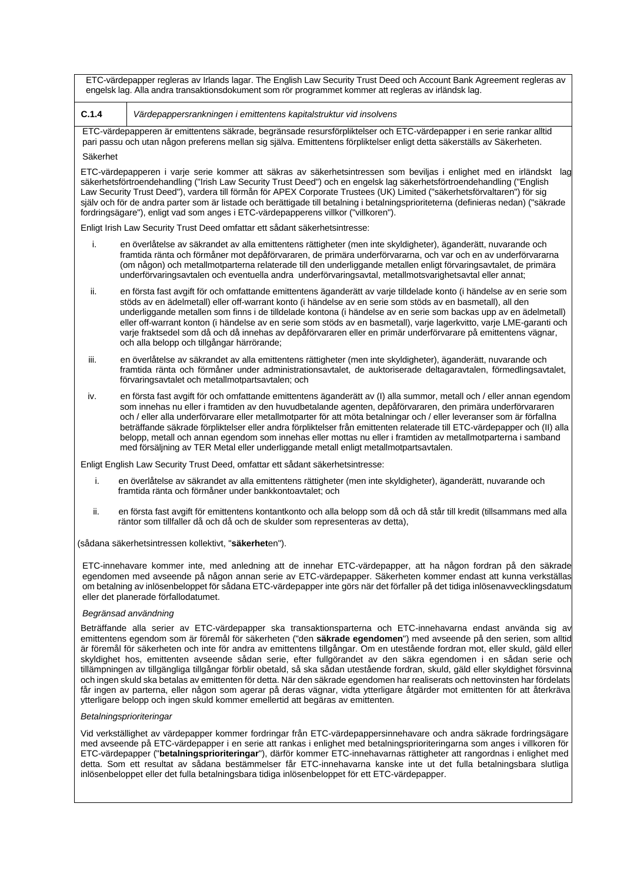ETC-värdepapper regleras av Irlands lagar. The English Law Security Trust Deed och Account Bank Agreement regleras av engelsk lag. Alla andra transaktionsdokument som rör programmet kommer att regleras av irländsk lag.

| C.1.4 | *Värdepappersrankningen i emittentens kapitalstruktur vid insolvens* |
|---|---|

ETC-värdepapperen är emittentens säkrade, begränsade resursförpliktelser och ETC-värdepapper i en serie rankar alltid pari passu och utan någon preferens mellan sig själva. Emittentens förpliktelser enligt detta säkerställs av Säkerheten.

Säkerhet

ETC-värdepapperen i varje serie kommer att säkras av säkerhetsintressen som beviljas i enlighet med en irländskt lag säkerhetsförtroendehandling ("Irish Law Security Trust Deed") och en engelsk lag säkerhetsförtroendehandling ("English Law Security Trust Deed"), vardera till förmån för APEX Corporate Trustees (UK) Limited ("säkerhetsförvaltaren") för sig själv och för de andra parter som är listade och berättigade till betalning i betalningsprioriteterna (definieras nedan) ("säkrade fordringsägare"), enligt vad som anges i ETC-värdepapperens villkor ("villkoren").

Enligt Irish Law Security Trust Deed omfattar ett sådant säkerhetsintresse:

i. en överlåtelse av säkrandet av alla emittentens rättigheter (men inte skyldigheter), äganderätt, nuvarande och framtida ränta och förmåner mot depåförvararen, de primära underförvararna, och var och en av underförvararna (om någon) och metallmotparterna relaterade till den underliggande metallen enligt förvaringsavtalet, de primära underförvaringsavtalen och eventuella andra underförvaringsavtal, metallmotsvarighetsavtal eller annat;

ii. en första fast avgift för och omfattande emittentens äganderätt av varje tilldelade konto (i händelse av en serie som stöds av en ädelmetall) eller off-warrant konto (i händelse av en serie som stöds av en basmetall), all den underliggande metallen som finns i de tilldelade kontona (i händelse av en serie som backas upp av en ädelmetall) eller off-warrant konton (i händelse av en serie som stöds av en basmetall), varje lagerkvitto, varje LME-garanti och varje fraktsedel som då och då innehas av depåförvararen eller en primär underförvarare på emittentens vägnar, och alla belopp och tillgångar härrörande;

iii. en överlåtelse av säkrandet av alla emittentens rättigheter (men inte skyldigheter), äganderätt, nuvarande och framtida ränta och förmåner under administrationsavtalet, de auktoriserade deltagaravtalen, förmedlingsavtalet, förvaringsavtalet och metallmotpartsavtalen; och

iv. en första fast avgift för och omfattande emittentens äganderätt av (I) alla summor, metall och / eller annan egendom som innehas nu eller i framtiden av den huvudbetalande agenten, depåförvararen, den primära underförvararen och / eller alla underförvarare eller metallmotparter för att möta betalningar och / eller leveranser som är förfallna beträffande säkrade förpliktelser eller andra förpliktelser från emittenten relaterade till ETC-värdepapper och (II) alla belopp, metall och annan egendom som innehas eller mottas nu eller i framtiden av metallmotparterna i samband med försäljning av TER Metal eller underliggande metall enligt metallmotpartsavtalen.

Enligt English Law Security Trust Deed, omfattar ett sådant säkerhetsintresse:

i. en överlåtelse av säkrandet av alla emittentens rättigheter (men inte skyldigheter), äganderätt, nuvarande och framtida ränta och förmåner under bankkontoavtalet; och

ii. en första fast avgift för emittentens kontantkonto och alla belopp som då och då står till kredit (tillsammans med alla räntor som tillfaller då och då och de skulder som representeras av detta),

(sådana säkerhetsintressen kollektivt, "**säkerhet**en").

ETC-innehavare kommer inte, med anledning att de innehar ETC-värdepapper, att ha någon fordran på den säkrade egendomen med avseende på någon annan serie av ETC-värdepapper. Säkerheten kommer endast att kunna verkställas om betalning av inlösenbeloppet för sådana ETC-värdepapper inte görs när det förfaller på det tidiga inlösenavvecklingsdatum eller det planerade förfallodatumet.

*Begränsad användning*

Beträffande alla serier av ETC-värdepapper ska transaktionsparterna och ETC-innehavarna endast använda sig av emittentens egendom som är föremål för säkerheten ("den **säkrade egendomen**") med avseende på den serien, som alltid är föremål för säkerheten och inte för andra av emittentens tillgångar. Om en utestående fordran mot, eller skuld, gäld eller skyldighet hos, emittenten avseende sådan serie, efter fullgörandet av den säkra egendomen i en sådan serie och tillämpningen av tillgängliga tillgångar förblir obetald, så ska sådan utestående fordran, skuld, gäld eller skyldighet försvinna och ingen skuld ska betalas av emittenten för detta. När den säkrade egendomen har realiserats och nettovinsten har fördelats får ingen av parterna, eller någon som agerar på deras vägnar, vidta ytterligare åtgärder mot emittenten för att återkräva ytterligare belopp och ingen skuld kommer emellertid att begäras av emittenten.

*Betalningsprioriteringar*

Vid verkställighet av värdepapper kommer fordringar från ETC-värdepappersinnehavare och andra säkrade fordringsägare med avseende på ETC-värdepapper i en serie att rankas i enlighet med betalningsprioriteringarna som anges i villkoren för ETC-värdepapper ("**betalningsprioriteringar**"), därför kommer ETC-innehavarnas rättigheter att rangordnas i enlighet med detta. Som ett resultat av sådana bestämmelser får ETC-innehavarna kanske inte ut det fulla betalningsbara slutliga inlösenbeloppet eller det fulla betalningsbara tidiga inlösenbeloppet för ett ETC-värdepapper.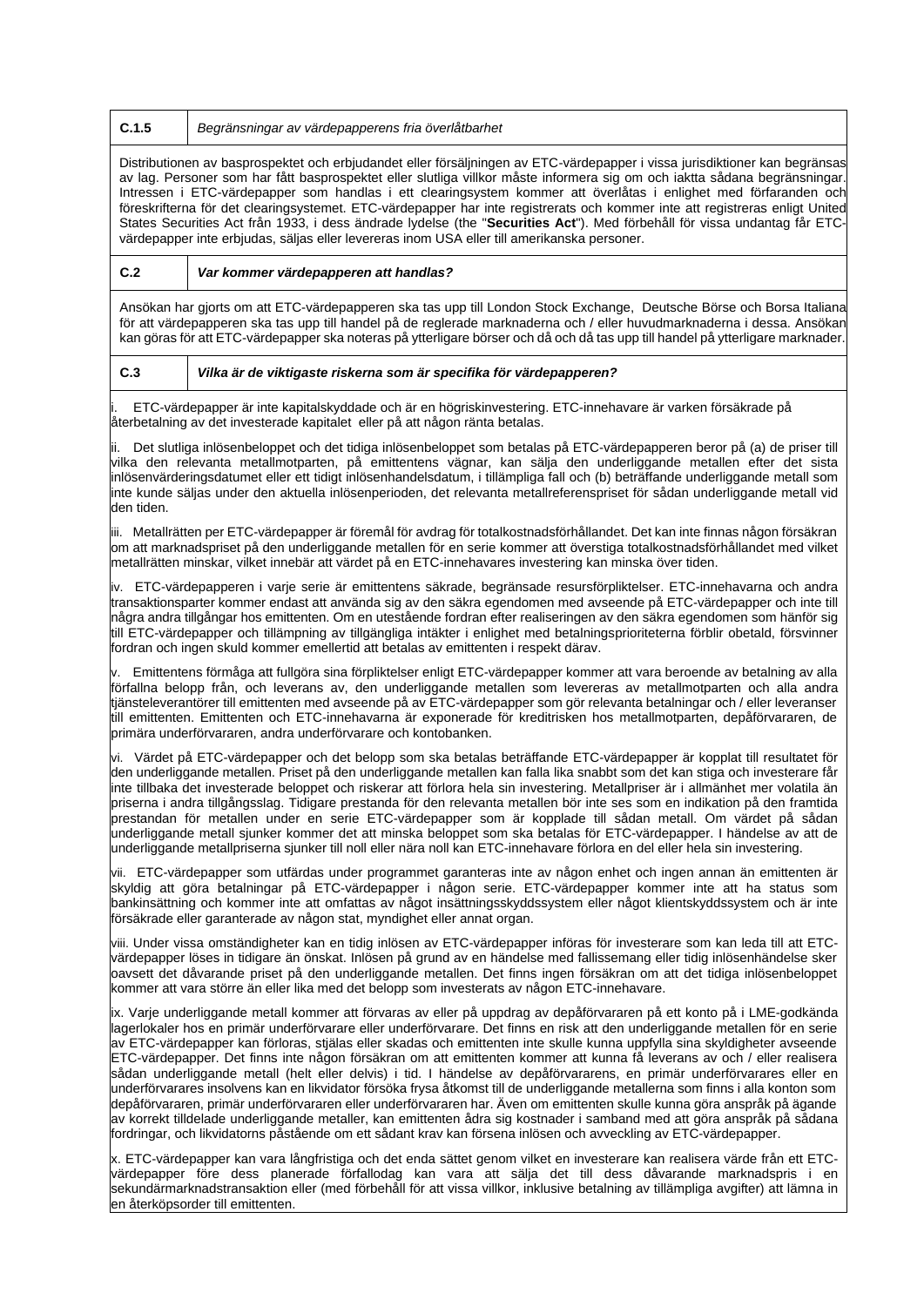| C.1.5 | *Begränsningar av värdepapperens fria överlåtbarhet* |
|---|---|
| Distributionen av basprospektet och erbjudandet eller försäljningen av ETC-värdepapper i vissa jurisdiktioner kan begränsas av lag. Personer som har fått basprospektet eller slutliga villkor måste informera sig om och iaktta sådana begränsningar. Intressen i ETC-värdepapper som handlas i ett clearingsystem kommer att överlåtas i enlighet med förfaranden och föreskrifterna för det clearingsystemet. ETC-värdepapper har inte registrerats och kommer inte att registreras enligt United States Securities Act från 1933, i dess ändrade lydelse (the "**Securities Act**"). Med förbehåll för vissa undantag får ETC-värdepapper inte erbjudas, säljas eller levereras inom USA eller till amerikanska personer. | |
| **C.2** | ***Var kommer värdepapperen att handlas?*** |
| Ansökan har gjorts om att ETC-värdepapperen ska tas upp till London Stock Exchange, Deutsche Börse och Borsa Italiana för att värdepapperen ska tas upp till handel på de reglerade marknaderna och / eller huvudmarknaderna i dessa. Ansökan kan göras för att ETC-värdepapper ska noteras på ytterligare börser och då och då tas upp till handel på ytterligare marknader. | |
| **C.3** | ***Vilka är de viktigaste riskerna som är specifika för värdepapperen?*** |

i. ETC-värdepapper är inte kapitalskyddade och är en högriskinvestering. ETC-innehavare är varken försäkrade på återbetalning av det investerade kapitalet eller på att någon ränta betalas.

ii. Det slutliga inlösenbeloppet och det tidiga inlösenbeloppet som betalas på ETC-värdepapperen beror på (a) de priser till vilka den relevanta metallmotparten, på emittentens vägnar, kan sälja den underliggande metallen efter det sista inlösenvärderingsdatumet eller ett tidigt inlösenhandelsdatum, i tillämpliga fall och (b) beträffande underliggande metall som inte kunde säljas under den aktuella inlösenperioden, det relevanta metallreferenspriset för sådan underliggande metall vid den tiden.

iii. Metallrätten per ETC-värdepapper är föremål för avdrag för totalkostnadsförhållandet. Det kan inte finnas någon försäkran om att marknadspriset på den underliggande metallen för en serie kommer att överstiga totalkostnadsförhållandet med vilket metallrätten minskar, vilket innebär att värdet på en ETC-innehavares investering kan minska över tiden.

iv. ETC-värdepapperen i varje serie är emittentens säkrade, begränsade resursförpliktelser. ETC-innehavarna och andra transaktionsparter kommer endast att använda sig av den säkra egendomen med avseende på ETC-värdepapper och inte till några andra tillgångar hos emittenten. Om en utestående fordran efter realiseringen av den säkra egendomen som hänför sig till ETC-värdepapper och tillämpning av tillgängliga intäkter i enlighet med betalningsprioriteterna förblir obetald, försvinner fordran och ingen skuld kommer emellertid att betalas av emittenten i respekt därav.

v. Emittentens förmåga att fullgöra sina förpliktelser enligt ETC-värdepapper kommer att vara beroende av betalning av alla förfallna belopp från, och leverans av, den underliggande metallen som levereras av metallmotparten och alla andra tjänsteleverantörer till emittenten med avseende på av ETC-värdepapper som gör relevanta betalningar och / eller leveranser till emittenten. Emittenten och ETC-innehavarna är exponerade för kreditrisken hos metallmotparten, depåförvararen, de primära underförvararen, andra underförvarare och kontobanken.

vi. Värdet på ETC-värdepapper och det belopp som ska betalas beträffande ETC-värdepapper är kopplat till resultatet för den underliggande metallen. Priset på den underliggande metallen kan falla lika snabbt som det kan stiga och investerare får inte tillbaka det investerade beloppet och riskerar att förlora hela sin investering. Metallpriser är i allmänhet mer volatila än priserna i andra tillgångsslag. Tidigare prestanda för den relevanta metallen bör inte ses som en indikation på den framtida prestandan för metallen under en serie ETC-värdepapper som är kopplade till sådan metall. Om värdet på sådan underliggande metall sjunker kommer det att minska beloppet som ska betalas för ETC-värdepapper. I händelse av att de underliggande metallpriserna sjunker till noll eller nära noll kan ETC-innehavare förlora en del eller hela sin investering.

vii. ETC-värdepapper som utfärdas under programmet garanteras inte av någon enhet och ingen annan än emittenten är skyldig att göra betalningar på ETC-värdepapper i någon serie. ETC-värdepapper kommer inte att ha status som bankinsättning och kommer inte att omfattas av något insättningsskyddssystem eller något klientskyddssystem och är inte försäkrade eller garanterade av någon stat, myndighet eller annat organ.

viii. Under vissa omständigheter kan en tidig inlösen av ETC-värdepapper införas för investerare som kan leda till att ETC-värdepapper löses in tidigare än önskat. Inlösen på grund av en händelse med fallissemang eller tidig inlösenhändelse sker oavsett det dåvarande priset på den underliggande metallen. Det finns ingen försäkran om att det tidiga inlösenbeloppet kommer att vara större än eller lika med det belopp som investerats av någon ETC-innehavare.

ix. Varje underliggande metall kommer att förvaras av eller på uppdrag av depåförvararen på ett konto på i LME-godkända lagerlokaler hos en primär underförvarare eller underförvarare. Det finns en risk att den underliggande metallen för en serie av ETC-värdepapper kan förloras, stjälas eller skadas och emittenten inte skulle kunna uppfylla sina skyldigheter avseende ETC-värdepapper. Det finns inte någon försäkran om att emittenten kommer att kunna få leverans av och / eller realisera sådan underliggande metall (helt eller delvis) i tid. I händelse av depåförvararens, en primär underförvarares eller en underförvarares insolvens kan en likvidator försöka frysa åtkomst till de underliggande metallerna som finns i alla konton som depåförvararen, primär underförvararen eller underförvararen har. Även om emittenten skulle kunna göra anspråk på ägande av korrekt tilldelade underliggande metaller, kan emittenten ådra sig kostnader i samband med att göra anspråk på sådana fordringar, och likvidatorns påstående om ett sådant krav kan försena inlösen och avveckling av ETC-värdepapper.

x. ETC-värdepapper kan vara långfristiga och det enda sättet genom vilket en investerare kan realisera värde från ett ETC-värdepapper före dess planerade förfallodag kan vara att sälja det till dess dåvarande marknadspris i en sekundärmarknadstransaktion eller (med förbehåll för att vissa villkor, inklusive betalning av tillämpliga avgifter) att lämna in en återköpsorder till emittenten.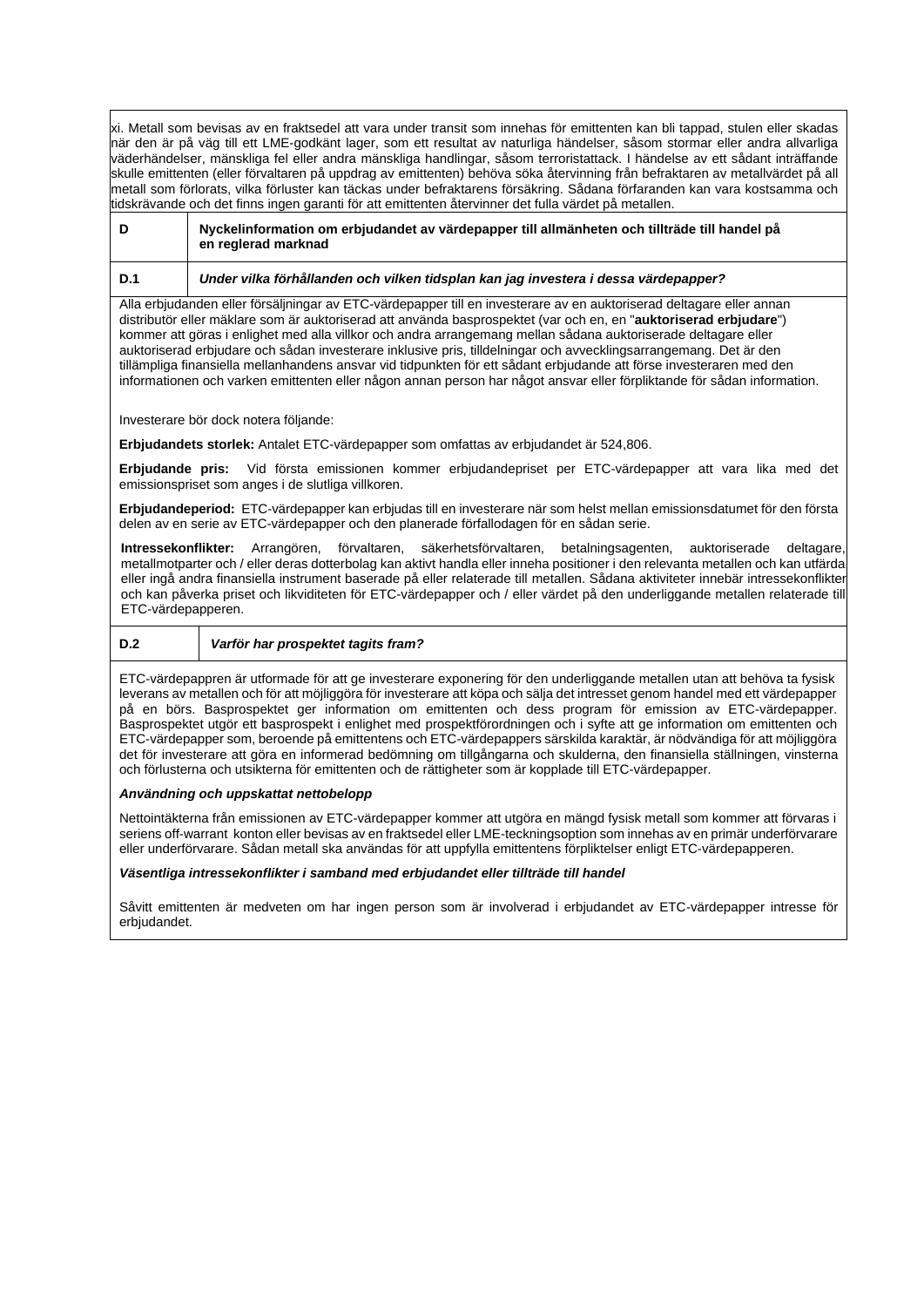xi. Metall som bevisas av en fraktsedel att vara under transit som innehas för emittenten kan bli tappad, stulen eller skadas när den är på väg till ett LME-godkänt lager, som ett resultat av naturliga händelser, såsom stormar eller andra allvarliga väderhändelser, mänskliga fel eller andra mänskliga handlingar, såsom terroristattack. I händelse av ett sådant inträffande skulle emittenten (eller förvaltaren på uppdrag av emittenten) behöva söka återvinning från befraktaren av metallvärdet på all metall som förlorats, vilka förluster kan täckas under befraktarens försäkring. Sådana förfaranden kan vara kostsamma och tidskrävande och det finns ingen garanti för att emittenten återvinner det fulla värdet på metallen.

| D | Nyckelinformation om erbjudandet av värdepapper till allmänheten och tillträde till handel på en reglerad marknad |
|---|---|

| D.1 | *Under vilka förhållanden och vilken tidsplan kan jag investera i dessa värdepapper?* |
|---|---|

Alla erbjudanden eller försäljningar av ETC-värdepapper till en investerare av en auktoriserad deltagare eller annan distributör eller mäklare som är auktoriserad att använda basprospektet (var och en, en "**auktoriserad erbjudare**") kommer att göras i enlighet med alla villkor och andra arrangemang mellan sådana auktoriserade deltagare eller auktoriserad erbjudare och sådan investerare inklusive pris, tilldelningar och avvecklingsarrangemang. Det är den tillämpliga finansiella mellanhandens ansvar vid tidpunkten för ett sådant erbjudande att förse investeraren med den informationen och varken emittenten eller någon annan person har något ansvar eller förpliktande för sådan information.

Investerare bör dock notera följande:

**Erbjudandets storlek:** Antalet ETC-värdepapper som omfattas av erbjudandet är 524,806.

**Erbjudande pris:** Vid första emissionen kommer erbjudandepriset per ETC-värdepapper att vara lika med det emissionspriset som anges i de slutliga villkoren.

**Erbjudandeperiod:** ETC-värdepapper kan erbjudas till en investerare när som helst mellan emissionsdatumet för den första delen av en serie av ETC-värdepapper och den planerade förfallodagen för en sådan serie.

**Intressekonflikter:** Arrangören, förvaltaren, säkerhetsförvaltaren, betalningsagenten, auktoriserade deltagare, metallmotparter och / eller deras dotterbolag kan aktivt handla eller inneha positioner i den relevanta metallen och kan utfärda eller ingå andra finansiella instrument baserade på eller relaterade till metallen. Sådana aktiviteter innebär intressekonflikter och kan påverka priset och likviditeten för ETC-värdepapper och / eller värdet på den underliggande metallen relaterade till ETC-värdepapperen.

| D.2 | *Varför har prospektet tagits fram?* |
|---|---|

ETC-värdepappren är utformade för att ge investerare exponering för den underliggande metallen utan att behöva ta fysisk leverans av metallen och för att möjliggöra för investerare att köpa och sälja det intresset genom handel med ett värdepapper på en börs. Basprospektet ger information om emittenten och dess program för emission av ETC-värdepapper. Basprospektet utgör ett basprospekt i enlighet med prospektförordningen och i syfte att ge information om emittenten och ETC-värdepapper som, beroende på emittentens och ETC-värdepappers särskilda karaktär, är nödvändiga för att möjliggöra det för investerare att göra en informerad bedömning om tillgångarna och skulderna, den finansiella ställningen, vinsterna och förlusterna och utsikterna för emittenten och de rättigheter som är kopplade till ETC-värdepapper.

***Användning och uppskattat nettobelopp***

Nettointäkterna från emissionen av ETC-värdepapper kommer att utgöra en mängd fysisk metall som kommer att förvaras i seriens off-warrant konton eller bevisas av en fraktsedel eller LME-teckningsoption som innehas av en primär underförvarare eller underförvarare. Sådan metall ska användas för att uppfylla emittentens förpliktelser enligt ETC-värdepapperen.

***Väsentliga intressekonflikter i samband med erbjudandet eller tillträde till handel***

Såvitt emittenten är medveten om har ingen person som är involverad i erbjudandet av ETC-värdepapper intresse för erbjudandet.